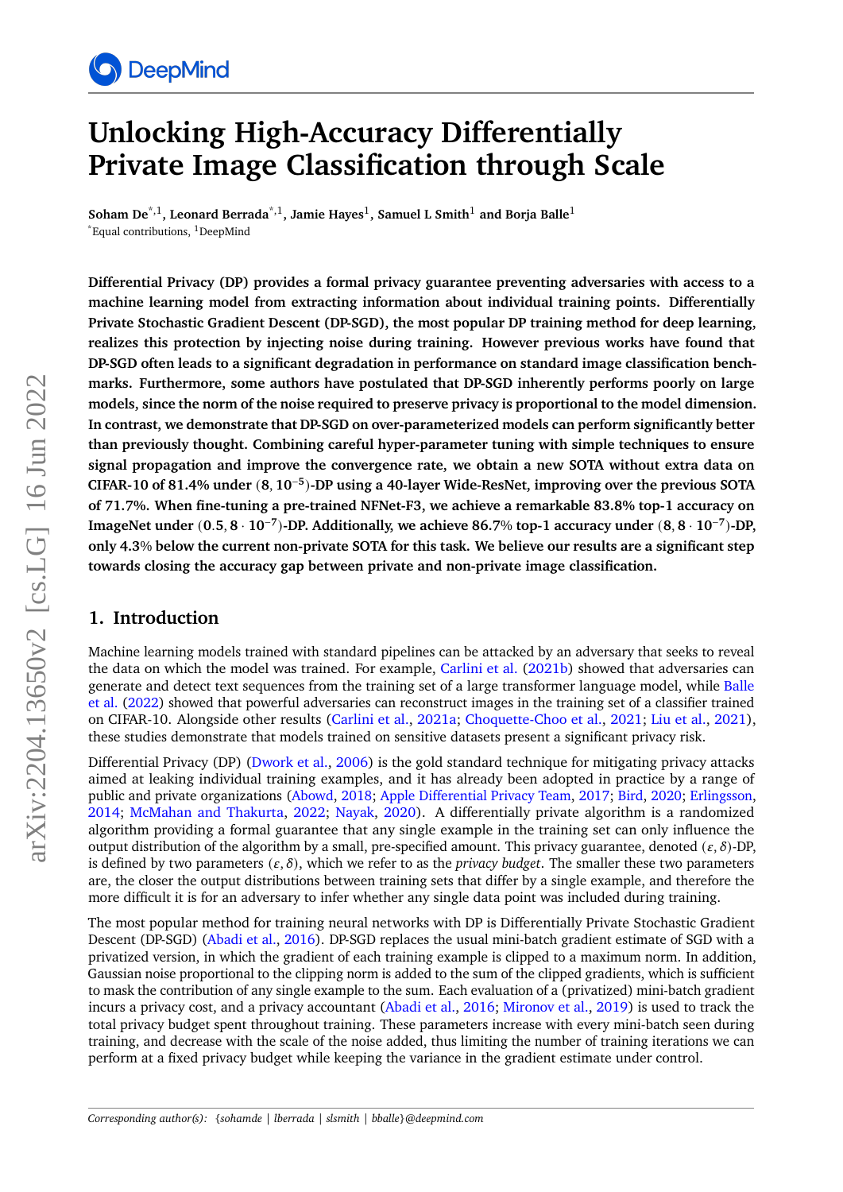# Unlocking High-Accuracy Differentially Private Image Classification through Scale

**Soham De**[*,1], **Leonard Berrada**[*,1], **Jamie Hayes**[1], **Samuel L Smith**[1] **and Borja Balle**[1]

[*]Equal contributions, [1]DeepMind

**Differential Privacy (DP) provides a formal privacy guarantee preventing adversaries with access to a machine learning model from extracting information about individual training points. Differentially Private Stochastic Gradient Descent (DP-SGD), the most popular DP training method for deep learning, realizes this protection by injecting noise during training. However previous works have found that DP-SGD often leads to a significant degradation in performance on standard image classification benchmarks. Furthermore, some authors have postulated that DP-SGD inherently performs poorly on large models, since the norm of the noise required to preserve privacy is proportional to the model dimension. In contrast, we demonstrate that DP-SGD on over-parameterized models can perform significantly better than previously thought. Combining careful hyper-parameter tuning with simple techniques to ensure signal propagation and improve the convergence rate, we obtain a new SOTA without extra data on CIFAR-10 of 81.4% under $(8, 10^{-5})$-DP using a 40-layer Wide-ResNet, improving over the previous SOTA of 71.7%. When fine-tuning a pre-trained NFNet-F3, we achieve a remarkable 83.8% top-1 accuracy on ImageNet under $(0.5, 8 \cdot 10^{-7})$-DP. Additionally, we achieve 86.7% top-1 accuracy under $(8, 8 \cdot 10^{-7})$-DP, only 4.3% below the current non-private SOTA for this task. We believe our results are a significant step towards closing the accuracy gap between private and non-private image classification.**

## 1. Introduction

Machine learning models trained with standard pipelines can be attacked by an adversary that seeks to reveal the data on which the model was trained. For example, Carlini et al. (2021b) showed that adversaries can generate and detect text sequences from the training set of a large transformer language model, while Balle et al. (2022) showed that powerful adversaries can reconstruct images in the training set of a classifier trained on CIFAR-10. Alongside other results (Carlini et al., 2021a; Choquette-Choo et al., 2021; Liu et al., 2021), these studies demonstrate that models trained on sensitive datasets present a significant privacy risk.

Differential Privacy (DP) (Dwork et al., 2006) is the gold standard technique for mitigating privacy attacks aimed at leaking individual training examples, and it has already been adopted in practice by a range of public and private organizations (Abowd, 2018; Apple Differential Privacy Team, 2017; Bird, 2020; Erlingsson, 2014; McMahan and Thakurta, 2022; Nayak, 2020). A differentially private algorithm is a randomized algorithm providing a formal guarantee that any single example in the training set can only influence the output distribution of the algorithm by a small, pre-specified amount. This privacy guarantee, denoted $(\varepsilon, \delta)$-DP, is defined by two parameters $(\varepsilon, \delta)$, which we refer to as the *privacy budget*. The smaller these two parameters are, the closer the output distributions between training sets that differ by a single example, and therefore the more difficult it is for an adversary to infer whether any single data point was included during training.

The most popular method for training neural networks with DP is Differentially Private Stochastic Gradient Descent (DP-SGD) (Abadi et al., 2016). DP-SGD replaces the usual mini-batch gradient estimate of SGD with a privatized version, in which the gradient of each training example is clipped to a maximum norm. In addition, Gaussian noise proportional to the clipping norm is added to the sum of the clipped gradients, which is sufficient to mask the contribution of any single example to the sum. Each evaluation of a (privatized) mini-batch gradient incurs a privacy cost, and a privacy accountant (Abadi et al., 2016; Mironov et al., 2019) is used to track the total privacy budget spent throughout training. These parameters increase with every mini-batch seen during training, and decrease with the scale of the noise added, thus limiting the number of training iterations we can perform at a fixed privacy budget while keeping the variance in the gradient estimate under control.

*Corresponding author(s): {sohamde | lberrada | slsmith | bballe}@deepmind.com*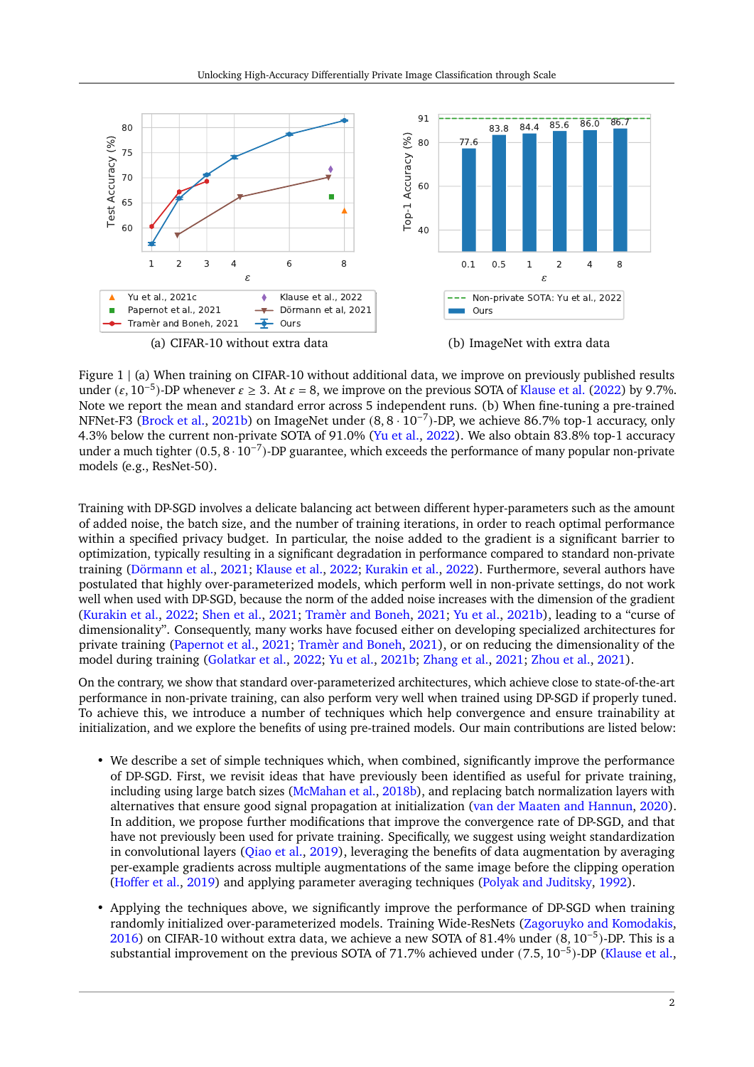(a) CIFAR-10 without extra data

(b) ImageNet with extra data

Figure 1 | (a) When training on CIFAR-10 without additional data, we improve on previously published results under $(\varepsilon, 10^{-5})$-DP whenever $\varepsilon \geq 3$. At $\varepsilon = 8$, we improve on the previous SOTA of Klause et al. (2022) by 9.7%. Note we report the mean and standard error across 5 independent runs. (b) When fine-tuning a pre-trained NFNet-F3 (Brock et al., 2021b) on ImageNet under $(8, 8 \cdot 10^{-7})$-DP, we achieve 86.7% top-1 accuracy, only 4.3% below the current non-private SOTA of 91.0% (Yu et al., 2022). We also obtain 83.8% top-1 accuracy under a much tighter $(0.5, 8 \cdot 10^{-7})$-DP guarantee, which exceeds the performance of many popular non-private models (e.g., ResNet-50).

Training with DP-SGD involves a delicate balancing act between different hyper-parameters such as the amount of added noise, the batch size, and the number of training iterations, in order to reach optimal performance within a specified privacy budget. In particular, the noise added to the gradient is a significant barrier to optimization, typically resulting in a significant degradation in performance compared to standard non-private training (Dörmann et al., 2021; Klause et al., 2022; Kurakin et al., 2022). Furthermore, several authors have postulated that highly over-parameterized models, which perform well in non-private settings, do not work well when used with DP-SGD, because the norm of the added noise increases with the dimension of the gradient (Kurakin et al., 2022; Shen et al., 2021; Tramèr and Boneh, 2021; Yu et al., 2021b), leading to a "curse of dimensionality". Consequently, many works have focused either on developing specialized architectures for private training (Papernot et al., 2021; Tramèr and Boneh, 2021), or on reducing the dimensionality of the model during training (Golatkar et al., 2022; Yu et al., 2021b; Zhang et al., 2021; Zhou et al., 2021).

On the contrary, we show that standard over-parameterized architectures, which achieve close to state-of-the-art performance in non-private training, can also perform very well when trained using DP-SGD if properly tuned. To achieve this, we introduce a number of techniques which help convergence and ensure trainability at initialization, and we explore the benefits of using pre-trained models. Our main contributions are listed below:

- We describe a set of simple techniques which, when combined, significantly improve the performance of DP-SGD. First, we revisit ideas that have previously been identified as useful for private training, including using large batch sizes (McMahan et al., 2018b), and replacing batch normalization layers with alternatives that ensure good signal propagation at initialization (van der Maaten and Hannun, 2020). In addition, we propose further modifications that improve the convergence rate of DP-SGD, and that have not previously been used for private training. Specifically, we suggest using weight standardization in convolutional layers (Qiao et al., 2019), leveraging the benefits of data augmentation by averaging per-example gradients across multiple augmentations of the same image before the clipping operation (Hoffer et al., 2019) and applying parameter averaging techniques (Polyak and Juditsky, 1992).
- Applying the techniques above, we significantly improve the performance of DP-SGD when training randomly initialized over-parameterized models. Training Wide-ResNets (Zagoruyko and Komodakis, 2016) on CIFAR-10 without extra data, we achieve a new SOTA of 81.4% under $(8, 10^{-5})$-DP. This is a substantial improvement on the previous SOTA of 71.7% achieved under $(7.5, 10^{-5})$-DP (Klause et al.,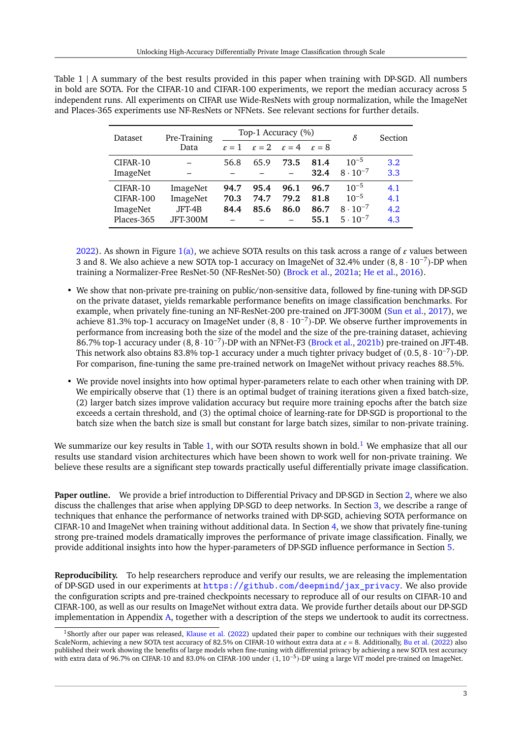Table 1 | A summary of the best results provided in this paper when training with DP-SGD. All numbers in bold are SOTA. For the CIFAR-10 and CIFAR-100 experiments, we report the median accuracy across 5 independent runs. All experiments on CIFAR use Wide-ResNets with group normalization, while the ImageNet and Places-365 experiments use NF-ResNets or NFNets. See relevant sections for further details.

| Dataset | Pre-Training Data | Top-1 Accuracy (%) | | | | $\delta$ | Section |
|---|---|---|---|---|---|---|---|
| | | $\varepsilon = 1$ | $\varepsilon = 2$ | $\varepsilon = 4$ | $\varepsilon = 8$ | | |
| CIFAR-10 | – | 56.8 | 65.9 | **73.5** | **81.4** | $10^{-5}$ | 3.2 |
| ImageNet | – | – | – | – | **32.4** | $8 \cdot 10^{-7}$ | 3.3 |
| CIFAR-10 | ImageNet | **94.7** | **95.4** | **96.1** | **96.7** | $10^{-5}$ | 4.1 |
| CIFAR-100 | ImageNet | **70.3** | **74.7** | **79.2** | **81.8** | $10^{-5}$ | 4.1 |
| ImageNet | JFT-4B | **84.4** | **85.6** | **86.0** | **86.7** | $8 \cdot 10^{-7}$ | 4.2 |
| Places-365 | JFT-300M | – | – | – | **55.1** | $5 \cdot 10^{-7}$ | 4.3 |

2022). As shown in Figure 1(a), we achieve SOTA results on this task across a range of $\varepsilon$ values between 3 and 8. We also achieve a new SOTA top-1 accuracy on ImageNet of 32.4% under $(8, 8 \cdot 10^{-7})$-DP when training a Normalizer-Free ResNet-50 (NF-ResNet-50) (Brock et al., 2021a; He et al., 2016).

- We show that non-private pre-training on public/non-sensitive data, followed by fine-tuning with DP-SGD on the private dataset, yields remarkable performance benefits on image classification benchmarks. For example, when privately fine-tuning an NF-ResNet-200 pre-trained on JFT-300M (Sun et al., 2017), we achieve 81.3% top-1 accuracy on ImageNet under $(8, 8 \cdot 10^{-7})$-DP. We observe further improvements in performance from increasing both the size of the model and the size of the pre-training dataset, achieving 86.7% top-1 accuracy under $(8, 8 \cdot 10^{-7})$-DP with an NFNet-F3 (Brock et al., 2021b) pre-trained on JFT-4B. This network also obtains 83.8% top-1 accuracy under a much tighter privacy budget of $(0.5, 8 \cdot 10^{-7})$-DP. For comparison, fine-tuning the same pre-trained network on ImageNet without privacy reaches 88.5%.
- We provide novel insights into how optimal hyper-parameters relate to each other when training with DP. We empirically observe that (1) there is an optimal budget of training iterations given a fixed batch-size, (2) larger batch sizes improve validation accuracy but require more training epochs after the batch size exceeds a certain threshold, and (3) the optimal choice of learning-rate for DP-SGD is proportional to the batch size when the batch size is small but constant for large batch sizes, similar to non-private training.

We summarize our key results in Table 1, with our SOTA results shown in bold.[1] We emphasize that all our results use standard vision architectures which have been shown to work well for non-private training. We believe these results are a significant step towards practically useful differentially private image classification.

**Paper outline.** We provide a brief introduction to Differential Privacy and DP-SGD in Section 2, where we also discuss the challenges that arise when applying DP-SGD to deep networks. In Section 3, we describe a range of techniques that enhance the performance of networks trained with DP-SGD, achieving SOTA performance on CIFAR-10 and ImageNet when training without additional data. In Section 4, we show that privately fine-tuning strong pre-trained models dramatically improves the performance of private image classification. Finally, we provide additional insights into how the hyper-parameters of DP-SGD influence performance in Section 5.

**Reproducibility.** To help researchers reproduce and verify our results, we are releasing the implementation of DP-SGD used in our experiments at https://github.com/deepmind/jax_privacy. We also provide the configuration scripts and pre-trained checkpoints necessary to reproduce all of our results on CIFAR-10 and CIFAR-100, as well as our results on ImageNet without extra data. We provide further details about our DP-SGD implementation in Appendix A, together with a description of the steps we undertook to audit its correctness.

[1] Shortly after our paper was released, Klause et al. (2022) updated their paper to combine our techniques with their suggested ScaleNorm, achieving a new SOTA test accuracy of 82.5% on CIFAR-10 without extra data at $\varepsilon = 8$. Additionally, Bu et al. (2022) also published their work showing the benefits of large models when fine-tuning with differential privacy by achieving a new SOTA test accuracy with extra data of 96.7% on CIFAR-10 and 83.0% on CIFAR-100 under $(1, 10^{-5})$-DP using a large ViT model pre-trained on ImageNet.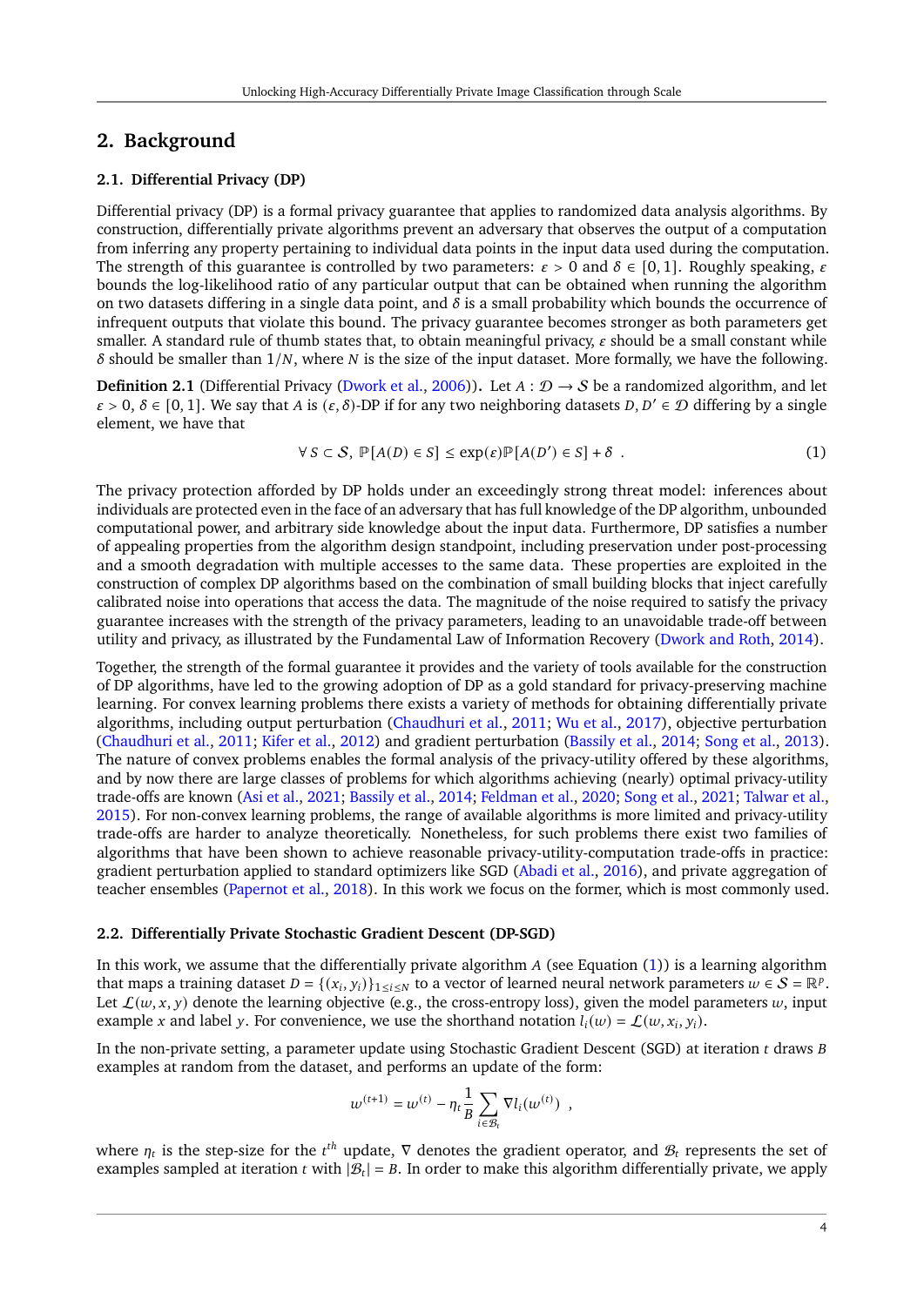## 2. Background

### 2.1. Differential Privacy (DP)

Differential privacy (DP) is a formal privacy guarantee that applies to randomized data analysis algorithms. By construction, differentially private algorithms prevent an adversary that observes the output of a computation from inferring any property pertaining to individual data points in the input data used during the computation. The strength of this guarantee is controlled by two parameters: $\varepsilon > 0$ and $\delta \in [0, 1]$. Roughly speaking, $\varepsilon$ bounds the log-likelihood ratio of any particular output that can be obtained when running the algorithm on two datasets differing in a single data point, and $\delta$ is a small probability which bounds the occurrence of infrequent outputs that violate this bound. The privacy guarantee becomes stronger as both parameters get smaller. A standard rule of thumb states that, to obtain meaningful privacy, $\varepsilon$ should be a small constant while $\delta$ should be smaller than $1/N$, where $N$ is the size of the input dataset. More formally, we have the following.

**Definition 2.1** (Differential Privacy (Dwork et al., 2006)). Let $A : \mathcal{D} \to \mathcal{S}$ be a randomized algorithm, and let $\varepsilon > 0$, $\delta \in [0, 1]$. We say that $A$ is $(\varepsilon, \delta)$-DP if for any two neighboring datasets $D, D' \in \mathcal{D}$ differing by a single element, we have that

$$\forall\, S \subset \mathcal{S},\ \mathbb{P}[A(D) \in S] \leq \exp(\varepsilon)\mathbb{P}[A(D') \in S] + \delta\ . \tag{1}$$

The privacy protection afforded by DP holds under an exceedingly strong threat model: inferences about individuals are protected even in the face of an adversary that has full knowledge of the DP algorithm, unbounded computational power, and arbitrary side knowledge about the input data. Furthermore, DP satisfies a number of appealing properties from the algorithm design standpoint, including preservation under post-processing and a smooth degradation with multiple accesses to the same data. These properties are exploited in the construction of complex DP algorithms based on the combination of small building blocks that inject carefully calibrated noise into operations that access the data. The magnitude of the noise required to satisfy the privacy guarantee increases with the strength of the privacy parameters, leading to an unavoidable trade-off between utility and privacy, as illustrated by the Fundamental Law of Information Recovery (Dwork and Roth, 2014).

Together, the strength of the formal guarantee it provides and the variety of tools available for the construction of DP algorithms, have led to the growing adoption of DP as a gold standard for privacy-preserving machine learning. For convex learning problems there exists a variety of methods for obtaining differentially private algorithms, including output perturbation (Chaudhuri et al., 2011; Wu et al., 2017), objective perturbation (Chaudhuri et al., 2011; Kifer et al., 2012) and gradient perturbation (Bassily et al., 2014; Song et al., 2013). The nature of convex problems enables the formal analysis of the privacy-utility offered by these algorithms, and by now there are large classes of problems for which algorithms achieving (nearly) optimal privacy-utility trade-offs are known (Asi et al., 2021; Bassily et al., 2014; Feldman et al., 2020; Song et al., 2021; Talwar et al., 2015). For non-convex learning problems, the range of available algorithms is more limited and privacy-utility trade-offs are harder to analyze theoretically. Nonetheless, for such problems there exist two families of algorithms that have been shown to achieve reasonable privacy-utility-computation trade-offs in practice: gradient perturbation applied to standard optimizers like SGD (Abadi et al., 2016), and private aggregation of teacher ensembles (Papernot et al., 2018). In this work we focus on the former, which is most commonly used.

### 2.2. Differentially Private Stochastic Gradient Descent (DP-SGD)

In this work, we assume that the differentially private algorithm $A$ (see Equation (1)) is a learning algorithm that maps a training dataset $D = \{(x_i, y_i)\}_{1 \leq i \leq N}$ to a vector of learned neural network parameters $w \in \mathcal{S} = \mathbb{R}^p$. Let $\mathcal{L}(w, x, y)$ denote the learning objective (e.g., the cross-entropy loss), given the model parameters $w$, input example $x$ and label $y$. For convenience, we use the shorthand notation $l_i(w) = \mathcal{L}(w, x_i, y_i)$.

In the non-private setting, a parameter update using Stochastic Gradient Descent (SGD) at iteration $t$ draws $B$ examples at random from the dataset, and performs an update of the form:

$$w^{(t+1)} = w^{(t)} - \eta_t \frac{1}{B} \sum_{i \in \mathcal{B}_t} \nabla l_i(w^{(t)})\ ,$$

where $\eta_t$ is the step-size for the $t^{th}$ update, $\nabla$ denotes the gradient operator, and $\mathcal{B}_t$ represents the set of examples sampled at iteration $t$ with $|\mathcal{B}_t| = B$. In order to make this algorithm differentially private, we apply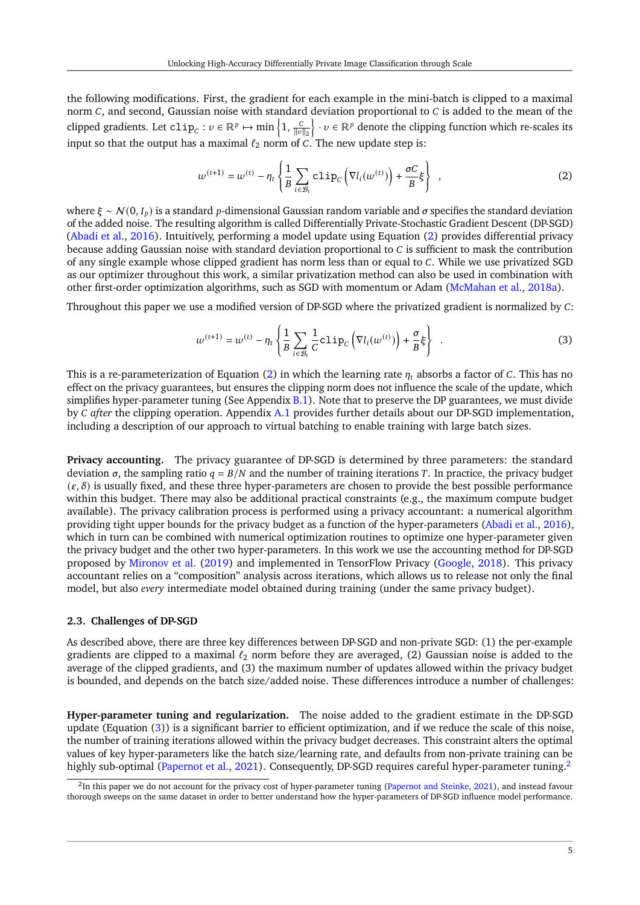the following modifications. First, the gradient for each example in the mini-batch is clipped to a maximal norm $C$, and second, Gaussian noise with standard deviation proportional to $C$ is added to the mean of the clipped gradients. Let $\texttt{clip}_C : v \in \mathbb{R}^p \mapsto \min\left\{1, \frac{C}{\|v\|_2}\right\} \cdot v \in \mathbb{R}^p$ denote the clipping function which re-scales its input so that the output has a maximal $\ell_2$ norm of $C$. The new update step is:

$$
w^{(t+1)} = w^{(t)} - \eta_t \left\{ \frac{1}{B} \sum_{i \in \mathcal{B}_t} \texttt{clip}_C \left( \nabla l_i(w^{(t)}) \right) + \frac{\sigma C}{B} \xi \right\} \quad , \tag{2}
$$

where $\xi \sim \mathcal{N}(0, I_p)$ is a standard $p$-dimensional Gaussian random variable and $\sigma$ specifies the standard deviation of the added noise. The resulting algorithm is called Differentially Private-Stochastic Gradient Descent (DP-SGD) (Abadi et al., 2016). Intuitively, performing a model update using Equation (2) provides differential privacy because adding Gaussian noise with standard deviation proportional to $C$ is sufficient to mask the contribution of any single example whose clipped gradient has norm less than or equal to $C$. While we use privatized SGD as our optimizer throughout this work, a similar privatization method can also be used in combination with other first-order optimization algorithms, such as SGD with momentum or Adam (McMahan et al., 2018a).

Throughout this paper we use a modified version of DP-SGD where the privatized gradient is normalized by $C$:

$$
w^{(t+1)} = w^{(t)} - \eta_t \left\{ \frac{1}{B} \sum_{i \in \mathcal{B}_t} \frac{1}{C} \texttt{clip}_C \left( \nabla l_i(w^{(t)}) \right) + \frac{\sigma}{B} \xi \right\} \quad . \tag{3}
$$

This is a re-parameterization of Equation (2) in which the learning rate $\eta_t$ absorbs a factor of $C$. This has no effect on the privacy guarantees, but ensures the clipping norm does not influence the scale of the update, which simplifies hyper-parameter tuning (See Appendix B.1). Note that to preserve the DP guarantees, we must divide by $C$ *after* the clipping operation. Appendix A.1 provides further details about our DP-SGD implementation, including a description of our approach to virtual batching to enable training with large batch sizes.

**Privacy accounting.** The privacy guarantee of DP-SGD is determined by three parameters: the standard deviation $\sigma$, the sampling ratio $q = B/N$ and the number of training iterations $T$. In practice, the privacy budget $(\varepsilon, \delta)$ is usually fixed, and these three hyper-parameters are chosen to provide the best possible performance within this budget. There may also be additional practical constraints (e.g., the maximum compute budget available). The privacy calibration process is performed using a privacy accountant: a numerical algorithm providing tight upper bounds for the privacy budget as a function of the hyper-parameters (Abadi et al., 2016), which in turn can be combined with numerical optimization routines to optimize one hyper-parameter given the privacy budget and the other two hyper-parameters. In this work we use the accounting method for DP-SGD proposed by Mironov et al. (2019) and implemented in TensorFlow Privacy (Google, 2018). This privacy accountant relies on a "composition" analysis across iterations, which allows us to release not only the final model, but also *every* intermediate model obtained during training (under the same privacy budget).

### 2.3. Challenges of DP-SGD

As described above, there are three key differences between DP-SGD and non-private SGD: (1) the per-example gradients are clipped to a maximal $\ell_2$ norm before they are averaged, (2) Gaussian noise is added to the average of the clipped gradients, and (3) the maximum number of updates allowed within the privacy budget is bounded, and depends on the batch size/added noise. These differences introduce a number of challenges:

**Hyper-parameter tuning and regularization.** The noise added to the gradient estimate in the DP-SGD update (Equation (3)) is a significant barrier to efficient optimization, and if we reduce the scale of this noise, the number of training iterations allowed within the privacy budget decreases. This constraint alters the optimal values of key hyper-parameters like the batch size/learning rate, and defaults from non-private training can be highly sub-optimal (Papernot et al., 2021). Consequently, DP-SGD requires careful hyper-parameter tuning.[2]

[2] In this paper we do not account for the privacy cost of hyper-parameter tuning (Papernot and Steinke, 2021), and instead favour thorough sweeps on the same dataset in order to better understand how the hyper-parameters of DP-SGD influence model performance.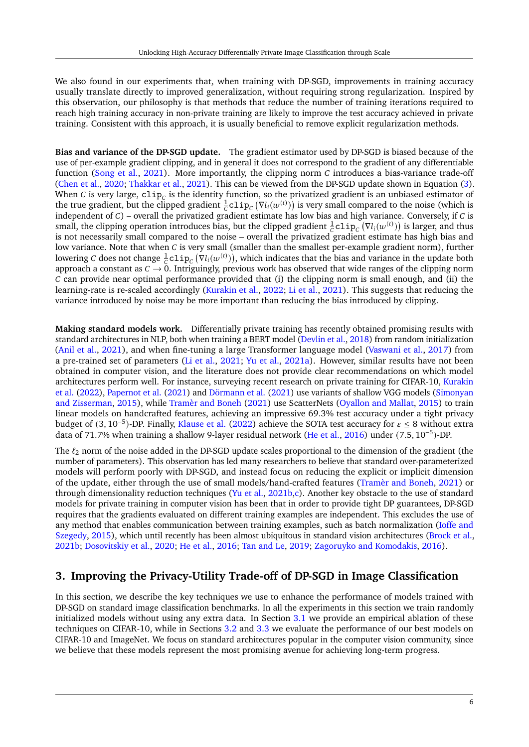We also found in our experiments that, when training with DP-SGD, improvements in training accuracy usually translate directly to improved generalization, without requiring strong regularization. Inspired by this observation, our philosophy is that methods that reduce the number of training iterations required to reach high training accuracy in non-private training are likely to improve the test accuracy achieved in private training. Consistent with this approach, it is usually beneficial to remove explicit regularization methods.

**Bias and variance of the DP-SGD update.** The gradient estimator used by DP-SGD is biased because of the use of per-example gradient clipping, and in general it does not correspond to the gradient of any differentiable function (Song et al., 2021). More importantly, the clipping norm $C$ introduces a bias-variance trade-off (Chen et al., 2020; Thakkar et al., 2021). This can be viewed from the DP-SGD update shown in Equation (3). When $C$ is very large, $\texttt{clip}_C$ is the identity function, so the privatized gradient is an unbiased estimator of the true gradient, but the clipped gradient $\frac{1}{C}\texttt{clip}_C\left(\nabla l_i(w^{(t)})\right)$ is very small compared to the noise (which is independent of $C$) – overall the privatized gradient estimate has low bias and high variance. Conversely, if $C$ is small, the clipping operation introduces bias, but the clipped gradient $\frac{1}{C}\texttt{clip}_C\left(\nabla l_i(w^{(t)})\right)$ is larger, and thus is not necessarily small compared to the noise – overall the privatized gradient estimate has high bias and low variance. Note that when $C$ is very small (smaller than the smallest per-example gradient norm), further lowering $C$ does not change $\frac{1}{C}\texttt{clip}_C\left(\nabla l_i(w^{(t)})\right)$, which indicates that the bias and variance in the update both approach a constant as $C \to 0$. Intriguingly, previous work has observed that wide ranges of the clipping norm $C$ can provide near optimal performance provided that (i) the clipping norm is small enough, and (ii) the learning-rate is re-scaled accordingly (Kurakin et al., 2022; Li et al., 2021). This suggests that reducing the variance introduced by noise may be more important than reducing the bias introduced by clipping.

**Making standard models work.** Differentially private training has recently obtained promising results with standard architectures in NLP, both when training a BERT model (Devlin et al., 2018) from random initialization (Anil et al., 2021), and when fine-tuning a large Transformer language model (Vaswani et al., 2017) from a pre-trained set of parameters (Li et al., 2021; Yu et al., 2021a). However, similar results have not been obtained in computer vision, and the literature does not provide clear recommendations on which model architectures perform well. For instance, surveying recent research on private training for CIFAR-10, Kurakin et al. (2022), Papernot et al. (2021) and Dörmann et al. (2021) use variants of shallow VGG models (Simonyan and Zisserman, 2015), while Tramèr and Boneh (2021) use ScatterNets (Oyallon and Mallat, 2015) to train linear models on handcrafted features, achieving an impressive 69.3% test accuracy under a tight privacy budget of $(3, 10^{-5})$-DP. Finally, Klause et al. (2022) achieve the SOTA test accuracy for $\varepsilon \le 8$ without extra data of 71.7% when training a shallow 9-layer residual network (He et al., 2016) under $(7.5, 10^{-5})$-DP.

The $\ell_2$ norm of the noise added in the DP-SGD update scales proportional to the dimension of the gradient (the number of parameters). This observation has led many researchers to believe that standard over-parameterized models will perform poorly with DP-SGD, and instead focus on reducing the explicit or implicit dimension of the update, either through the use of small models/hand-crafted features (Tramèr and Boneh, 2021) or through dimensionality reduction techniques (Yu et al., 2021b,c). Another key obstacle to the use of standard models for private training in computer vision has been that in order to provide tight DP guarantees, DP-SGD requires that the gradients evaluated on different training examples are independent. This excludes the use of any method that enables communication between training examples, such as batch normalization (Ioffe and Szegedy, 2015), which until recently has been almost ubiquitous in standard vision architectures (Brock et al., 2021b; Dosovitskiy et al., 2020; He et al., 2016; Tan and Le, 2019; Zagoruyko and Komodakis, 2016).

## 3. Improving the Privacy-Utility Trade-off of DP-SGD in Image Classification

In this section, we describe the key techniques we use to enhance the performance of models trained with DP-SGD on standard image classification benchmarks. In all the experiments in this section we train randomly initialized models without using any extra data. In Section 3.1 we provide an empirical ablation of these techniques on CIFAR-10, while in Sections 3.2 and 3.3 we evaluate the performance of our best models on CIFAR-10 and ImageNet. We focus on standard architectures popular in the computer vision community, since we believe that these models represent the most promising avenue for achieving long-term progress.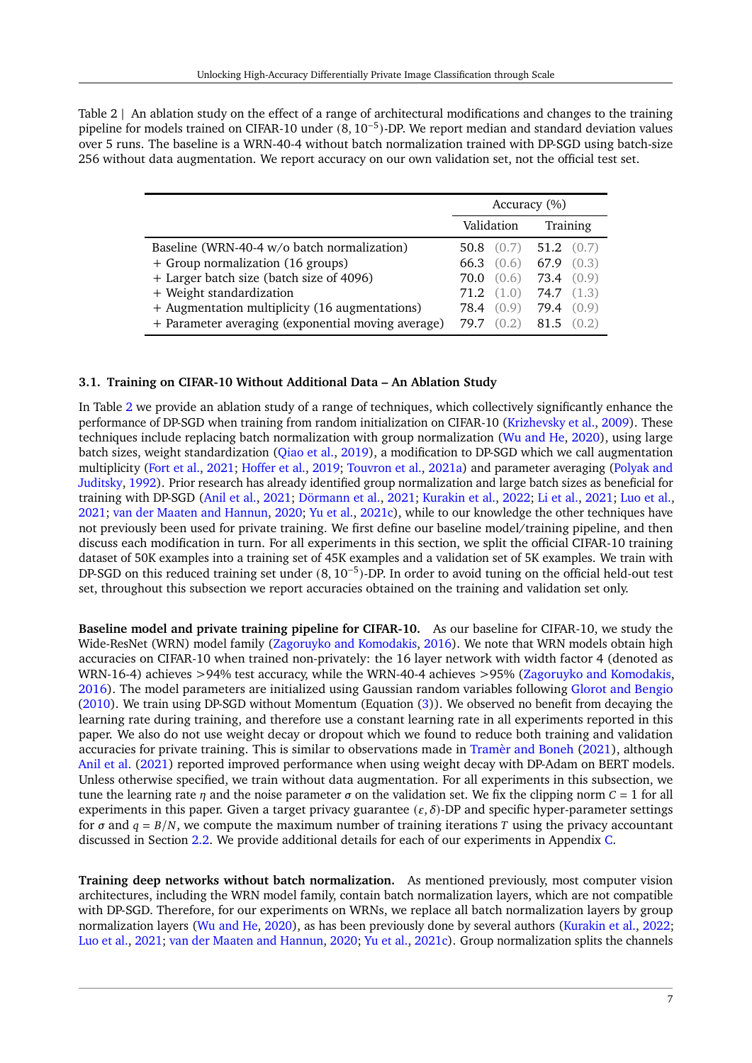Table 2 | An ablation study on the effect of a range of architectural modifications and changes to the training pipeline for models trained on CIFAR-10 under $(8, 10^{-5})$-DP. We report median and standard deviation values over 5 runs. The baseline is a WRN-40-4 without batch normalization trained with DP-SGD using batch-size 256 without data augmentation. We report accuracy on our own validation set, not the official test set.

| | Accuracy (%) | |
|---|---|---|
| | Validation | Training |
| Baseline (WRN-40-4 w/o batch normalization) | 50.8 (0.7) | 51.2 (0.7) |
| + Group normalization (16 groups) | 66.3 (0.6) | 67.9 (0.3) |
| + Larger batch size (batch size of 4096) | 70.0 (0.6) | 73.4 (0.9) |
| + Weight standardization | 71.2 (1.0) | 74.7 (1.3) |
| + Augmentation multiplicity (16 augmentations) | 78.4 (0.9) | 79.4 (0.9) |
| + Parameter averaging (exponential moving average) | 79.7 (0.2) | 81.5 (0.2) |

### 3.1. Training on CIFAR-10 Without Additional Data – An Ablation Study

In Table 2 we provide an ablation study of a range of techniques, which collectively significantly enhance the performance of DP-SGD when training from random initialization on CIFAR-10 (Krizhevsky et al., 2009). These techniques include replacing batch normalization with group normalization (Wu and He, 2020), using large batch sizes, weight standardization (Qiao et al., 2019), a modification to DP-SGD which we call augmentation multiplicity (Fort et al., 2021; Hoffer et al., 2019; Touvron et al., 2021a) and parameter averaging (Polyak and Juditsky, 1992). Prior research has already identified group normalization and large batch sizes as beneficial for training with DP-SGD (Anil et al., 2021; Dörmann et al., 2021; Kurakin et al., 2022; Li et al., 2021; Luo et al., 2021; van der Maaten and Hannun, 2020; Yu et al., 2021c), while to our knowledge the other techniques have not previously been used for private training. We first define our baseline model/training pipeline, and then discuss each modification in turn. For all experiments in this section, we split the official CIFAR-10 training dataset of 50K examples into a training set of 45K examples and a validation set of 5K examples. We train with DP-SGD on this reduced training set under $(8, 10^{-5})$-DP. In order to avoid tuning on the official held-out test set, throughout this subsection we report accuracies obtained on the training and validation set only.

**Baseline model and private training pipeline for CIFAR-10.** As our baseline for CIFAR-10, we study the Wide-ResNet (WRN) model family (Zagoruyko and Komodakis, 2016). We note that WRN models obtain high accuracies on CIFAR-10 when trained non-privately: the 16 layer network with width factor 4 (denoted as WRN-16-4) achieves >94% test accuracy, while the WRN-40-4 achieves >95% (Zagoruyko and Komodakis, 2016). The model parameters are initialized using Gaussian random variables following Glorot and Bengio (2010). We train using DP-SGD without Momentum (Equation (3)). We observed no benefit from decaying the learning rate during training, and therefore use a constant learning rate in all experiments reported in this paper. We also do not use weight decay or dropout which we found to reduce both training and validation accuracies for private training. This is similar to observations made in Tramèr and Boneh (2021), although Anil et al. (2021) reported improved performance when using weight decay with DP-Adam on BERT models. Unless otherwise specified, we train without data augmentation. For all experiments in this subsection, we tune the learning rate $\eta$ and the noise parameter $\sigma$ on the validation set. We fix the clipping norm $C = 1$ for all experiments in this paper. Given a target privacy guarantee $(\varepsilon, \delta)$-DP and specific hyper-parameter settings for $\sigma$ and $q = B/N$, we compute the maximum number of training iterations $T$ using the privacy accountant discussed in Section 2.2. We provide additional details for each of our experiments in Appendix C.

**Training deep networks without batch normalization.** As mentioned previously, most computer vision architectures, including the WRN model family, contain batch normalization layers, which are not compatible with DP-SGD. Therefore, for our experiments on WRNs, we replace all batch normalization layers by group normalization layers (Wu and He, 2020), as has been previously done by several authors (Kurakin et al., 2022; Luo et al., 2021; van der Maaten and Hannun, 2020; Yu et al., 2021c). Group normalization splits the channels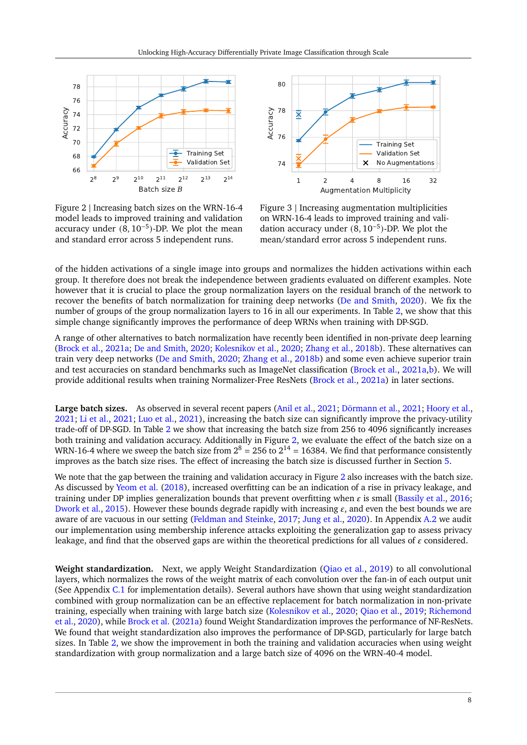Figure 2 | Increasing batch sizes on the WRN-16-4 model leads to improved training and validation accuracy under $(8, 10^{-5})$-DP. We plot the mean and standard error across 5 independent runs.

Figure 3 | Increasing augmentation multiplicities on WRN-16-4 leads to improved training and validation accuracy under $(8, 10^{-5})$-DP. We plot the mean/standard error across 5 independent runs.

of the hidden activations of a single image into groups and normalizes the hidden activations within each group. It therefore does not break the independence between gradients evaluated on different examples. Note however that it is crucial to place the group normalization layers on the residual branch of the network to recover the benefits of batch normalization for training deep networks (De and Smith, 2020). We fix the number of groups of the group normalization layers to 16 in all our experiments. In Table 2, we show that this simple change significantly improves the performance of deep WRNs when training with DP-SGD.

A range of other alternatives to batch normalization have recently been identified in non-private deep learning (Brock et al., 2021a; De and Smith, 2020; Kolesnikov et al., 2020; Zhang et al., 2018b). These alternatives can train very deep networks (De and Smith, 2020; Zhang et al., 2018b) and some even achieve superior train and test accuracies on standard benchmarks such as ImageNet classification (Brock et al., 2021a,b). We will provide additional results when training Normalizer-Free ResNets (Brock et al., 2021a) in later sections.

**Large batch sizes.** As observed in several recent papers (Anil et al., 2021; Dörmann et al., 2021; Hoory et al., 2021; Li et al., 2021; Luo et al., 2021), increasing the batch size can significantly improve the privacy-utility trade-off of DP-SGD. In Table 2 we show that increasing the batch size from 256 to 4096 significantly increases both training and validation accuracy. Additionally in Figure 2, we evaluate the effect of the batch size on a WRN-16-4 where we sweep the batch size from $2^8 = 256$ to $2^{14} = 16384$. We find that performance consistently improves as the batch size rises. The effect of increasing the batch size is discussed further in Section 5.

We note that the gap between the training and validation accuracy in Figure 2 also increases with the batch size. As discussed by Yeom et al. (2018), increased overfitting can be an indication of a rise in privacy leakage, and training under DP implies generalization bounds that prevent overfitting when $\varepsilon$ is small (Bassily et al., 2016; Dwork et al., 2015). However these bounds degrade rapidly with increasing $\varepsilon$, and even the best bounds we are aware of are vacuous in our setting (Feldman and Steinke, 2017; Jung et al., 2020). In Appendix A.2 we audit our implementation using membership inference attacks exploiting the generalization gap to assess privacy leakage, and find that the observed gaps are within the theoretical predictions for all values of $\varepsilon$ considered.

**Weight standardization.** Next, we apply Weight Standardization (Qiao et al., 2019) to all convolutional layers, which normalizes the rows of the weight matrix of each convolution over the fan-in of each output unit (See Appendix C.1 for implementation details). Several authors have shown that using weight standardization combined with group normalization can be an effective replacement for batch normalization in non-private training, especially when training with large batch size (Kolesnikov et al., 2020; Qiao et al., 2019; Richemond et al., 2020), while Brock et al. (2021a) found Weight Standardization improves the performance of NF-ResNets. We found that weight standardization also improves the performance of DP-SGD, particularly for large batch sizes. In Table 2, we show the improvement in both the training and validation accuracies when using weight standardization with group normalization and a large batch size of 4096 on the WRN-40-4 model.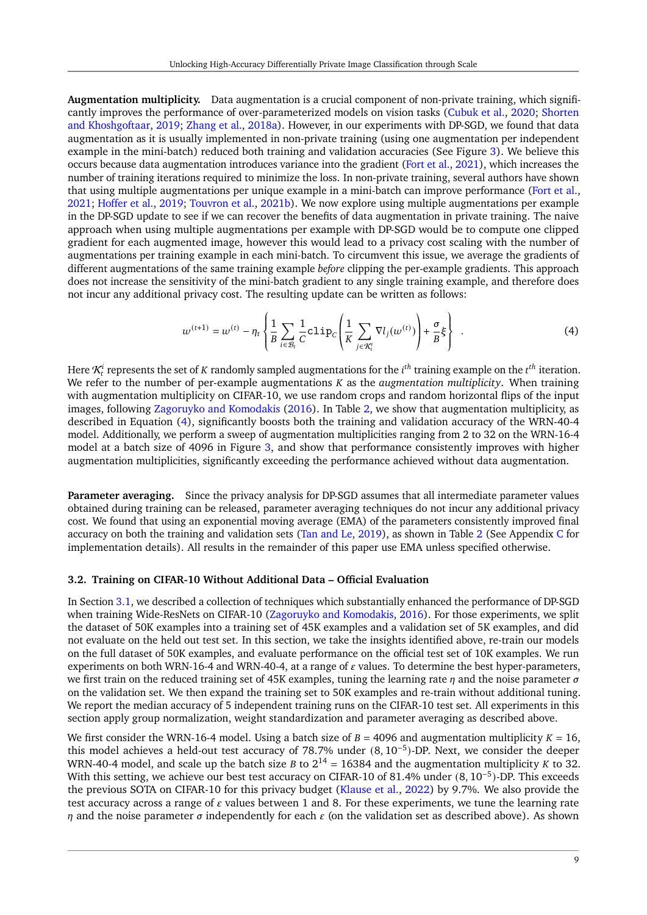**Augmentation multiplicity.** Data augmentation is a crucial component of non-private training, which significantly improves the performance of over-parameterized models on vision tasks (Cubuk et al., 2020; Shorten and Khoshgoftaar, 2019; Zhang et al., 2018a). However, in our experiments with DP-SGD, we found that data augmentation as it is usually implemented in non-private training (using one augmentation per independent example in the mini-batch) reduced both training and validation accuracies (See Figure 3). We believe this occurs because data augmentation introduces variance into the gradient (Fort et al., 2021), which increases the number of training iterations required to minimize the loss. In non-private training, several authors have shown that using multiple augmentations per unique example in a mini-batch can improve performance (Fort et al., 2021; Hoffer et al., 2019; Touvron et al., 2021b). We now explore using multiple augmentations per example in the DP-SGD update to see if we can recover the benefits of data augmentation in private training. The naive approach when using multiple augmentations per example with DP-SGD would be to compute one clipped gradient for each augmented image, however this would lead to a privacy cost scaling with the number of augmentations per training example in each mini-batch. To circumvent this issue, we average the gradients of different augmentations of the same training example *before* clipping the per-example gradients. This approach does not increase the sensitivity of the mini-batch gradient to any single training example, and therefore does not incur any additional privacy cost. The resulting update can be written as follows:

$$w^{(t+1)} = w^{(t)} - \eta_t \left\{ \frac{1}{B} \sum_{i \in \mathcal{B}_t} \frac{1}{C} \texttt{clip}_C \left( \frac{1}{K} \sum_{j \in \mathcal{K}_t^i} \nabla l_j(w^{(t)}) \right) + \frac{\sigma}{B} \xi \right\} . \tag{4}$$

Here $\mathcal{K}_t^i$ represents the set of $K$ randomly sampled augmentations for the $i^{th}$ training example on the $t^{th}$ iteration. We refer to the number of per-example augmentations $K$ as the *augmentation multiplicity*. When training with augmentation multiplicity on CIFAR-10, we use random crops and random horizontal flips of the input images, following Zagoruyko and Komodakis (2016). In Table 2, we show that augmentation multiplicity, as described in Equation (4), significantly boosts both the training and validation accuracy of the WRN-40-4 model. Additionally, we perform a sweep of augmentation multiplicities ranging from 2 to 32 on the WRN-16-4 model at a batch size of 4096 in Figure 3, and show that performance consistently improves with higher augmentation multiplicities, significantly exceeding the performance achieved without data augmentation.

**Parameter averaging.** Since the privacy analysis for DP-SGD assumes that all intermediate parameter values obtained during training can be released, parameter averaging techniques do not incur any additional privacy cost. We found that using an exponential moving average (EMA) of the parameters consistently improved final accuracy on both the training and validation sets (Tan and Le, 2019), as shown in Table 2 (See Appendix C for implementation details). All results in the remainder of this paper use EMA unless specified otherwise.

### 3.2. Training on CIFAR-10 Without Additional Data – Official Evaluation

In Section 3.1, we described a collection of techniques which substantially enhanced the performance of DP-SGD when training Wide-ResNets on CIFAR-10 (Zagoruyko and Komodakis, 2016). For those experiments, we split the dataset of 50K examples into a training set of 45K examples and a validation set of 5K examples, and did not evaluate on the held out test set. In this section, we take the insights identified above, re-train our models on the full dataset of 50K examples, and evaluate performance on the official test set of 10K examples. We run experiments on both WRN-16-4 and WRN-40-4, at a range of $\varepsilon$ values. To determine the best hyper-parameters, we first train on the reduced training set of 45K examples, tuning the learning rate $\eta$ and the noise parameter $\sigma$ on the validation set. We then expand the training set to 50K examples and re-train without additional tuning. We report the median accuracy of 5 independent training runs on the CIFAR-10 test set. All experiments in this section apply group normalization, weight standardization and parameter averaging as described above.

We first consider the WRN-16-4 model. Using a batch size of $B = 4096$ and augmentation multiplicity $K = 16$, this model achieves a held-out test accuracy of 78.7% under $(8, 10^{-5})$-DP. Next, we consider the deeper WRN-40-4 model, and scale up the batch size $B$ to $2^{14} = 16384$ and the augmentation multiplicity $K$ to 32. With this setting, we achieve our best test accuracy on CIFAR-10 of 81.4% under $(8, 10^{-5})$-DP. This exceeds the previous SOTA on CIFAR-10 for this privacy budget (Klause et al., 2022) by 9.7%. We also provide the test accuracy across a range of $\varepsilon$ values between 1 and 8. For these experiments, we tune the learning rate $\eta$ and the noise parameter $\sigma$ independently for each $\varepsilon$ (on the validation set as described above). As shown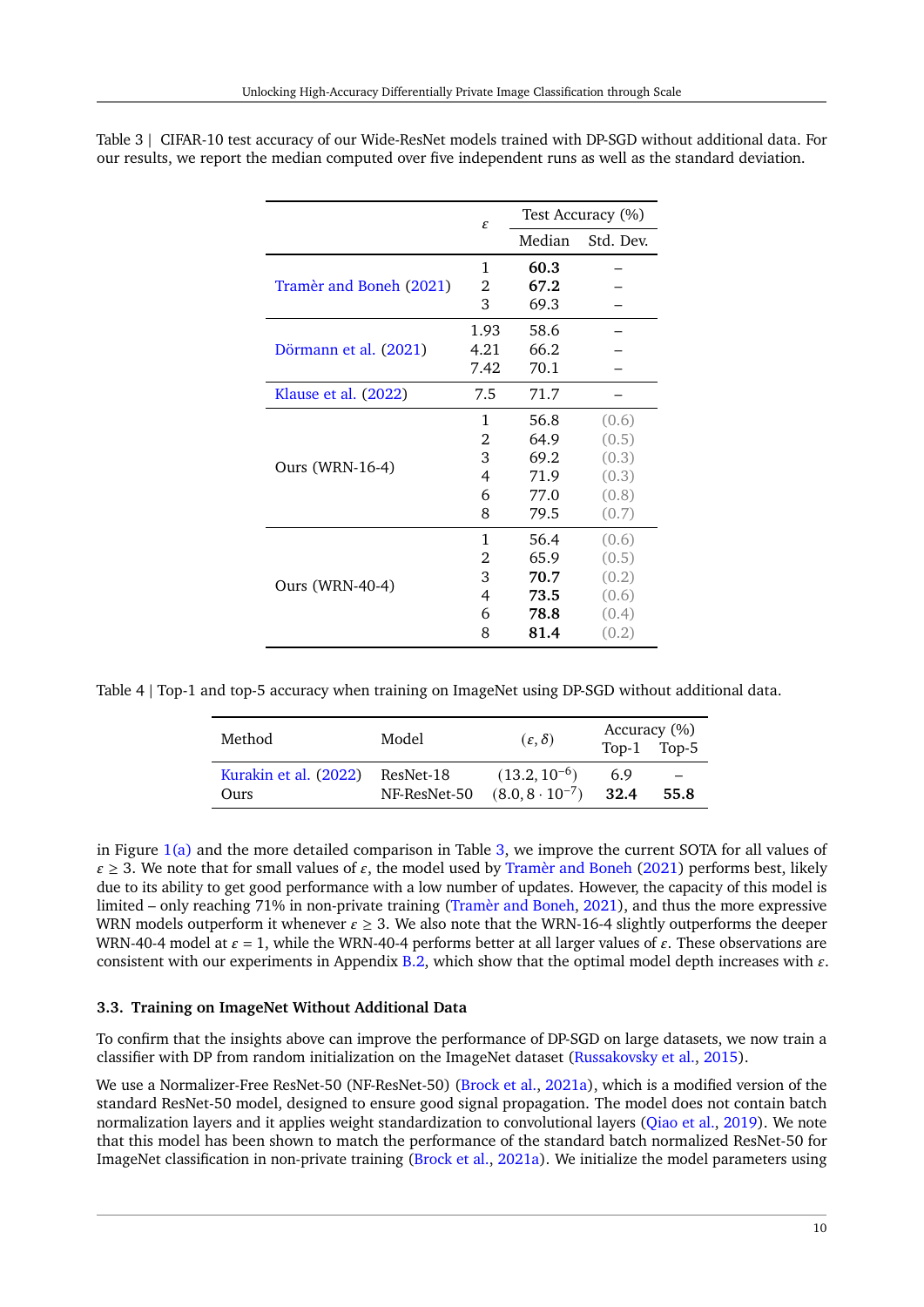Table 3 | CIFAR-10 test accuracy of our Wide-ResNet models trained with DP-SGD without additional data. For our results, we report the median computed over five independent runs as well as the standard deviation.

| | $\varepsilon$ | Test Accuracy (%) | |
|---|---|---|---|
| | | Median | Std. Dev. |
| Tramèr and Boneh (2021) | 1 | **60.3** | – |
| | 2 | **67.2** | – |
| | 3 | 69.3 | – |
| Dörmann et al. (2021) | 1.93 | 58.6 | – |
| | 4.21 | 66.2 | – |
| | 7.42 | 70.1 | – |
| Klause et al. (2022) | 7.5 | 71.7 | – |
| Ours (WRN-16-4) | 1 | 56.8 | (0.6) |
| | 2 | 64.9 | (0.5) |
| | 3 | 69.2 | (0.3) |
| | 4 | 71.9 | (0.3) |
| | 6 | 77.0 | (0.8) |
| | 8 | 79.5 | (0.7) |
| Ours (WRN-40-4) | 1 | 56.4 | (0.6) |
| | 2 | 65.9 | (0.5) |
| | 3 | **70.7** | (0.2) |
| | 4 | **73.5** | (0.6) |
| | 6 | **78.8** | (0.4) |
| | 8 | **81.4** | (0.2) |

Table 4 | Top-1 and top-5 accuracy when training on ImageNet using DP-SGD without additional data.

| Method | Model | $(\varepsilon, \delta)$ | Accuracy (%) Top-1 | Top-5 |
|---|---|---|---|---|
| Kurakin et al. (2022) | ResNet-18 | $(13.2, 10^{-6})$ | 6.9 | – |
| Ours | NF-ResNet-50 | $(8.0, 8 \cdot 10^{-7})$ | **32.4** | **55.8** |

in Figure 1(a) and the more detailed comparison in Table 3, we improve the current SOTA for all values of $\varepsilon \geq 3$. We note that for small values of $\varepsilon$, the model used by Tramèr and Boneh (2021) performs best, likely due to its ability to get good performance with a low number of updates. However, the capacity of this model is limited – only reaching 71% in non-private training (Tramèr and Boneh, 2021), and thus the more expressive WRN models outperform it whenever $\varepsilon \geq 3$. We also note that the WRN-16-4 slightly outperforms the deeper WRN-40-4 model at $\varepsilon = 1$, while the WRN-40-4 performs better at all larger values of $\varepsilon$. These observations are consistent with our experiments in Appendix B.2, which show that the optimal model depth increases with $\varepsilon$.

### 3.3. Training on ImageNet Without Additional Data

To confirm that the insights above can improve the performance of DP-SGD on large datasets, we now train a classifier with DP from random initialization on the ImageNet dataset (Russakovsky et al., 2015).

We use a Normalizer-Free ResNet-50 (NF-ResNet-50) (Brock et al., 2021a), which is a modified version of the standard ResNet-50 model, designed to ensure good signal propagation. The model does not contain batch normalization layers and it applies weight standardization to convolutional layers (Qiao et al., 2019). We note that this model has been shown to match the performance of the standard batch normalized ResNet-50 for ImageNet classification in non-private training (Brock et al., 2021a). We initialize the model parameters using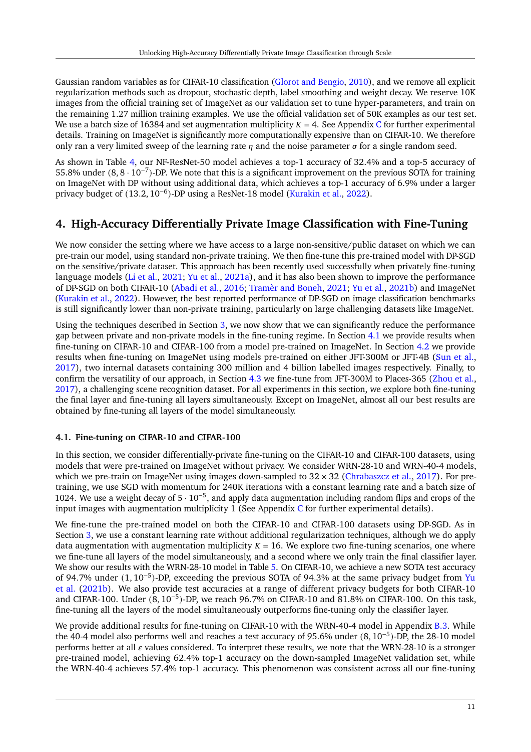Gaussian random variables as for CIFAR-10 classification (Glorot and Bengio, 2010), and we remove all explicit regularization methods such as dropout, stochastic depth, label smoothing and weight decay. We reserve 10K images from the official training set of ImageNet as our validation set to tune hyper-parameters, and train on the remaining 1.27 million training examples. We use the official validation set of 50K examples as our test set. We use a batch size of 16384 and set augmentation multiplicity $K = 4$. See Appendix C for further experimental details. Training on ImageNet is significantly more computationally expensive than on CIFAR-10. We therefore only ran a very limited sweep of the learning rate $\eta$ and the noise parameter $\sigma$ for a single random seed.

As shown in Table 4, our NF-ResNet-50 model achieves a top-1 accuracy of 32.4% and a top-5 accuracy of 55.8% under $(8, 8 \cdot 10^{-7})$-DP. We note that this is a significant improvement on the previous SOTA for training on ImageNet with DP without using additional data, which achieves a top-1 accuracy of 6.9% under a larger privacy budget of $(13.2, 10^{-6})$-DP using a ResNet-18 model (Kurakin et al., 2022).

## 4. High-Accuracy Differentially Private Image Classification with Fine-Tuning

We now consider the setting where we have access to a large non-sensitive/public dataset on which we can pre-train our model, using standard non-private training. We then fine-tune this pre-trained model with DP-SGD on the sensitive/private dataset. This approach has been recently used successfully when privately fine-tuning language models (Li et al., 2021; Yu et al., 2021a), and it has also been shown to improve the performance of DP-SGD on both CIFAR-10 (Abadi et al., 2016; Tramèr and Boneh, 2021; Yu et al., 2021b) and ImageNet (Kurakin et al., 2022). However, the best reported performance of DP-SGD on image classification benchmarks is still significantly lower than non-private training, particularly on large challenging datasets like ImageNet.

Using the techniques described in Section 3, we now show that we can significantly reduce the performance gap between private and non-private models in the fine-tuning regime. In Section 4.1 we provide results when fine-tuning on CIFAR-10 and CIFAR-100 from a model pre-trained on ImageNet. In Section 4.2 we provide results when fine-tuning on ImageNet using models pre-trained on either JFT-300M or JFT-4B (Sun et al., 2017), two internal datasets containing 300 million and 4 billion labelled images respectively. Finally, to confirm the versatility of our approach, in Section 4.3 we fine-tune from JFT-300M to Places-365 (Zhou et al., 2017), a challenging scene recognition dataset. For all experiments in this section, we explore both fine-tuning the final layer and fine-tuning all layers simultaneously. Except on ImageNet, almost all our best results are obtained by fine-tuning all layers of the model simultaneously.

### 4.1. Fine-tuning on CIFAR-10 and CIFAR-100

In this section, we consider differentially-private fine-tuning on the CIFAR-10 and CIFAR-100 datasets, using models that were pre-trained on ImageNet without privacy. We consider WRN-28-10 and WRN-40-4 models, which we pre-train on ImageNet using images down-sampled to $32 \times 32$ (Chrabaszcz et al., 2017). For pre-training, we use SGD with momentum for 240K iterations with a constant learning rate and a batch size of 1024. We use a weight decay of $5 \cdot 10^{-5}$, and apply data augmentation including random flips and crops of the input images with augmentation multiplicity 1 (See Appendix C for further experimental details).

We fine-tune the pre-trained model on both the CIFAR-10 and CIFAR-100 datasets using DP-SGD. As in Section 3, we use a constant learning rate without additional regularization techniques, although we do apply data augmentation with augmentation multiplicity $K = 16$. We explore two fine-tuning scenarios, one where we fine-tune all layers of the model simultaneously, and a second where we only train the final classifier layer. We show our results with the WRN-28-10 model in Table 5. On CIFAR-10, we achieve a new SOTA test accuracy of 94.7% under $(1, 10^{-5})$-DP, exceeding the previous SOTA of 94.3% at the same privacy budget from Yu et al. (2021b). We also provide test accuracies at a range of different privacy budgets for both CIFAR-10 and CIFAR-100. Under $(8, 10^{-5})$-DP, we reach 96.7% on CIFAR-10 and 81.8% on CIFAR-100. On this task, fine-tuning all the layers of the model simultaneously outperforms fine-tuning only the classifier layer.

We provide additional results for fine-tuning on CIFAR-10 with the WRN-40-4 model in Appendix B.3. While the 40-4 model also performs well and reaches a test accuracy of 95.6% under $(8, 10^{-5})$-DP, the 28-10 model performs better at all $\varepsilon$ values considered. To interpret these results, we note that the WRN-28-10 is a stronger pre-trained model, achieving 62.4% top-1 accuracy on the down-sampled ImageNet validation set, while the WRN-40-4 achieves 57.4% top-1 accuracy. This phenomenon was consistent across all our fine-tuning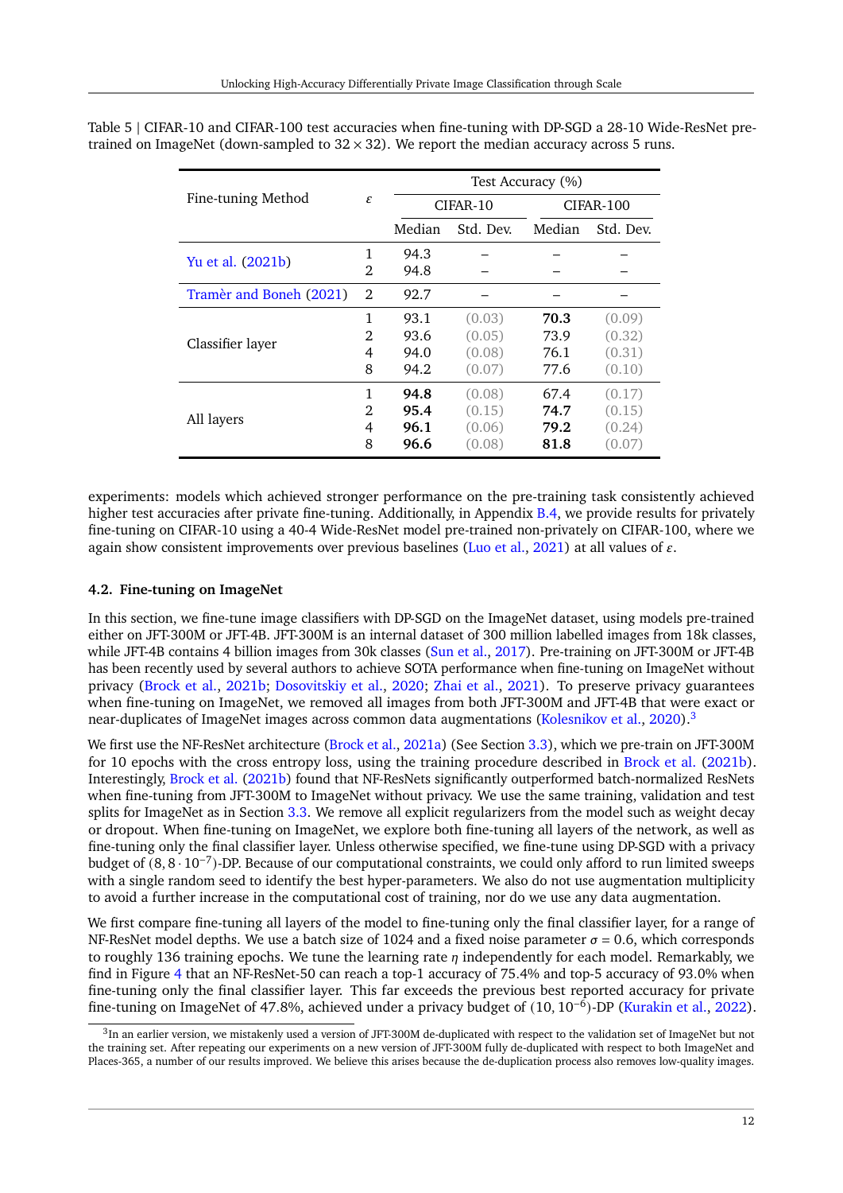Table 5 | CIFAR-10 and CIFAR-100 test accuracies when fine-tuning with DP-SGD a 28-10 Wide-ResNet pre-trained on ImageNet (down-sampled to $32 \times 32$). We report the median accuracy across 5 runs.

| Fine-tuning Method | $\varepsilon$ | Test Accuracy (%) | | | |
|---|---|---|---|---|---|
| | | CIFAR-10 | | CIFAR-100 | |
| | | Median | Std. Dev. | Median | Std. Dev. |
| Yu et al. (2021b) | 1 | 94.3 | – | – | – |
| | 2 | 94.8 | – | – | – |
| Tramèr and Boneh (2021) | 2 | 92.7 | – | – | – |
| Classifier layer | 1 | 93.1 | (0.03) | **70.3** | (0.09) |
| | 2 | 93.6 | (0.05) | 73.9 | (0.32) |
| | 4 | 94.0 | (0.08) | 76.1 | (0.31) |
| | 8 | 94.2 | (0.07) | 77.6 | (0.10) |
| All layers | 1 | **94.8** | (0.08) | 67.4 | (0.17) |
| | 2 | **95.4** | (0.15) | **74.7** | (0.15) |
| | 4 | **96.1** | (0.06) | **79.2** | (0.24) |
| | 8 | **96.6** | (0.08) | **81.8** | (0.07) |

experiments: models which achieved stronger performance on the pre-training task consistently achieved higher test accuracies after private fine-tuning. Additionally, in Appendix B.4, we provide results for privately fine-tuning on CIFAR-10 using a 40-4 Wide-ResNet model pre-trained non-privately on CIFAR-100, where we again show consistent improvements over previous baselines (Luo et al., 2021) at all values of $\varepsilon$.

### 4.2. Fine-tuning on ImageNet

In this section, we fine-tune image classifiers with DP-SGD on the ImageNet dataset, using models pre-trained either on JFT-300M or JFT-4B. JFT-300M is an internal dataset of 300 million labelled images from 18k classes, while JFT-4B contains 4 billion images from 30k classes (Sun et al., 2017). Pre-training on JFT-300M or JFT-4B has been recently used by several authors to achieve SOTA performance when fine-tuning on ImageNet without privacy (Brock et al., 2021b; Dosovitskiy et al., 2020; Zhai et al., 2021). To preserve privacy guarantees when fine-tuning on ImageNet, we removed all images from both JFT-300M and JFT-4B that were exact or near-duplicates of ImageNet images across common data augmentations (Kolesnikov et al., 2020).[3]

We first use the NF-ResNet architecture (Brock et al., 2021a) (See Section 3.3), which we pre-train on JFT-300M for 10 epochs with the cross entropy loss, using the training procedure described in Brock et al. (2021b). Interestingly, Brock et al. (2021b) found that NF-ResNets significantly outperformed batch-normalized ResNets when fine-tuning from JFT-300M to ImageNet without privacy. We use the same training, validation and test splits for ImageNet as in Section 3.3. We remove all explicit regularizers from the model such as weight decay or dropout. When fine-tuning on ImageNet, we explore both fine-tuning all layers of the network, as well as fine-tuning only the final classifier layer. Unless otherwise specified, we fine-tune using DP-SGD with a privacy budget of $(8, 8 \cdot 10^{-7})$-DP. Because of our computational constraints, we could only afford to run limited sweeps with a single random seed to identify the best hyper-parameters. We also do not use augmentation multiplicity to avoid a further increase in the computational cost of training, nor do we use any data augmentation.

We first compare fine-tuning all layers of the model to fine-tuning only the final classifier layer, for a range of NF-ResNet model depths. We use a batch size of 1024 and a fixed noise parameter $\sigma = 0.6$, which corresponds to roughly 136 training epochs. We tune the learning rate $\eta$ independently for each model. Remarkably, we find in Figure 4 that an NF-ResNet-50 can reach a top-1 accuracy of 75.4% and top-5 accuracy of 93.0% when fine-tuning only the final classifier layer. This far exceeds the previous best reported accuracy for private fine-tuning on ImageNet of 47.8%, achieved under a privacy budget of $(10, 10^{-6})$-DP (Kurakin et al., 2022).

[3] In an earlier version, we mistakenly used a version of JFT-300M de-duplicated with respect to the validation set of ImageNet but not the training set. After repeating our experiments on a new version of JFT-300M fully de-duplicated with respect to both ImageNet and Places-365, a number of our results improved. We believe this arises because the de-duplication process also removes low-quality images.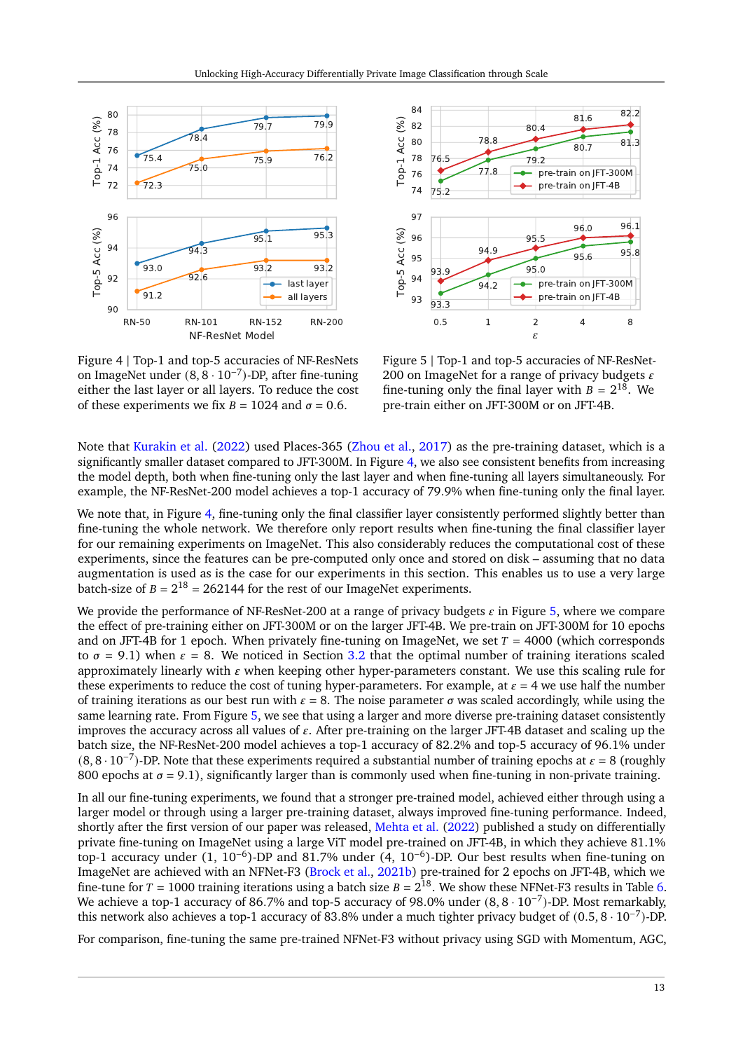Figure 4 | Top-1 and top-5 accuracies of NF-ResNets on ImageNet under $(8, 8 \cdot 10^{-7})$-DP, after fine-tuning either the last layer or all layers. To reduce the cost of these experiments we fix $B = 1024$ and $\sigma = 0.6$.

Figure 5 | Top-1 and top-5 accuracies of NF-ResNet-200 on ImageNet for a range of privacy budgets $\varepsilon$ fine-tuning only the final layer with $B = 2^{18}$. We pre-train either on JFT-300M or on JFT-4B.

Note that Kurakin et al. (2022) used Places-365 (Zhou et al., 2017) as the pre-training dataset, which is a significantly smaller dataset compared to JFT-300M. In Figure 4, we also see consistent benefits from increasing the model depth, both when fine-tuning only the last layer and when fine-tuning all layers simultaneously. For example, the NF-ResNet-200 model achieves a top-1 accuracy of 79.9% when fine-tuning only the final layer.

We note that, in Figure 4, fine-tuning only the final classifier layer consistently performed slightly better than fine-tuning the whole network. We therefore only report results when fine-tuning the final classifier layer for our remaining experiments on ImageNet. This also considerably reduces the computational cost of these experiments, since the features can be pre-computed only once and stored on disk – assuming that no data augmentation is used as is the case for our experiments in this section. This enables us to use a very large batch-size of $B = 2^{18} = 262144$ for the rest of our ImageNet experiments.

We provide the performance of NF-ResNet-200 at a range of privacy budgets $\varepsilon$ in Figure 5, where we compare the effect of pre-training either on JFT-300M or on the larger JFT-4B. We pre-train on JFT-300M for 10 epochs and on JFT-4B for 1 epoch. When privately fine-tuning on ImageNet, we set $T = 4000$ (which corresponds to $\sigma = 9.1$) when $\varepsilon = 8$. We noticed in Section 3.2 that the optimal number of training iterations scaled approximately linearly with $\varepsilon$ when keeping other hyper-parameters constant. We use this scaling rule for these experiments to reduce the cost of tuning hyper-parameters. For example, at $\varepsilon = 4$ we use half the number of training iterations as our best run with $\varepsilon = 8$. The noise parameter $\sigma$ was scaled accordingly, while using the same learning rate. From Figure 5, we see that using a larger and more diverse pre-training dataset consistently improves the accuracy across all values of $\varepsilon$. After pre-training on the larger JFT-4B dataset and scaling up the batch size, the NF-ResNet-200 model achieves a top-1 accuracy of 82.2% and top-5 accuracy of 96.1% under $(8, 8 \cdot 10^{-7})$-DP. Note that these experiments required a substantial number of training epochs at $\varepsilon = 8$ (roughly 800 epochs at $\sigma = 9.1$), significantly larger than is commonly used when fine-tuning in non-private training.

In all our fine-tuning experiments, we found that a stronger pre-trained model, achieved either through using a larger model or through using a larger pre-training dataset, always improved fine-tuning performance. Indeed, shortly after the first version of our paper was released, Mehta et al. (2022) published a study on differentially private fine-tuning on ImageNet using a large ViT model pre-trained on JFT-4B, in which they achieve 81.1% top-1 accuracy under $(1, 10^{-6})$-DP and 81.7% under $(4, 10^{-6})$-DP. Our best results when fine-tuning on ImageNet are achieved with an NFNet-F3 (Brock et al., 2021b) pre-trained for 2 epochs on JFT-4B, which we fine-tune for $T = 1000$ training iterations using a batch size $B = 2^{18}$. We show these NFNet-F3 results in Table 6. We achieve a top-1 accuracy of 86.7% and top-5 accuracy of 98.0% under $(8, 8 \cdot 10^{-7})$-DP. Most remarkably, this network also achieves a top-1 accuracy of 83.8% under a much tighter privacy budget of $(0.5, 8 \cdot 10^{-7})$-DP.

For comparison, fine-tuning the same pre-trained NFNet-F3 without privacy using SGD with Momentum, AGC,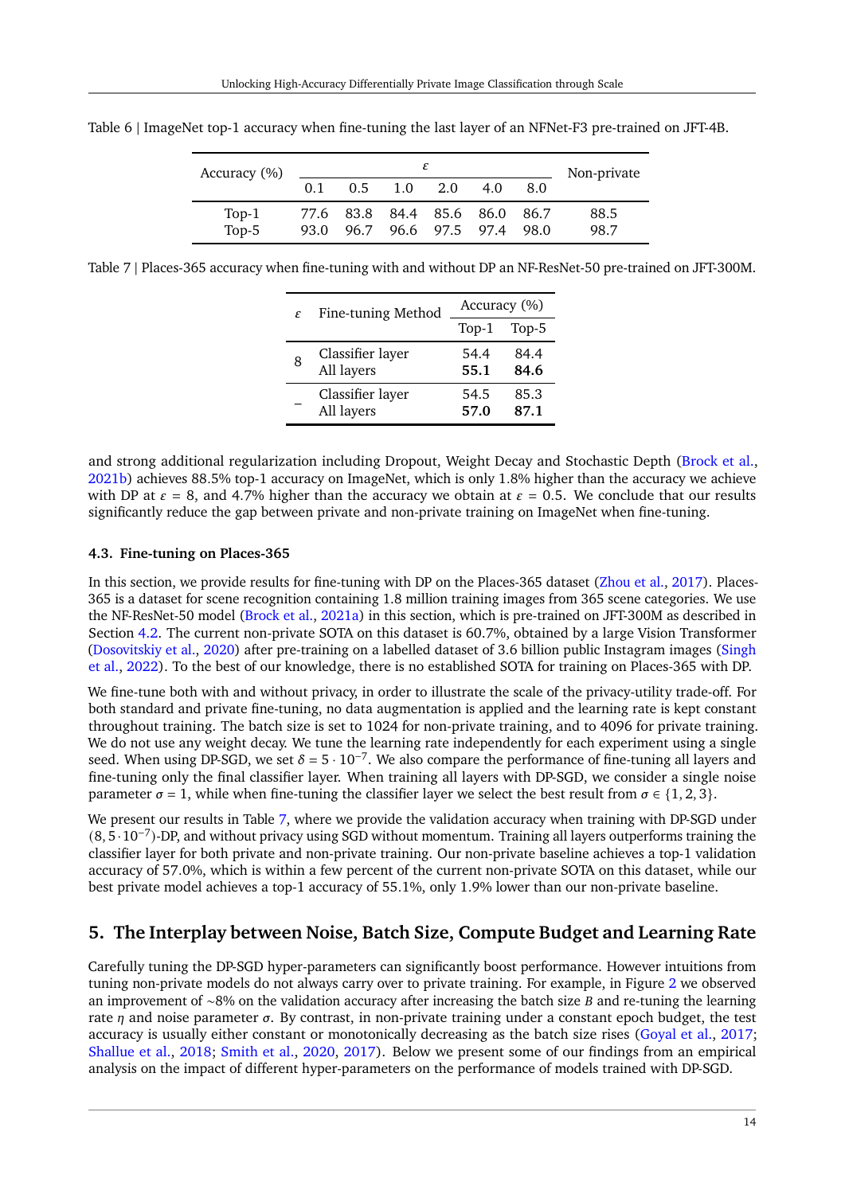Table 6 | ImageNet top-1 accuracy when fine-tuning the last layer of an NFNet-F3 pre-trained on JFT-4B.

| Accuracy (%) | $\varepsilon$ | | | | | | Non-private |
|---|---|---|---|---|---|---|---|
| | 0.1 | 0.5 | 1.0 | 2.0 | 4.0 | 8.0 | |
| Top-1 | 77.6 | 83.8 | 84.4 | 85.6 | 86.0 | 86.7 | 88.5 |
| Top-5 | 93.0 | 96.7 | 96.6 | 97.5 | 97.4 | 98.0 | 98.7 |

Table 7 | Places-365 accuracy when fine-tuning with and without DP an NF-ResNet-50 pre-trained on JFT-300M.

| $\varepsilon$ | Fine-tuning Method | Accuracy (%) | |
|---|---|---|---|
| | | Top-1 | Top-5 |
| 8 | Classifier layer | 54.4 | 84.4 |
| | All layers | **55.1** | **84.6** |
| – | Classifier layer | 54.5 | 85.3 |
| | All layers | **57.0** | **87.1** |

and strong additional regularization including Dropout, Weight Decay and Stochastic Depth (Brock et al., 2021b) achieves 88.5% top-1 accuracy on ImageNet, which is only 1.8% higher than the accuracy we achieve with DP at $\varepsilon = 8$, and 4.7% higher than the accuracy we obtain at $\varepsilon = 0.5$. We conclude that our results significantly reduce the gap between private and non-private training on ImageNet when fine-tuning.

### 4.3. Fine-tuning on Places-365

In this section, we provide results for fine-tuning with DP on the Places-365 dataset (Zhou et al., 2017). Places-365 is a dataset for scene recognition containing 1.8 million training images from 365 scene categories. We use the NF-ResNet-50 model (Brock et al., 2021a) in this section, which is pre-trained on JFT-300M as described in Section 4.2. The current non-private SOTA on this dataset is 60.7%, obtained by a large Vision Transformer (Dosovitskiy et al., 2020) after pre-training on a labelled dataset of 3.6 billion public Instagram images (Singh et al., 2022). To the best of our knowledge, there is no established SOTA for training on Places-365 with DP.

We fine-tune both with and without privacy, in order to illustrate the scale of the privacy-utility trade-off. For both standard and private fine-tuning, no data augmentation is applied and the learning rate is kept constant throughout training. The batch size is set to 1024 for non-private training, and to 4096 for private training. We do not use any weight decay. We tune the learning rate independently for each experiment using a single seed. When using DP-SGD, we set $\delta = 5 \cdot 10^{-7}$. We also compare the performance of fine-tuning all layers and fine-tuning only the final classifier layer. When training all layers with DP-SGD, we consider a single noise parameter $\sigma = 1$, while when fine-tuning the classifier layer we select the best result from $\sigma \in \{1, 2, 3\}$.

We present our results in Table 7, where we provide the validation accuracy when training with DP-SGD under $(8, 5 \cdot 10^{-7})$-DP, and without privacy using SGD without momentum. Training all layers outperforms training the classifier layer for both private and non-private training. Our non-private baseline achieves a top-1 validation accuracy of 57.0%, which is within a few percent of the current non-private SOTA on this dataset, while our best private model achieves a top-1 accuracy of 55.1%, only 1.9% lower than our non-private baseline.

## 5. The Interplay between Noise, Batch Size, Compute Budget and Learning Rate

Carefully tuning the DP-SGD hyper-parameters can significantly boost performance. However intuitions from tuning non-private models do not always carry over to private training. For example, in Figure 2 we observed an improvement of ~8% on the validation accuracy after increasing the batch size $B$ and re-tuning the learning rate $\eta$ and noise parameter $\sigma$. By contrast, in non-private training under a constant epoch budget, the test accuracy is usually either constant or monotonically decreasing as the batch size rises (Goyal et al., 2017; Shallue et al., 2018; Smith et al., 2020, 2017). Below we present some of our findings from an empirical analysis on the impact of different hyper-parameters on the performance of models trained with DP-SGD.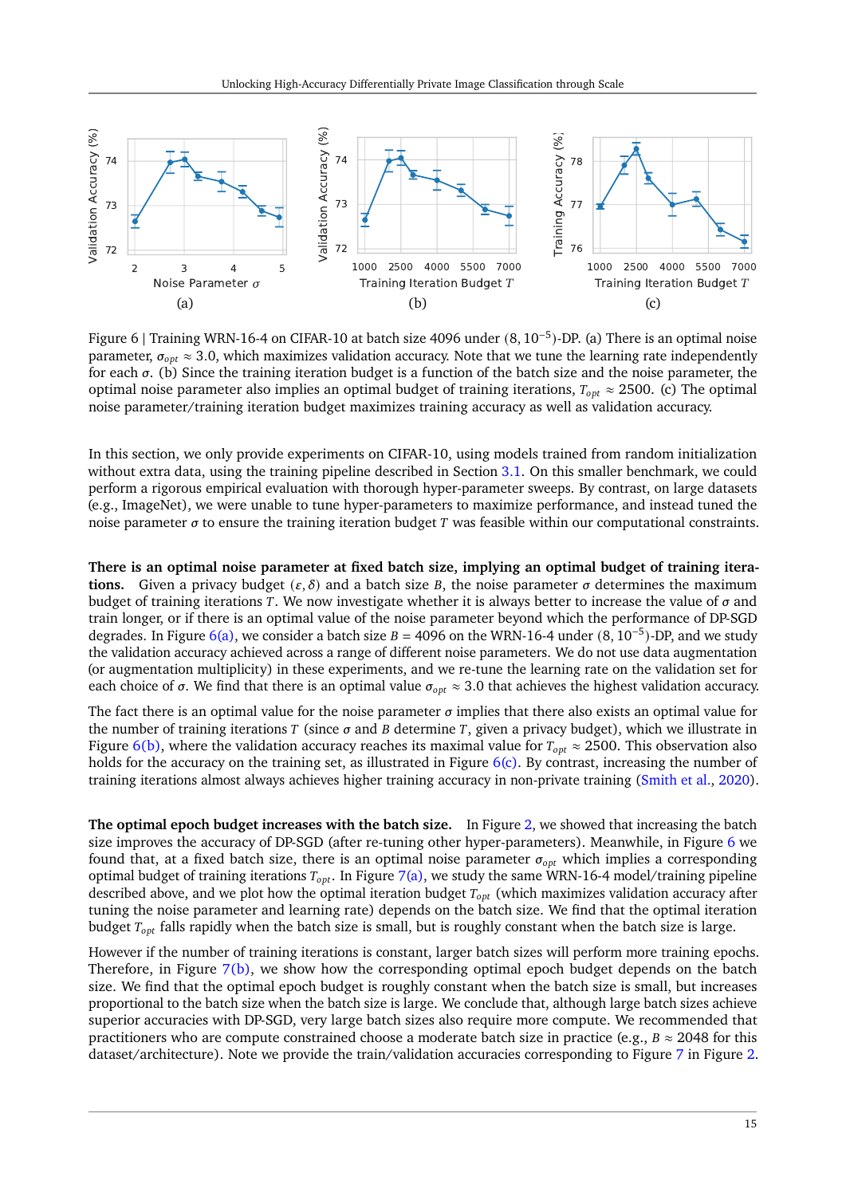Figure 6 | Training WRN-16-4 on CIFAR-10 at batch size 4096 under $(8, 10^{-5})$-DP. (a) There is an optimal noise parameter, $\sigma_{opt} \approx 3.0$, which maximizes validation accuracy. Note that we tune the learning rate independently for each $\sigma$. (b) Since the training iteration budget is a function of the batch size and the noise parameter, the optimal noise parameter also implies an optimal budget of training iterations, $T_{opt} \approx 2500$. (c) The optimal noise parameter/training iteration budget maximizes training accuracy as well as validation accuracy.

In this section, we only provide experiments on CIFAR-10, using models trained from random initialization without extra data, using the training pipeline described in Section 3.1. On this smaller benchmark, we could perform a rigorous empirical evaluation with thorough hyper-parameter sweeps. By contrast, on large datasets (e.g., ImageNet), we were unable to tune hyper-parameters to maximize performance, and instead tuned the noise parameter $\sigma$ to ensure the training iteration budget $T$ was feasible within our computational constraints.

**There is an optimal noise parameter at fixed batch size, implying an optimal budget of training iterations.** Given a privacy budget $(\varepsilon, \delta)$ and a batch size $B$, the noise parameter $\sigma$ determines the maximum budget of training iterations $T$. We now investigate whether it is always better to increase the value of $\sigma$ and train longer, or if there is an optimal value of the noise parameter beyond which the performance of DP-SGD degrades. In Figure 6(a), we consider a batch size $B = 4096$ on the WRN-16-4 under $(8, 10^{-5})$-DP, and we study the validation accuracy achieved across a range of different noise parameters. We do not use data augmentation (or augmentation multiplicity) in these experiments, and we re-tune the learning rate on the validation set for each choice of $\sigma$. We find that there is an optimal value $\sigma_{opt} \approx 3.0$ that achieves the highest validation accuracy.

The fact there is an optimal value for the noise parameter $\sigma$ implies that there also exists an optimal value for the number of training iterations $T$ (since $\sigma$ and $B$ determine $T$, given a privacy budget), which we illustrate in Figure 6(b), where the validation accuracy reaches its maximal value for $T_{opt} \approx 2500$. This observation also holds for the accuracy on the training set, as illustrated in Figure 6(c). By contrast, increasing the number of training iterations almost always achieves higher training accuracy in non-private training (Smith et al., 2020).

**The optimal epoch budget increases with the batch size.** In Figure 2, we showed that increasing the batch size improves the accuracy of DP-SGD (after re-tuning other hyper-parameters). Meanwhile, in Figure 6 we found that, at a fixed batch size, there is an optimal noise parameter $\sigma_{opt}$ which implies a corresponding optimal budget of training iterations $T_{opt}$. In Figure 7(a), we study the same WRN-16-4 model/training pipeline described above, and we plot how the optimal iteration budget $T_{opt}$ (which maximizes validation accuracy after tuning the noise parameter and learning rate) depends on the batch size. We find that the optimal iteration budget $T_{opt}$ falls rapidly when the batch size is small, but is roughly constant when the batch size is large.

However if the number of training iterations is constant, larger batch sizes will perform more training epochs. Therefore, in Figure 7(b), we show how the corresponding optimal epoch budget depends on the batch size. We find that the optimal epoch budget is roughly constant when the batch size is small, but increases proportional to the batch size when the batch size is large. We conclude that, although large batch sizes achieve superior accuracies with DP-SGD, very large batch sizes also require more compute. We recommended that practitioners who are compute constrained choose a moderate batch size in practice (e.g., $B \approx 2048$ for this dataset/architecture). Note we provide the train/validation accuracies corresponding to Figure 7 in Figure 2.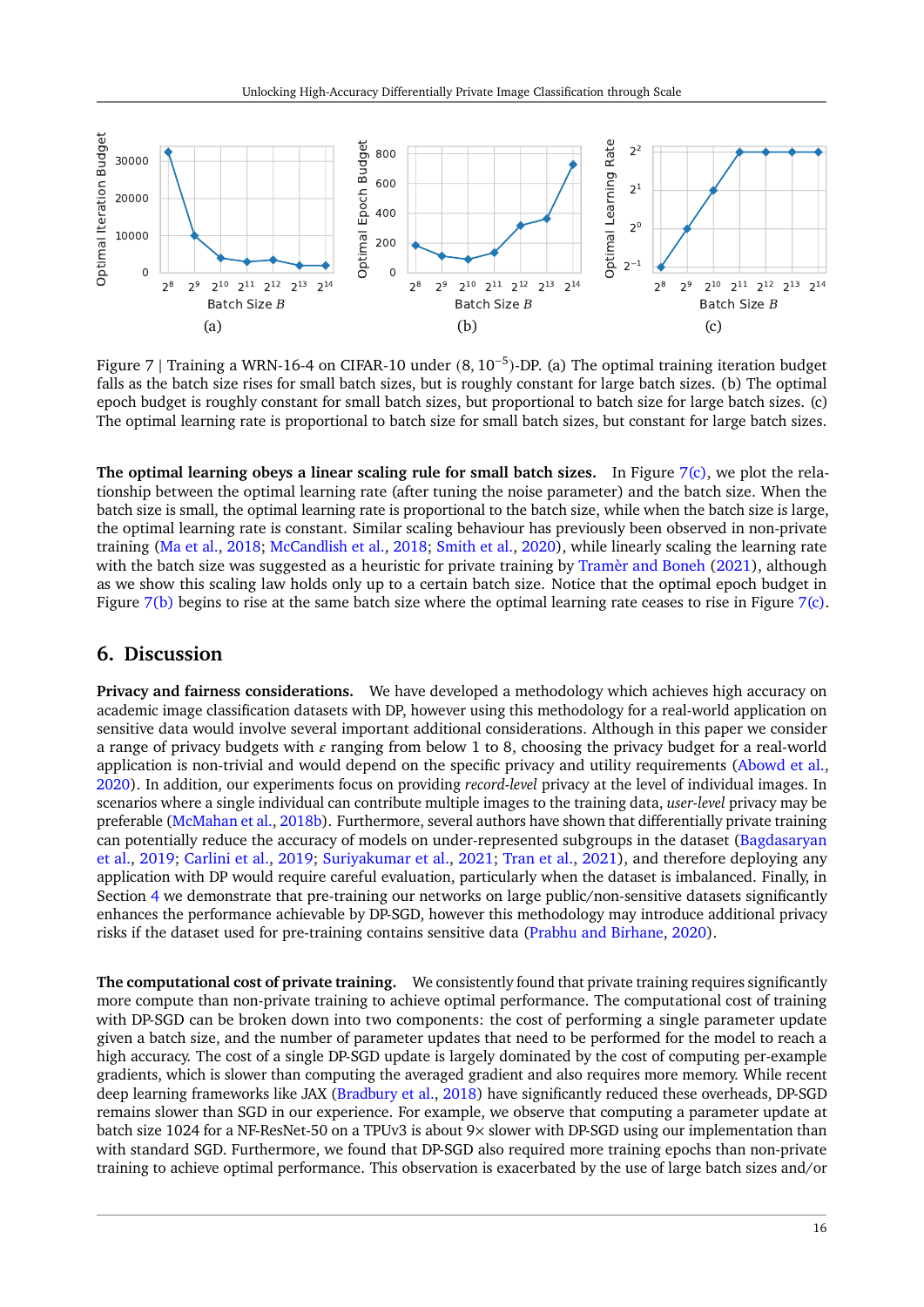Figure 7 | Training a WRN-16-4 on CIFAR-10 under $(8, 10^{-5})$-DP. (a) The optimal training iteration budget falls as the batch size rises for small batch sizes, but is roughly constant for large batch sizes. (b) The optimal epoch budget is roughly constant for small batch sizes, but proportional to batch size for large batch sizes. (c) The optimal learning rate is proportional to batch size for small batch sizes, but constant for large batch sizes.

**The optimal learning obeys a linear scaling rule for small batch sizes.** In Figure 7(c), we plot the relationship between the optimal learning rate (after tuning the noise parameter) and the batch size. When the batch size is small, the optimal learning rate is proportional to the batch size, while when the batch size is large, the optimal learning rate is constant. Similar scaling behaviour has previously been observed in non-private training (Ma et al., 2018; McCandlish et al., 2018; Smith et al., 2020), while linearly scaling the learning rate with the batch size was suggested as a heuristic for private training by Tramèr and Boneh (2021), although as we show this scaling law holds only up to a certain batch size. Notice that the optimal epoch budget in Figure 7(b) begins to rise at the same batch size where the optimal learning rate ceases to rise in Figure 7(c).

## 6. Discussion

**Privacy and fairness considerations.** We have developed a methodology which achieves high accuracy on academic image classification datasets with DP, however using this methodology for a real-world application on sensitive data would involve several important additional considerations. Although in this paper we consider a range of privacy budgets with $\varepsilon$ ranging from below 1 to 8, choosing the privacy budget for a real-world application is non-trivial and would depend on the specific privacy and utility requirements (Abowd et al., 2020). In addition, our experiments focus on providing *record-level* privacy at the level of individual images. In scenarios where a single individual can contribute multiple images to the training data, *user-level* privacy may be preferable (McMahan et al., 2018b). Furthermore, several authors have shown that differentially private training can potentially reduce the accuracy of models on under-represented subgroups in the dataset (Bagdasaryan et al., 2019; Carlini et al., 2019; Suriyakumar et al., 2021; Tran et al., 2021), and therefore deploying any application with DP would require careful evaluation, particularly when the dataset is imbalanced. Finally, in Section 4 we demonstrate that pre-training our networks on large public/non-sensitive datasets significantly enhances the performance achievable by DP-SGD, however this methodology may introduce additional privacy risks if the dataset used for pre-training contains sensitive data (Prabhu and Birhane, 2020).

**The computational cost of private training.** We consistently found that private training requires significantly more compute than non-private training to achieve optimal performance. The computational cost of training with DP-SGD can be broken down into two components: the cost of performing a single parameter update given a batch size, and the number of parameter updates that need to be performed for the model to reach a high accuracy. The cost of a single DP-SGD update is largely dominated by the cost of computing per-example gradients, which is slower than computing the averaged gradient and also requires more memory. While recent deep learning frameworks like JAX (Bradbury et al., 2018) have significantly reduced these overheads, DP-SGD remains slower than SGD in our experience. For example, we observe that computing a parameter update at batch size 1024 for a NF-ResNet-50 on a TPUv3 is about 9× slower with DP-SGD using our implementation than with standard SGD. Furthermore, we found that DP-SGD also required more training epochs than non-private training to achieve optimal performance. This observation is exacerbated by the use of large batch sizes and/or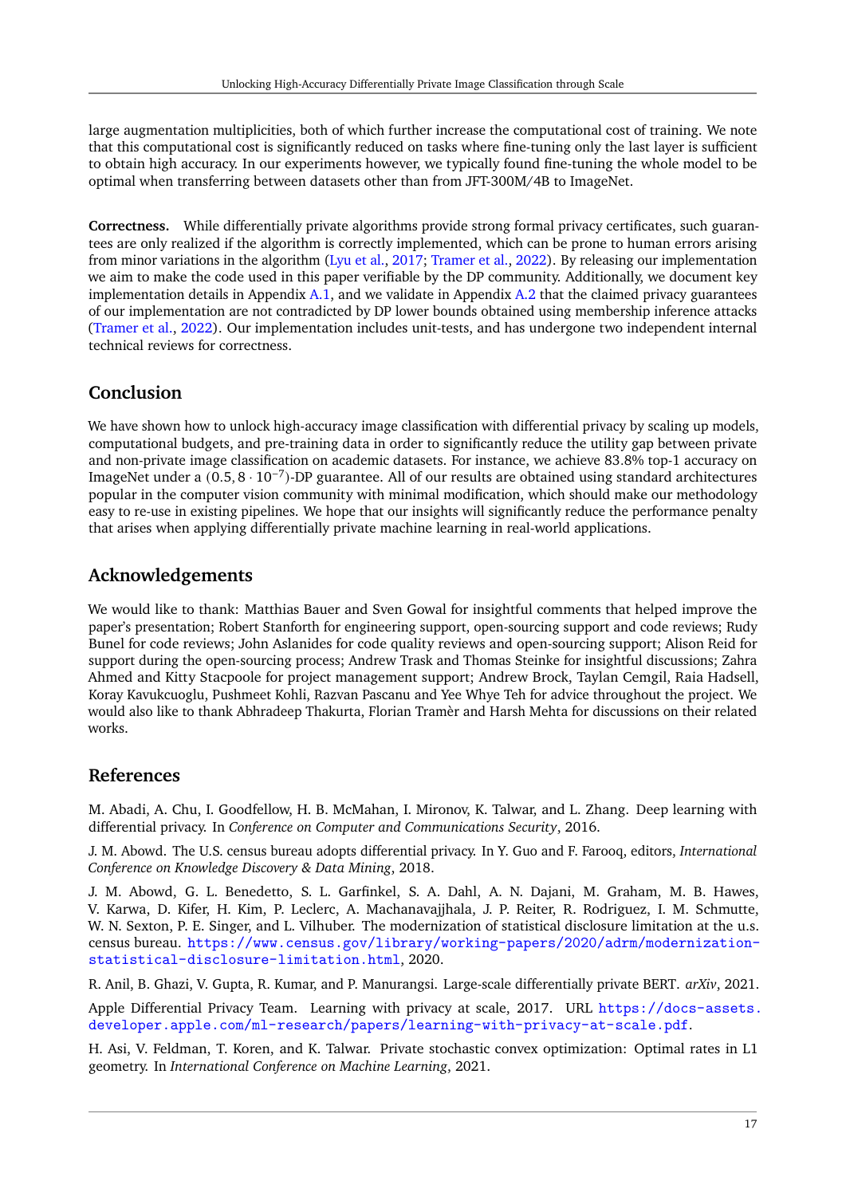large augmentation multiplicities, both of which further increase the computational cost of training. We note that this computational cost is significantly reduced on tasks where fine-tuning only the last layer is sufficient to obtain high accuracy. In our experiments however, we typically found fine-tuning the whole model to be optimal when transferring between datasets other than from JFT-300M/4B to ImageNet.

**Correctness.** While differentially private algorithms provide strong formal privacy certificates, such guarantees are only realized if the algorithm is correctly implemented, which can be prone to human errors arising from minor variations in the algorithm (Lyu et al., 2017; Tramer et al., 2022). By releasing our implementation we aim to make the code used in this paper verifiable by the DP community. Additionally, we document key implementation details in Appendix A.1, and we validate in Appendix A.2 that the claimed privacy guarantees of our implementation are not contradicted by DP lower bounds obtained using membership inference attacks (Tramer et al., 2022). Our implementation includes unit-tests, and has undergone two independent internal technical reviews for correctness.

## Conclusion

We have shown how to unlock high-accuracy image classification with differential privacy by scaling up models, computational budgets, and pre-training data in order to significantly reduce the utility gap between private and non-private image classification on academic datasets. For instance, we achieve 83.8% top-1 accuracy on ImageNet under a $(0.5, 8 \cdot 10^{-7})$-DP guarantee. All of our results are obtained using standard architectures popular in the computer vision community with minimal modification, which should make our methodology easy to re-use in existing pipelines. We hope that our insights will significantly reduce the performance penalty that arises when applying differentially private machine learning in real-world applications.

## Acknowledgements

We would like to thank: Matthias Bauer and Sven Gowal for insightful comments that helped improve the paper's presentation; Robert Stanforth for engineering support, open-sourcing support and code reviews; Rudy Bunel for code reviews; John Aslanides for code quality reviews and open-sourcing support; Alison Reid for support during the open-sourcing process; Andrew Trask and Thomas Steinke for insightful discussions; Zahra Ahmed and Kitty Stacpoole for project management support; Andrew Brock, Taylan Cemgil, Raia Hadsell, Koray Kavukcuoglu, Pushmeet Kohli, Razvan Pascanu and Yee Whye Teh for advice throughout the project. We would also like to thank Abhradeep Thakurta, Florian Tramèr and Harsh Mehta for discussions on their related works.

## References

M. Abadi, A. Chu, I. Goodfellow, H. B. McMahan, I. Mironov, K. Talwar, and L. Zhang. Deep learning with differential privacy. In *Conference on Computer and Communications Security*, 2016.

J. M. Abowd. The U.S. census bureau adopts differential privacy. In Y. Guo and F. Farooq, editors, *International Conference on Knowledge Discovery & Data Mining*, 2018.

J. M. Abowd, G. L. Benedetto, S. L. Garfinkel, S. A. Dahl, A. N. Dajani, M. Graham, M. B. Hawes, V. Karwa, D. Kifer, H. Kim, P. Leclerc, A. Machanavajjhala, J. P. Reiter, R. Rodriguez, I. M. Schmutte, W. N. Sexton, P. E. Singer, and L. Vilhuber. The modernization of statistical disclosure limitation at the u.s. census bureau. https://www.census.gov/library/working-papers/2020/adrm/modernization-statistical-disclosure-limitation.html, 2020.

R. Anil, B. Ghazi, V. Gupta, R. Kumar, and P. Manurangsi. Large-scale differentially private BERT. *arXiv*, 2021.

Apple Differential Privacy Team. Learning with privacy at scale, 2017. URL https://docs-assets.developer.apple.com/ml-research/papers/learning-with-privacy-at-scale.pdf.

H. Asi, V. Feldman, T. Koren, and K. Talwar. Private stochastic convex optimization: Optimal rates in L1 geometry. In *International Conference on Machine Learning*, 2021.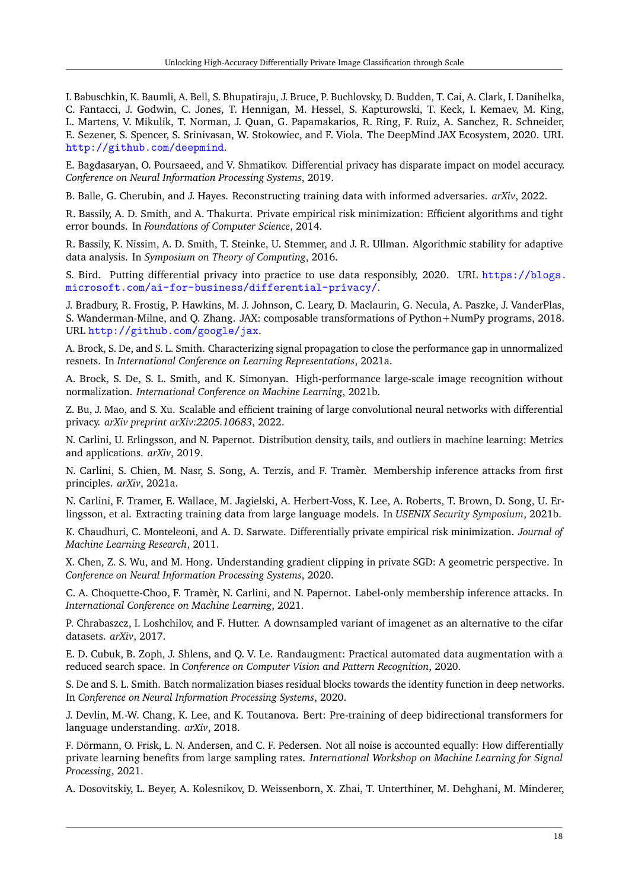I. Babuschkin, K. Baumli, A. Bell, S. Bhupatiraju, J. Bruce, P. Buchlovsky, D. Budden, T. Cai, A. Clark, I. Danihelka, C. Fantacci, J. Godwin, C. Jones, T. Hennigan, M. Hessel, S. Kapturowski, T. Keck, I. Kemaev, M. King, L. Martens, V. Mikulik, T. Norman, J. Quan, G. Papamakarios, R. Ring, F. Ruiz, A. Sanchez, R. Schneider, E. Sezener, S. Spencer, S. Srinivasan, W. Stokowiec, and F. Viola. The DeepMind JAX Ecosystem, 2020. URL http://github.com/deepmind.

E. Bagdasaryan, O. Poursaeed, and V. Shmatikov. Differential privacy has disparate impact on model accuracy. *Conference on Neural Information Processing Systems*, 2019.

B. Balle, G. Cherubin, and J. Hayes. Reconstructing training data with informed adversaries. *arXiv*, 2022.

R. Bassily, A. D. Smith, and A. Thakurta. Private empirical risk minimization: Efficient algorithms and tight error bounds. In *Foundations of Computer Science*, 2014.

R. Bassily, K. Nissim, A. D. Smith, T. Steinke, U. Stemmer, and J. R. Ullman. Algorithmic stability for adaptive data analysis. In *Symposium on Theory of Computing*, 2016.

S. Bird. Putting differential privacy into practice to use data responsibly, 2020. URL https://blogs.microsoft.com/ai-for-business/differential-privacy/.

J. Bradbury, R. Frostig, P. Hawkins, M. J. Johnson, C. Leary, D. Maclaurin, G. Necula, A. Paszke, J. VanderPlas, S. Wanderman-Milne, and Q. Zhang. JAX: composable transformations of Python+NumPy programs, 2018. URL http://github.com/google/jax.

A. Brock, S. De, and S. L. Smith. Characterizing signal propagation to close the performance gap in unnormalized resnets. In *International Conference on Learning Representations*, 2021a.

A. Brock, S. De, S. L. Smith, and K. Simonyan. High-performance large-scale image recognition without normalization. *International Conference on Machine Learning*, 2021b.

Z. Bu, J. Mao, and S. Xu. Scalable and efficient training of large convolutional neural networks with differential privacy. *arXiv preprint arXiv:2205.10683*, 2022.

N. Carlini, U. Erlingsson, and N. Papernot. Distribution density, tails, and outliers in machine learning: Metrics and applications. *arXiv*, 2019.

N. Carlini, S. Chien, M. Nasr, S. Song, A. Terzis, and F. Tramèr. Membership inference attacks from first principles. *arXiv*, 2021a.

N. Carlini, F. Tramer, E. Wallace, M. Jagielski, A. Herbert-Voss, K. Lee, A. Roberts, T. Brown, D. Song, U. Erlingsson, et al. Extracting training data from large language models. In *USENIX Security Symposium*, 2021b.

K. Chaudhuri, C. Monteleoni, and A. D. Sarwate. Differentially private empirical risk minimization. *Journal of Machine Learning Research*, 2011.

X. Chen, Z. S. Wu, and M. Hong. Understanding gradient clipping in private SGD: A geometric perspective. In *Conference on Neural Information Processing Systems*, 2020.

C. A. Choquette-Choo, F. Tramèr, N. Carlini, and N. Papernot. Label-only membership inference attacks. In *International Conference on Machine Learning*, 2021.

P. Chrabaszcz, I. Loshchilov, and F. Hutter. A downsampled variant of imagenet as an alternative to the cifar datasets. *arXiv*, 2017.

E. D. Cubuk, B. Zoph, J. Shlens, and Q. V. Le. Randaugment: Practical automated data augmentation with a reduced search space. In *Conference on Computer Vision and Pattern Recognition*, 2020.

S. De and S. L. Smith. Batch normalization biases residual blocks towards the identity function in deep networks. In *Conference on Neural Information Processing Systems*, 2020.

J. Devlin, M.-W. Chang, K. Lee, and K. Toutanova. Bert: Pre-training of deep bidirectional transformers for language understanding. *arXiv*, 2018.

F. Dörmann, O. Frisk, L. N. Andersen, and C. F. Pedersen. Not all noise is accounted equally: How differentially private learning benefits from large sampling rates. *International Workshop on Machine Learning for Signal Processing*, 2021.

A. Dosovitskiy, L. Beyer, A. Kolesnikov, D. Weissenborn, X. Zhai, T. Unterthiner, M. Dehghani, M. Minderer,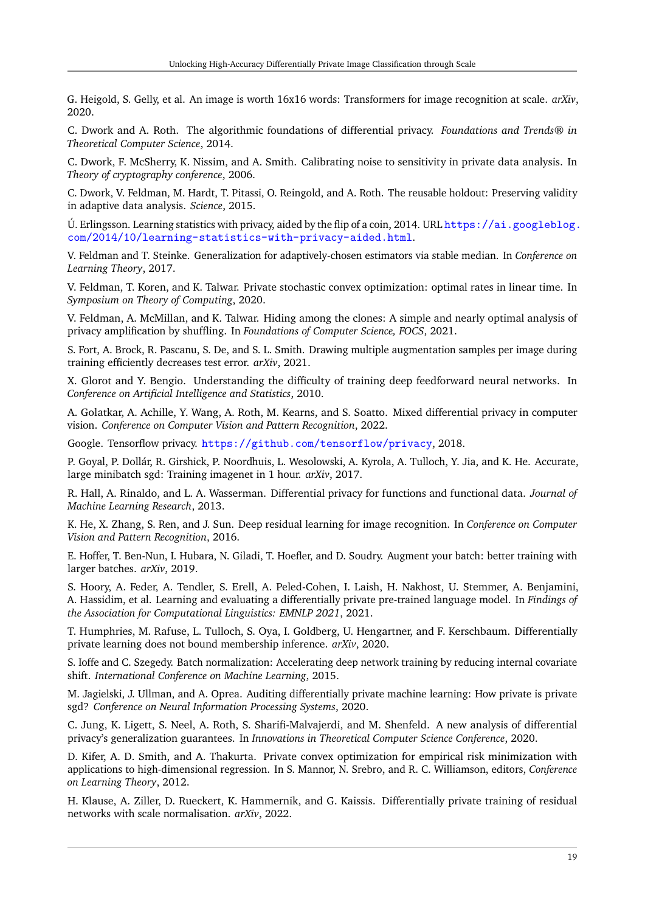G. Heigold, S. Gelly, et al. An image is worth 16x16 words: Transformers for image recognition at scale. *arXiv*, 2020.

C. Dwork and A. Roth. The algorithmic foundations of differential privacy. *Foundations and Trends® in Theoretical Computer Science*, 2014.

C. Dwork, F. McSherry, K. Nissim, and A. Smith. Calibrating noise to sensitivity in private data analysis. In *Theory of cryptography conference*, 2006.

C. Dwork, V. Feldman, M. Hardt, T. Pitassi, O. Reingold, and A. Roth. The reusable holdout: Preserving validity in adaptive data analysis. *Science*, 2015.

Ú. Erlingsson. Learning statistics with privacy, aided by the flip of a coin, 2014. URL https://ai.googleblog.com/2014/10/learning-statistics-with-privacy-aided.html.

V. Feldman and T. Steinke. Generalization for adaptively-chosen estimators via stable median. In *Conference on Learning Theory*, 2017.

V. Feldman, T. Koren, and K. Talwar. Private stochastic convex optimization: optimal rates in linear time. In *Symposium on Theory of Computing*, 2020.

V. Feldman, A. McMillan, and K. Talwar. Hiding among the clones: A simple and nearly optimal analysis of privacy amplification by shuffling. In *Foundations of Computer Science, FOCS*, 2021.

S. Fort, A. Brock, R. Pascanu, S. De, and S. L. Smith. Drawing multiple augmentation samples per image during training efficiently decreases test error. *arXiv*, 2021.

X. Glorot and Y. Bengio. Understanding the difficulty of training deep feedforward neural networks. In *Conference on Artificial Intelligence and Statistics*, 2010.

A. Golatkar, A. Achille, Y. Wang, A. Roth, M. Kearns, and S. Soatto. Mixed differential privacy in computer vision. *Conference on Computer Vision and Pattern Recognition*, 2022.

Google. Tensorflow privacy. https://github.com/tensorflow/privacy, 2018.

P. Goyal, P. Dollár, R. Girshick, P. Noordhuis, L. Wesolowski, A. Kyrola, A. Tulloch, Y. Jia, and K. He. Accurate, large minibatch sgd: Training imagenet in 1 hour. *arXiv*, 2017.

R. Hall, A. Rinaldo, and L. A. Wasserman. Differential privacy for functions and functional data. *Journal of Machine Learning Research*, 2013.

K. He, X. Zhang, S. Ren, and J. Sun. Deep residual learning for image recognition. In *Conference on Computer Vision and Pattern Recognition*, 2016.

E. Hoffer, T. Ben-Nun, I. Hubara, N. Giladi, T. Hoefler, and D. Soudry. Augment your batch: better training with larger batches. *arXiv*, 2019.

S. Hoory, A. Feder, A. Tendler, S. Erell, A. Peled-Cohen, I. Laish, H. Nakhost, U. Stemmer, A. Benjamini, A. Hassidim, et al. Learning and evaluating a differentially private pre-trained language model. In *Findings of the Association for Computational Linguistics: EMNLP 2021*, 2021.

T. Humphries, M. Rafuse, L. Tulloch, S. Oya, I. Goldberg, U. Hengartner, and F. Kerschbaum. Differentially private learning does not bound membership inference. *arXiv*, 2020.

S. Ioffe and C. Szegedy. Batch normalization: Accelerating deep network training by reducing internal covariate shift. *International Conference on Machine Learning*, 2015.

M. Jagielski, J. Ullman, and A. Oprea. Auditing differentially private machine learning: How private is private sgd? *Conference on Neural Information Processing Systems*, 2020.

C. Jung, K. Ligett, S. Neel, A. Roth, S. Sharifi-Malvajerdi, and M. Shenfeld. A new analysis of differential privacy's generalization guarantees. In *Innovations in Theoretical Computer Science Conference*, 2020.

D. Kifer, A. D. Smith, and A. Thakurta. Private convex optimization for empirical risk minimization with applications to high-dimensional regression. In S. Mannor, N. Srebro, and R. C. Williamson, editors, *Conference on Learning Theory*, 2012.

H. Klause, A. Ziller, D. Rueckert, K. Hammernik, and G. Kaissis. Differentially private training of residual networks with scale normalisation. *arXiv*, 2022.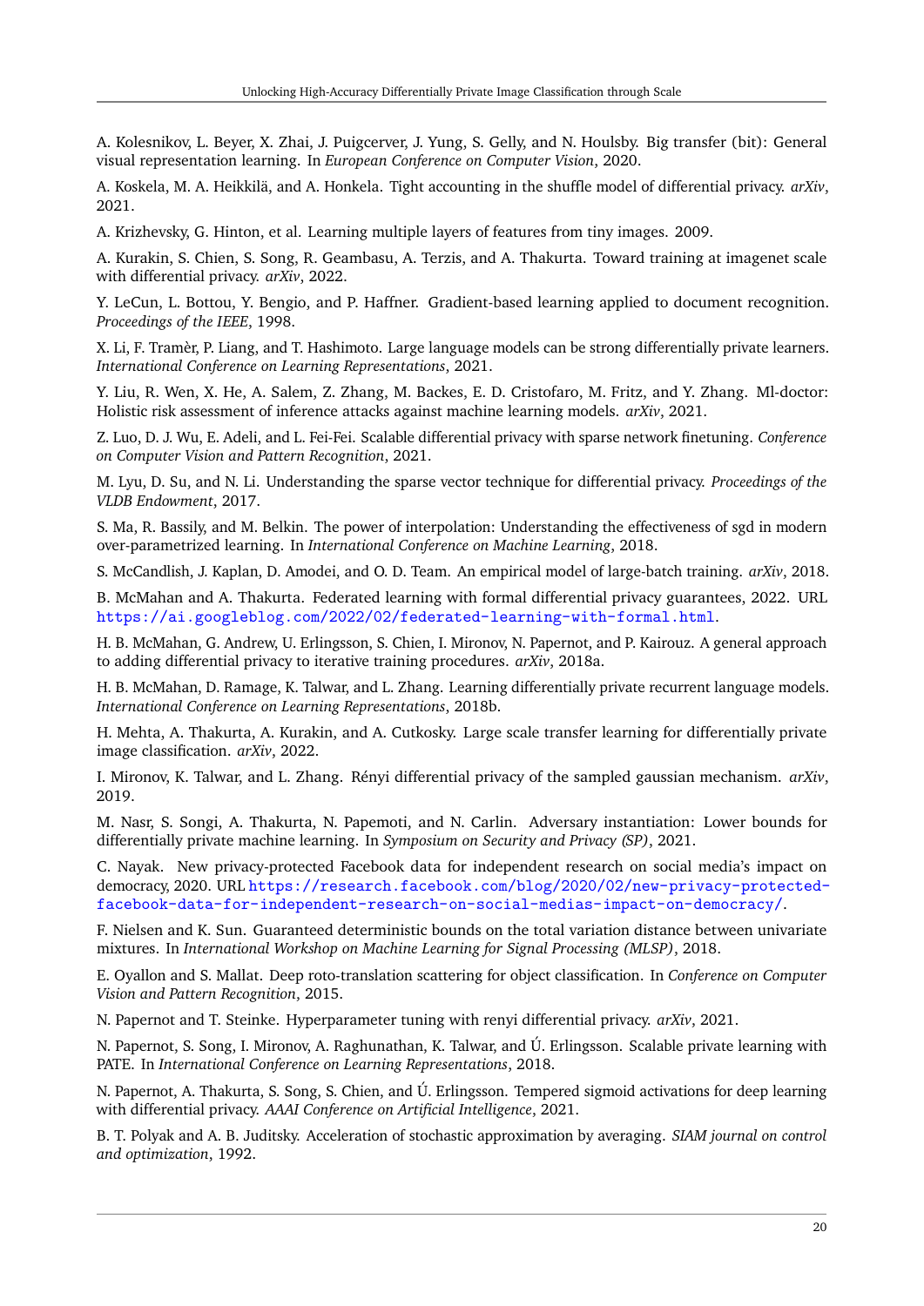A. Kolesnikov, L. Beyer, X. Zhai, J. Puigcerver, J. Yung, S. Gelly, and N. Houlsby. Big transfer (bit): General visual representation learning. In *European Conference on Computer Vision*, 2020.

A. Koskela, M. A. Heikkilä, and A. Honkela. Tight accounting in the shuffle model of differential privacy. *arXiv*, 2021.

A. Krizhevsky, G. Hinton, et al. Learning multiple layers of features from tiny images. 2009.

A. Kurakin, S. Chien, S. Song, R. Geambasu, A. Terzis, and A. Thakurta. Toward training at imagenet scale with differential privacy. *arXiv*, 2022.

Y. LeCun, L. Bottou, Y. Bengio, and P. Haffner. Gradient-based learning applied to document recognition. *Proceedings of the IEEE*, 1998.

X. Li, F. Tramèr, P. Liang, and T. Hashimoto. Large language models can be strong differentially private learners. *International Conference on Learning Representations*, 2021.

Y. Liu, R. Wen, X. He, A. Salem, Z. Zhang, M. Backes, E. D. Cristofaro, M. Fritz, and Y. Zhang. Ml-doctor: Holistic risk assessment of inference attacks against machine learning models. *arXiv*, 2021.

Z. Luo, D. J. Wu, E. Adeli, and L. Fei-Fei. Scalable differential privacy with sparse network finetuning. *Conference on Computer Vision and Pattern Recognition*, 2021.

M. Lyu, D. Su, and N. Li. Understanding the sparse vector technique for differential privacy. *Proceedings of the VLDB Endowment*, 2017.

S. Ma, R. Bassily, and M. Belkin. The power of interpolation: Understanding the effectiveness of sgd in modern over-parametrized learning. In *International Conference on Machine Learning*, 2018.

S. McCandlish, J. Kaplan, D. Amodei, and O. D. Team. An empirical model of large-batch training. *arXiv*, 2018.

B. McMahan and A. Thakurta. Federated learning with formal differential privacy guarantees, 2022. URL https://ai.googleblog.com/2022/02/federated-learning-with-formal.html.

H. B. McMahan, G. Andrew, U. Erlingsson, S. Chien, I. Mironov, N. Papernot, and P. Kairouz. A general approach to adding differential privacy to iterative training procedures. *arXiv*, 2018a.

H. B. McMahan, D. Ramage, K. Talwar, and L. Zhang. Learning differentially private recurrent language models. *International Conference on Learning Representations*, 2018b.

H. Mehta, A. Thakurta, A. Kurakin, and A. Cutkosky. Large scale transfer learning for differentially private image classification. *arXiv*, 2022.

I. Mironov, K. Talwar, and L. Zhang. Rényi differential privacy of the sampled gaussian mechanism. *arXiv*, 2019.

M. Nasr, S. Songi, A. Thakurta, N. Papemoti, and N. Carlin. Adversary instantiation: Lower bounds for differentially private machine learning. In *Symposium on Security and Privacy (SP)*, 2021.

C. Nayak. New privacy-protected Facebook data for independent research on social media's impact on democracy, 2020. URL https://research.facebook.com/blog/2020/02/new-privacy-protected-facebook-data-for-independent-research-on-social-medias-impact-on-democracy/.

F. Nielsen and K. Sun. Guaranteed deterministic bounds on the total variation distance between univariate mixtures. In *International Workshop on Machine Learning for Signal Processing (MLSP)*, 2018.

E. Oyallon and S. Mallat. Deep roto-translation scattering for object classification. In *Conference on Computer Vision and Pattern Recognition*, 2015.

N. Papernot and T. Steinke. Hyperparameter tuning with renyi differential privacy. *arXiv*, 2021.

N. Papernot, S. Song, I. Mironov, A. Raghunathan, K. Talwar, and Ú. Erlingsson. Scalable private learning with PATE. In *International Conference on Learning Representations*, 2018.

N. Papernot, A. Thakurta, S. Song, S. Chien, and Ú. Erlingsson. Tempered sigmoid activations for deep learning with differential privacy. *AAAI Conference on Artificial Intelligence*, 2021.

B. T. Polyak and A. B. Juditsky. Acceleration of stochastic approximation by averaging. *SIAM journal on control and optimization*, 1992.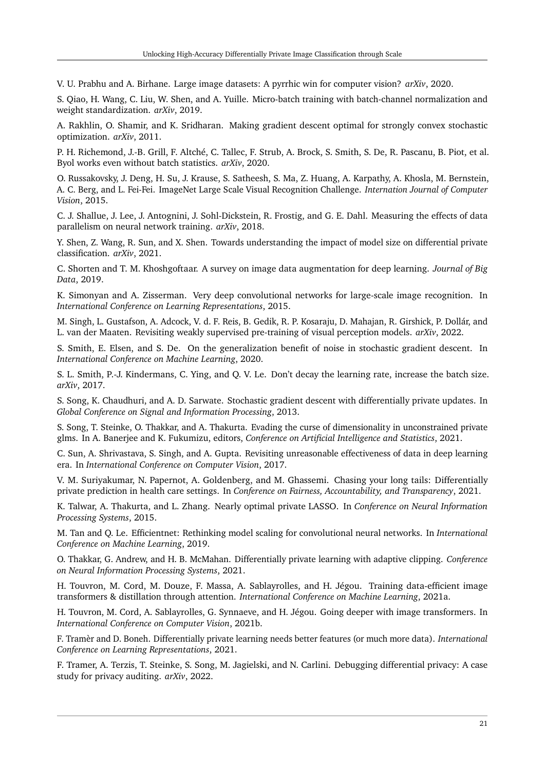V. U. Prabhu and A. Birhane. Large image datasets: A pyrrhic win for computer vision? *arXiv*, 2020.

S. Qiao, H. Wang, C. Liu, W. Shen, and A. Yuille. Micro-batch training with batch-channel normalization and weight standardization. *arXiv*, 2019.

A. Rakhlin, O. Shamir, and K. Sridharan. Making gradient descent optimal for strongly convex stochastic optimization. *arXiv*, 2011.

P. H. Richemond, J.-B. Grill, F. Altché, C. Tallec, F. Strub, A. Brock, S. Smith, S. De, R. Pascanu, B. Piot, et al. Byol works even without batch statistics. *arXiv*, 2020.

O. Russakovsky, J. Deng, H. Su, J. Krause, S. Satheesh, S. Ma, Z. Huang, A. Karpathy, A. Khosla, M. Bernstein, A. C. Berg, and L. Fei-Fei. ImageNet Large Scale Visual Recognition Challenge. *Internation Journal of Computer Vision*, 2015.

C. J. Shallue, J. Lee, J. Antognini, J. Sohl-Dickstein, R. Frostig, and G. E. Dahl. Measuring the effects of data parallelism on neural network training. *arXiv*, 2018.

Y. Shen, Z. Wang, R. Sun, and X. Shen. Towards understanding the impact of model size on differential private classification. *arXiv*, 2021.

C. Shorten and T. M. Khoshgoftaar. A survey on image data augmentation for deep learning. *Journal of Big Data*, 2019.

K. Simonyan and A. Zisserman. Very deep convolutional networks for large-scale image recognition. In *International Conference on Learning Representations*, 2015.

M. Singh, L. Gustafson, A. Adcock, V. d. F. Reis, B. Gedik, R. P. Kosaraju, D. Mahajan, R. Girshick, P. Dollár, and L. van der Maaten. Revisiting weakly supervised pre-training of visual perception models. *arXiv*, 2022.

S. Smith, E. Elsen, and S. De. On the generalization benefit of noise in stochastic gradient descent. In *International Conference on Machine Learning*, 2020.

S. L. Smith, P.-J. Kindermans, C. Ying, and Q. V. Le. Don't decay the learning rate, increase the batch size. *arXiv*, 2017.

S. Song, K. Chaudhuri, and A. D. Sarwate. Stochastic gradient descent with differentially private updates. In *Global Conference on Signal and Information Processing*, 2013.

S. Song, T. Steinke, O. Thakkar, and A. Thakurta. Evading the curse of dimensionality in unconstrained private glms. In A. Banerjee and K. Fukumizu, editors, *Conference on Artificial Intelligence and Statistics*, 2021.

C. Sun, A. Shrivastava, S. Singh, and A. Gupta. Revisiting unreasonable effectiveness of data in deep learning era. In *International Conference on Computer Vision*, 2017.

V. M. Suriyakumar, N. Papernot, A. Goldenberg, and M. Ghassemi. Chasing your long tails: Differentially private prediction in health care settings. In *Conference on Fairness, Accountability, and Transparency*, 2021.

K. Talwar, A. Thakurta, and L. Zhang. Nearly optimal private LASSO. In *Conference on Neural Information Processing Systems*, 2015.

M. Tan and Q. Le. Efficientnet: Rethinking model scaling for convolutional neural networks. In *International Conference on Machine Learning*, 2019.

O. Thakkar, G. Andrew, and H. B. McMahan. Differentially private learning with adaptive clipping. *Conference on Neural Information Processing Systems*, 2021.

H. Touvron, M. Cord, M. Douze, F. Massa, A. Sablayrolles, and H. Jégou. Training data-efficient image transformers & distillation through attention. *International Conference on Machine Learning*, 2021a.

H. Touvron, M. Cord, A. Sablayrolles, G. Synnaeve, and H. Jégou. Going deeper with image transformers. In *International Conference on Computer Vision*, 2021b.

F. Tramèr and D. Boneh. Differentially private learning needs better features (or much more data). *International Conference on Learning Representations*, 2021.

F. Tramer, A. Terzis, T. Steinke, S. Song, M. Jagielski, and N. Carlini. Debugging differential privacy: A case study for privacy auditing. *arXiv*, 2022.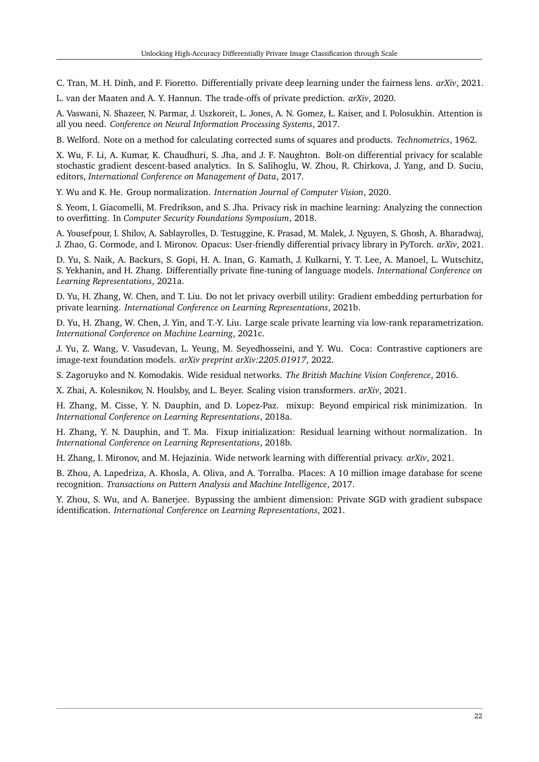C. Tran, M. H. Dinh, and F. Fioretto. Differentially private deep learning under the fairness lens. *arXiv*, 2021.

L. van der Maaten and A. Y. Hannun. The trade-offs of private prediction. *arXiv*, 2020.

A. Vaswani, N. Shazeer, N. Parmar, J. Uszkoreit, L. Jones, A. N. Gomez, Ł. Kaiser, and I. Polosukhin. Attention is all you need. *Conference on Neural Information Processing Systems*, 2017.

B. Welford. Note on a method for calculating corrected sums of squares and products. *Technometrics*, 1962.

X. Wu, F. Li, A. Kumar, K. Chaudhuri, S. Jha, and J. F. Naughton. Bolt-on differential privacy for scalable stochastic gradient descent-based analytics. In S. Salihoglu, W. Zhou, R. Chirkova, J. Yang, and D. Suciu, editors, *International Conference on Management of Data*, 2017.

Y. Wu and K. He. Group normalization. *Internation Journal of Computer Vision*, 2020.

S. Yeom, I. Giacomelli, M. Fredrikson, and S. Jha. Privacy risk in machine learning: Analyzing the connection to overfitting. In *Computer Security Foundations Symposium*, 2018.

A. Yousefpour, I. Shilov, A. Sablayrolles, D. Testuggine, K. Prasad, M. Malek, J. Nguyen, S. Ghosh, A. Bharadwaj, J. Zhao, G. Cormode, and I. Mironov. Opacus: User-friendly differential privacy library in PyTorch. *arXiv*, 2021.

D. Yu, S. Naik, A. Backurs, S. Gopi, H. A. Inan, G. Kamath, J. Kulkarni, Y. T. Lee, A. Manoel, L. Wutschitz, S. Yekhanin, and H. Zhang. Differentially private fine-tuning of language models. *International Conference on Learning Representations*, 2021a.

D. Yu, H. Zhang, W. Chen, and T. Liu. Do not let privacy overbill utility: Gradient embedding perturbation for private learning. *International Conference on Learning Representations*, 2021b.

D. Yu, H. Zhang, W. Chen, J. Yin, and T.-Y. Liu. Large scale private learning via low-rank reparametrization. *International Conference on Machine Learning*, 2021c.

J. Yu, Z. Wang, V. Vasudevan, L. Yeung, M. Seyedhosseini, and Y. Wu. Coca: Contrastive captioners are image-text foundation models. *arXiv preprint arXiv:2205.01917*, 2022.

S. Zagoruyko and N. Komodakis. Wide residual networks. *The British Machine Vision Conference*, 2016.

X. Zhai, A. Kolesnikov, N. Houlsby, and L. Beyer. Scaling vision transformers. *arXiv*, 2021.

H. Zhang, M. Cisse, Y. N. Dauphin, and D. Lopez-Paz. mixup: Beyond empirical risk minimization. In *International Conference on Learning Representations*, 2018a.

H. Zhang, Y. N. Dauphin, and T. Ma. Fixup initialization: Residual learning without normalization. In *International Conference on Learning Representations*, 2018b.

H. Zhang, I. Mironov, and M. Hejazinia. Wide network learning with differential privacy. *arXiv*, 2021.

B. Zhou, A. Lapedriza, A. Khosla, A. Oliva, and A. Torralba. Places: A 10 million image database for scene recognition. *Transactions on Pattern Analysis and Machine Intelligence*, 2017.

Y. Zhou, S. Wu, and A. Banerjee. Bypassing the ambient dimension: Private SGD with gradient subspace identification. *International Conference on Learning Representations*, 2021.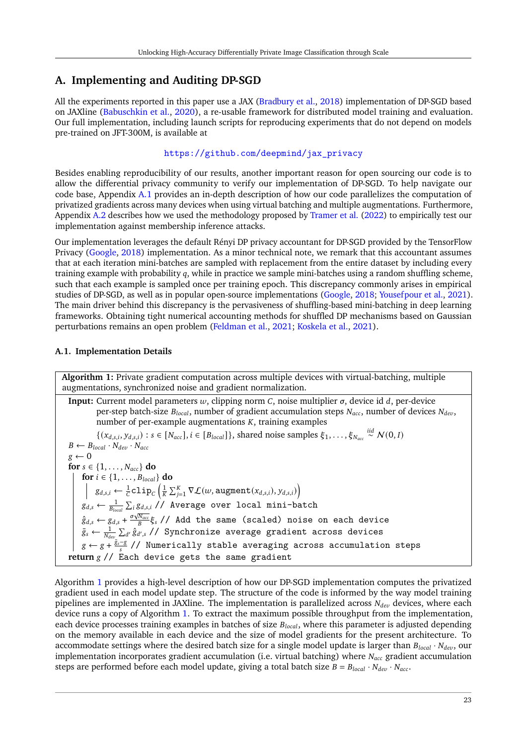# A. Implementing and Auditing DP-SGD

All the experiments reported in this paper use a JAX (Bradbury et al., 2018) implementation of DP-SGD based on JAXline (Babuschkin et al., 2020), a re-usable framework for distributed model training and evaluation. Our full implementation, including launch scripts for reproducing experiments that do not depend on models pre-trained on JFT-300M, is available at

https://github.com/deepmind/jax_privacy

Besides enabling reproducibility of our results, another important reason for open sourcing our code is to allow the differential privacy community to verify our implementation of DP-SGD. To help navigate our code base, Appendix A.1 provides an in-depth description of how our code parallelizes the computation of privatized gradients across many devices when using virtual batching and multiple augmentations. Furthermore, Appendix A.2 describes how we used the methodology proposed by Tramer et al. (2022) to empirically test our implementation against membership inference attacks.

Our implementation leverages the default Rényi DP privacy accountant for DP-SGD provided by the TensorFlow Privacy (Google, 2018) implementation. As a minor technical note, we remark that this accountant assumes that at each iteration mini-batches are sampled with replacement from the entire dataset by including every training example with probability $q$, while in practice we sample mini-batches using a random shuffling scheme, such that each example is sampled once per training epoch. This discrepancy commonly arises in empirical studies of DP-SGD, as well as in popular open-source implementations (Google, 2018; Yousefpour et al., 2021). The main driver behind this discrepancy is the pervasiveness of shuffling-based mini-batching in deep learning frameworks. Obtaining tight numerical accounting methods for shuffled DP mechanisms based on Gaussian perturbations remains an open problem (Feldman et al., 2021; Koskela et al., 2021).

## A.1. Implementation Details

**Algorithm 1:** Private gradient computation across multiple devices with virtual-batching, multiple augmentations, synchronized noise and gradient normalization.

**Input:** Current model parameters $w$, clipping norm $C$, noise multiplier $\sigma$, device id $d$, per-device per-step batch-size $B_{local}$, number of gradient accumulation steps $N_{acc}$, number of devices $N_{dev}$, number of per-example augmentations $K$, training examples $\{(x_{d,s,i}, y_{d,s,i}) : s \in [N_{acc}], i \in [B_{local}]\}$, shared noise samples $\xi_1, \ldots, \xi_{N_{acc}} \overset{iid}{\sim} \mathcal{N}(0, I)$

$B \leftarrow B_{local} \cdot N_{dev} \cdot N_{acc}$

$g \leftarrow 0$

**for** $s \in \{1, \ldots, N_{acc}\}$ **do**

  **for** $i \in \{1, \ldots, B_{local}\}$ **do**

    $g_{d,s,i} \leftarrow \frac{1}{C}\texttt{clip}_C\left(\frac{1}{K}\sum_{j=1}^{K} \nabla\mathcal{L}(w, \texttt{augment}(x_{d,s,i}), y_{d,s,i})\right)$

  $g_{d,s} \leftarrow \frac{1}{B_{local}}\sum_i g_{d,s,i}$ // Average over local mini-batch

  $\hat{g}_{d,s} \leftarrow g_{d,s} + \frac{\sigma\sqrt{N_{acc}}}{B}\xi_s$ // Add the same (scaled) noise on each device

  $\bar{g}_s \leftarrow \frac{1}{N_{dev}}\sum_{d'} \hat{g}_{d',s}$ // Synchronize average gradient across devices

  $g \leftarrow g + \frac{\bar{g}_s - g}{s}$ // Numerically stable averaging across accumulation steps

**return** $g$ // Each device gets the same gradient

Algorithm 1 provides a high-level description of how our DP-SGD implementation computes the privatized gradient used in each model update step. The structure of the code is informed by the way model training pipelines are implemented in JAXline. The implementation is parallelized across $N_{dev}$ devices, where each device runs a copy of Algorithm 1. To extract the maximum possible throughput from the implementation, each device processes training examples in batches of size $B_{local}$, where this parameter is adjusted depending on the memory available in each device and the size of model gradients for the present architecture. To accommodate settings where the desired batch size for a single model update is larger than $B_{local} \cdot N_{dev}$, our implementation incorporates gradient accumulation (i.e. virtual batching) where $N_{acc}$ gradient accumulation steps are performed before each model update, giving a total batch size $B = B_{local} \cdot N_{dev} \cdot N_{acc}$.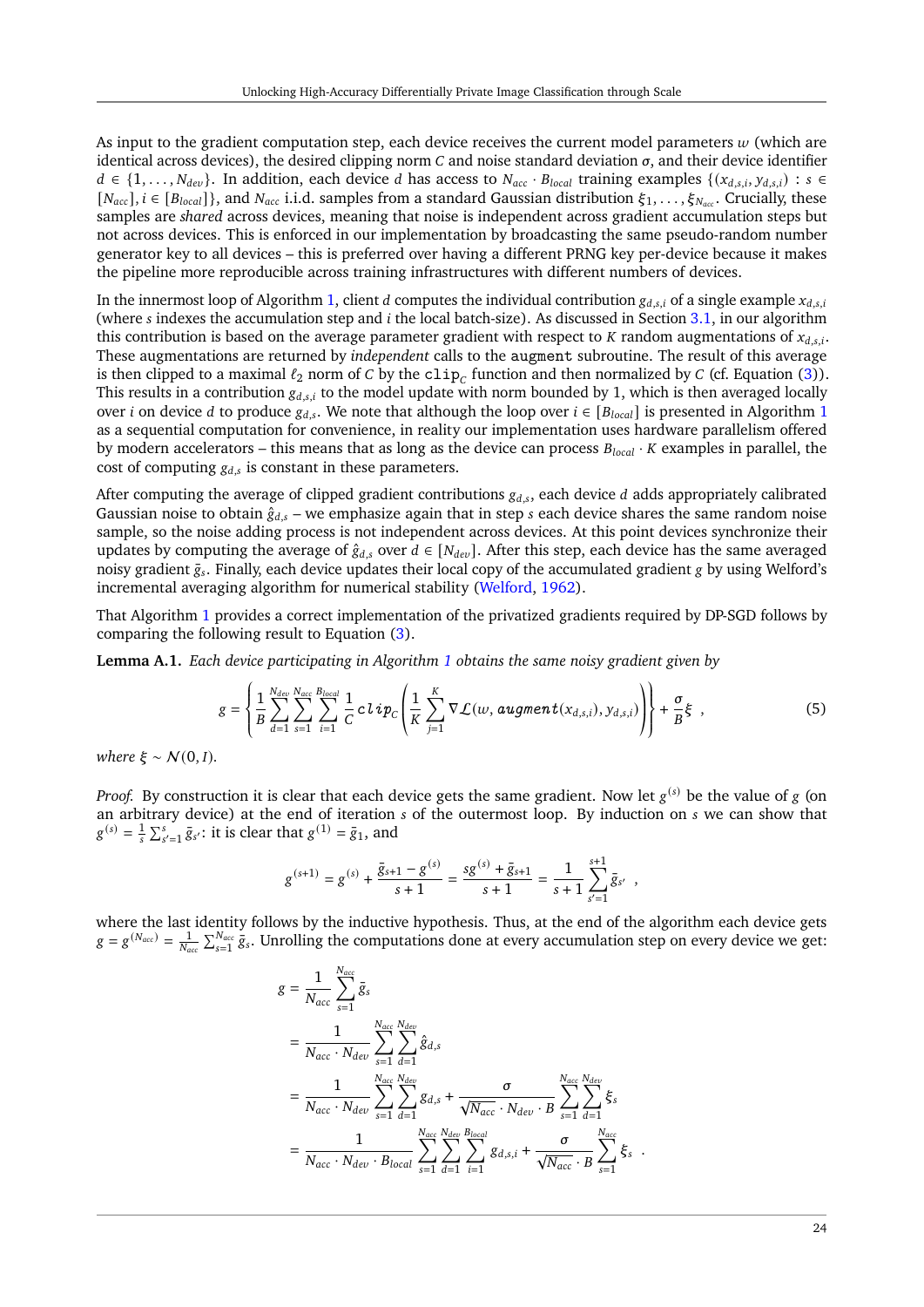As input to the gradient computation step, each device receives the current model parameters $w$ (which are identical across devices), the desired clipping norm $C$ and noise standard deviation $\sigma$, and their device identifier $d \in \{1, \dots, N_{dev}\}$. In addition, each device $d$ has access to $N_{acc} \cdot B_{local}$ training examples $\{(x_{d,s,i}, y_{d,s,i}) : s \in [N_{acc}], i \in [B_{local}]\}$, and $N_{acc}$ i.i.d. samples from a standard Gaussian distribution $\xi_1, \dots, \xi_{N_{acc}}$. Crucially, these samples are *shared* across devices, meaning that noise is independent across gradient accumulation steps but not across devices. This is enforced in our implementation by broadcasting the same pseudo-random number generator key to all devices – this is preferred over having a different PRNG key per-device because it makes the pipeline more reproducible across training infrastructures with different numbers of devices.

In the innermost loop of Algorithm 1, client $d$ computes the individual contribution $g_{d,s,i}$ of a single example $x_{d,s,i}$ (where $s$ indexes the accumulation step and $i$ the local batch-size). As discussed in Section 3.1, in our algorithm this contribution is based on the average parameter gradient with respect to $K$ random augmentations of $x_{d,s,i}$. These augmentations are returned by *independent* calls to the `augment` subroutine. The result of this average is then clipped to a maximal $\ell_2$ norm of $C$ by the $\texttt{clip}_C$ function and then normalized by $C$ (cf. Equation (3)). This results in a contribution $g_{d,s,i}$ to the model update with norm bounded by 1, which is then averaged locally over $i$ on device $d$ to produce $g_{d,s}$. We note that although the loop over $i \in [B_{local}]$ is presented in Algorithm 1 as a sequential computation for convenience, in reality our implementation uses hardware parallelism offered by modern accelerators – this means that as long as the device can process $B_{local} \cdot K$ examples in parallel, the cost of computing $g_{d,s}$ is constant in these parameters.

After computing the average of clipped gradient contributions $g_{d,s}$, each device $d$ adds appropriately calibrated Gaussian noise to obtain $\hat{g}_{d,s}$ – we emphasize again that in step $s$ each device shares the same random noise sample, so the noise adding process is not independent across devices. At this point devices synchronize their updates by computing the average of $\hat{g}_{d,s}$ over $d \in [N_{dev}]$. After this step, each device has the same averaged noisy gradient $\bar{g}_s$. Finally, each device updates their local copy of the accumulated gradient $g$ by using Welford's incremental averaging algorithm for numerical stability (Welford, 1962).

That Algorithm 1 provides a correct implementation of the privatized gradients required by DP-SGD follows by comparing the following result to Equation (3).

**Lemma A.1.** *Each device participating in Algorithm 1 obtains the same noisy gradient given by*

$$g = \left\{ \frac{1}{B} \sum_{d=1}^{N_{dev}} \sum_{s=1}^{N_{acc}} \sum_{i=1}^{B_{local}} \frac{1}{C} \, \texttt{clip}_C \left( \frac{1}{K} \sum_{j=1}^{K} \nabla \mathcal{L}(w, \texttt{augment}(x_{d,s,i}), y_{d,s,i}) \right) \right\} + \frac{\sigma}{B} \xi \ , \tag{5}$$

*where $\xi \sim \mathcal{N}(0, I)$.*

*Proof.* By construction it is clear that each device gets the same gradient. Now let $g^{(s)}$ be the value of $g$ (on an arbitrary device) at the end of iteration $s$ of the outermost loop. By induction on $s$ we can show that $g^{(s)} = \frac{1}{s} \sum_{s'=1}^{s} \bar{g}_{s'}$: it is clear that $g^{(1)} = \bar{g}_1$, and

$$g^{(s+1)} = g^{(s)} + \frac{\bar{g}_{s+1} - g^{(s)}}{s+1} = \frac{s g^{(s)} + \bar{g}_{s+1}}{s+1} = \frac{1}{s+1} \sum_{s'=1}^{s+1} \bar{g}_{s'} \ ,$$

where the last identity follows by the inductive hypothesis. Thus, at the end of the algorithm each device gets $g = g^{(N_{acc})} = \frac{1}{N_{acc}} \sum_{s=1}^{N_{acc}} \bar{g}_s$. Unrolling the computations done at every accumulation step on every device we get:

$$\begin{aligned}
g &= \frac{1}{N_{acc}} \sum_{s=1}^{N_{acc}} \bar{g}_s \\
&= \frac{1}{N_{acc} \cdot N_{dev}} \sum_{s=1}^{N_{acc}} \sum_{d=1}^{N_{dev}} \hat{g}_{d,s} \\
&= \frac{1}{N_{acc} \cdot N_{dev}} \sum_{s=1}^{N_{acc}} \sum_{d=1}^{N_{dev}} g_{d,s} + \frac{\sigma}{\sqrt{N_{acc}} \cdot N_{dev} \cdot B} \sum_{s=1}^{N_{acc}} \sum_{d=1}^{N_{dev}} \xi_s \\
&= \frac{1}{N_{acc} \cdot N_{dev} \cdot B_{local}} \sum_{s=1}^{N_{acc}} \sum_{d=1}^{N_{dev}} \sum_{i=1}^{B_{local}} g_{d,s,i} + \frac{\sigma}{\sqrt{N_{acc}} \cdot B} \sum_{s=1}^{N_{acc}} \xi_s \ .
\end{aligned}$$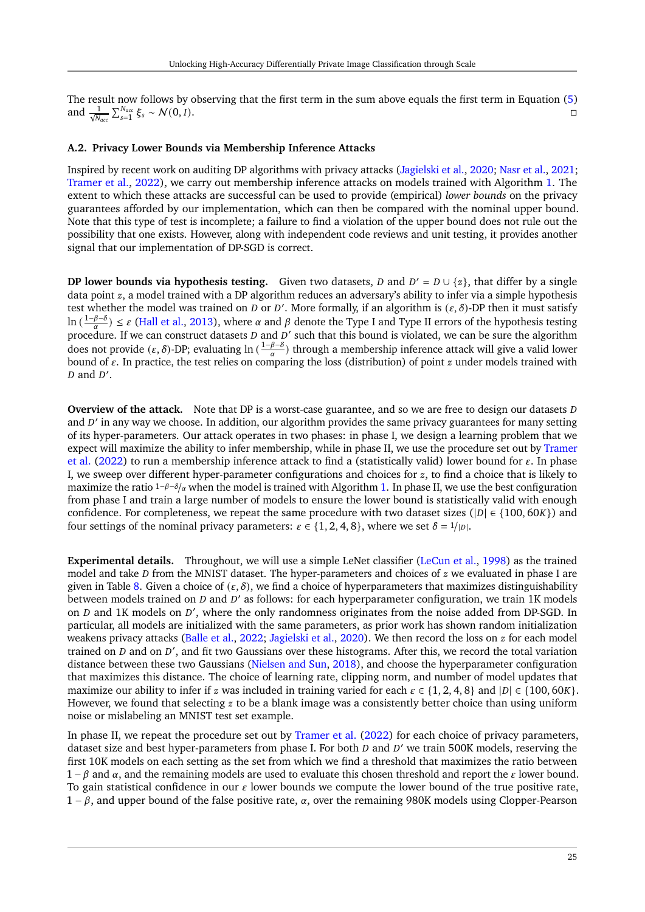The result now follows by observing that the first term in the sum above equals the first term in Equation (5) and $\frac{1}{\sqrt{N_{acc}}}\sum_{s=1}^{N_{acc}} \xi_s \sim \mathcal{N}(0, I)$. $\square$

### A.2. Privacy Lower Bounds via Membership Inference Attacks

Inspired by recent work on auditing DP algorithms with privacy attacks (Jagielski et al., 2020; Nasr et al., 2021; Tramer et al., 2022), we carry out membership inference attacks on models trained with Algorithm 1. The extent to which these attacks are successful can be used to provide (empirical) *lower bounds* on the privacy guarantees afforded by our implementation, which can then be compared with the nominal upper bound. Note that this type of test is incomplete; a failure to find a violation of the upper bound does not rule out the possibility that one exists. However, along with independent code reviews and unit testing, it provides another signal that our implementation of DP-SGD is correct.

**DP lower bounds via hypothesis testing.** Given two datasets, $D$ and $D' = D \cup \{z\}$, that differ by a single data point $z$, a model trained with a DP algorithm reduces an adversary's ability to infer via a simple hypothesis test whether the model was trained on $D$ or $D'$. More formally, if an algorithm is $(\varepsilon, \delta)$-DP then it must satisfy $\ln\left(\frac{1-\beta-\delta}{\alpha}\right) \leq \varepsilon$ (Hall et al., 2013), where $\alpha$ and $\beta$ denote the Type I and Type II errors of the hypothesis testing procedure. If we can construct datasets $D$ and $D'$ such that this bound is violated, we can be sure the algorithm does not provide $(\varepsilon, \delta)$-DP; evaluating $\ln\left(\frac{1-\beta-\delta}{\alpha}\right)$ through a membership inference attack will give a valid lower bound of $\varepsilon$. In practice, the test relies on comparing the loss (distribution) of point $z$ under models trained with $D$ and $D'$.

**Overview of the attack.** Note that DP is a worst-case guarantee, and so we are free to design our datasets $D$ and $D'$ in any way we choose. In addition, our algorithm provides the same privacy guarantees for many setting of its hyper-parameters. Our attack operates in two phases: in phase I, we design a learning problem that we expect will maximize the ability to infer membership, while in phase II, we use the procedure set out by Tramer et al. (2022) to run a membership inference attack to find a (statistically valid) lower bound for $\varepsilon$. In phase I, we sweep over different hyper-parameter configurations and choices for $z$, to find a choice that is likely to maximize the ratio $1-\beta-\delta/\alpha$ when the model is trained with Algorithm 1. In phase II, we use the best configuration from phase I and train a large number of models to ensure the lower bound is statistically valid with enough confidence. For completeness, we repeat the same procedure with two dataset sizes ($|D| \in \{100, 60K\}$) and four settings of the nominal privacy parameters: $\varepsilon \in \{1, 2, 4, 8\}$, where we set $\delta = 1/|D|$.

**Experimental details.** Throughout, we will use a simple LeNet classifier (LeCun et al., 1998) as the trained model and take $D$ from the MNIST dataset. The hyper-parameters and choices of $z$ we evaluated in phase I are given in Table 8. Given a choice of $(\varepsilon, \delta)$, we find a choice of hyperparameters that maximizes distinguishability between models trained on $D$ and $D'$ as follows: for each hyperparameter configuration, we train 1K models on $D$ and 1K models on $D'$, where the only randomness originates from the noise added from DP-SGD. In particular, all models are initialized with the same parameters, as prior work has shown random initialization weakens privacy attacks (Balle et al., 2022; Jagielski et al., 2020). We then record the loss on $z$ for each model trained on $D$ and on $D'$, and fit two Gaussians over these histograms. After this, we record the total variation distance between these two Gaussians (Nielsen and Sun, 2018), and choose the hyperparameter configuration that maximizes this distance. The choice of learning rate, clipping norm, and number of model updates that maximize our ability to infer if $z$ was included in training varied for each $\varepsilon \in \{1, 2, 4, 8\}$ and $|D| \in \{100, 60K\}$. However, we found that selecting $z$ to be a blank image was a consistently better choice than using uniform noise or mislabeling an MNIST test set example.

In phase II, we repeat the procedure set out by Tramer et al. (2022) for each choice of privacy parameters, dataset size and best hyper-parameters from phase I. For both $D$ and $D'$ we train 500K models, reserving the first 10K models on each setting as the set from which we find a threshold that maximizes the ratio between $1-\beta$ and $\alpha$, and the remaining models are used to evaluate this chosen threshold and report the $\varepsilon$ lower bound. To gain statistical confidence in our $\varepsilon$ lower bounds we compute the lower bound of the true positive rate, $1-\beta$, and upper bound of the false positive rate, $\alpha$, over the remaining 980K models using Clopper-Pearson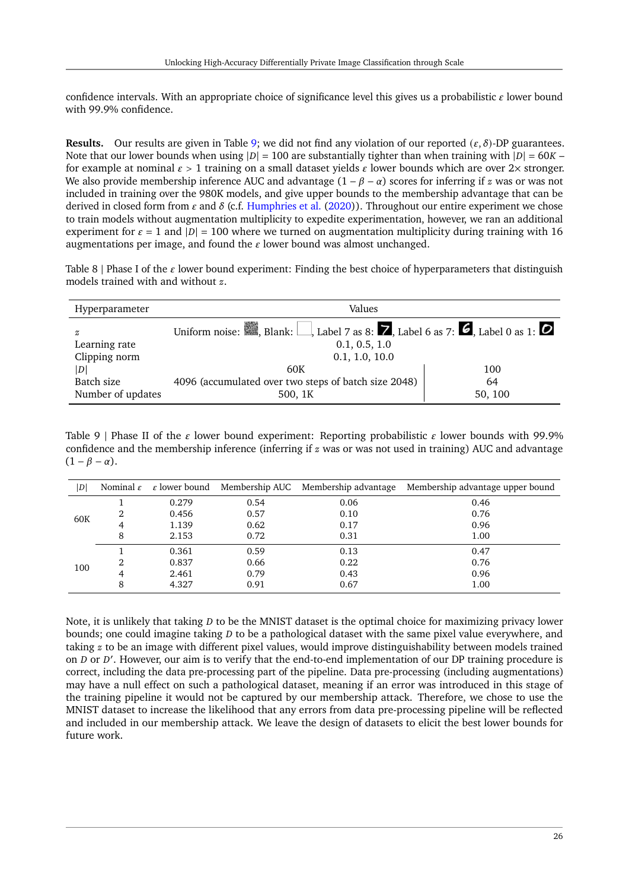confidence intervals. With an appropriate choice of significance level this gives us a probabilistic $\varepsilon$ lower bound with 99.9% confidence.

**Results.** Our results are given in Table 9; we did not find any violation of our reported $(\varepsilon, \delta)$-DP guarantees. Note that our lower bounds when using $|D| = 100$ are substantially tighter than when training with $|D| = 60K$ – for example at nominal $\varepsilon > 1$ training on a small dataset yields $\varepsilon$ lower bounds which are over $2\times$ stronger. We also provide membership inference AUC and advantage $(1 - \beta - \alpha)$ scores for inferring if $z$ was or was not included in training over the 980K models, and give upper bounds to the membership advantage that can be derived in closed form from $\varepsilon$ and $\delta$ (c.f. Humphries et al. (2020)). Throughout our entire experiment we chose to train models without augmentation multiplicity to expedite experimentation, however, we ran an additional experiment for $\varepsilon = 1$ and $|D| = 100$ where we turned on augmentation multiplicity during training with 16 augmentations per image, and found the $\varepsilon$ lower bound was almost unchanged.

Table 8 | Phase I of the $\varepsilon$ lower bound experiment: Finding the best choice of hyperparameters that distinguish models trained with and without $z$.

| Hyperparameter | Values | |
|---|---|---|
| $z$ | Uniform noise: [image], Blank: [image], Label 7 as 8: [image], Label 6 as 7: [image], Label 0 as 1: [image] | |
| Learning rate | 0.1, 0.5, 1.0 | |
| Clipping norm | 0.1, 1.0, 10.0 | |
| $\|D\|$ | 60K | 100 |
| Batch size | 4096 (accumulated over two steps of batch size 2048) | 64 |
| Number of updates | 500, 1K | 50, 100 |

Table 9 | Phase II of the $\varepsilon$ lower bound experiment: Reporting probabilistic $\varepsilon$ lower bounds with 99.9% confidence and the membership inference (inferring if $z$ was or was not used in training) AUC and advantage $(1 - \beta - \alpha)$.

| $\|D\|$ | Nominal $\varepsilon$ | $\varepsilon$ lower bound | Membership AUC | Membership advantage | Membership advantage upper bound |
|---|---|---|---|---|---|
| 60K | 1 | 0.279 | 0.54 | 0.06 | 0.46 |
| | 2 | 0.456 | 0.57 | 0.10 | 0.76 |
| | 4 | 1.139 | 0.62 | 0.17 | 0.96 |
| | 8 | 2.153 | 0.72 | 0.31 | 1.00 |
| 100 | 1 | 0.361 | 0.59 | 0.13 | 0.47 |
| | 2 | 0.837 | 0.66 | 0.22 | 0.76 |
| | 4 | 2.461 | 0.79 | 0.43 | 0.96 |
| | 8 | 4.327 | 0.91 | 0.67 | 1.00 |

Note, it is unlikely that taking $D$ to be the MNIST dataset is the optimal choice for maximizing privacy lower bounds; one could imagine taking $D$ to be a pathological dataset with the same pixel value everywhere, and taking $z$ to be an image with different pixel values, would improve distinguishability between models trained on $D$ or $D'$. However, our aim is to verify that the end-to-end implementation of our DP training procedure is correct, including the data pre-processing part of the pipeline. Data pre-processing (including augmentations) may have a null effect on such a pathological dataset, meaning if an error was introduced in this stage of the training pipeline it would not be captured by our membership attack. Therefore, we chose to use the MNIST dataset to increase the likelihood that any errors from data pre-processing pipeline will be reflected and included in our membership attack. We leave the design of datasets to elicit the best lower bounds for future work.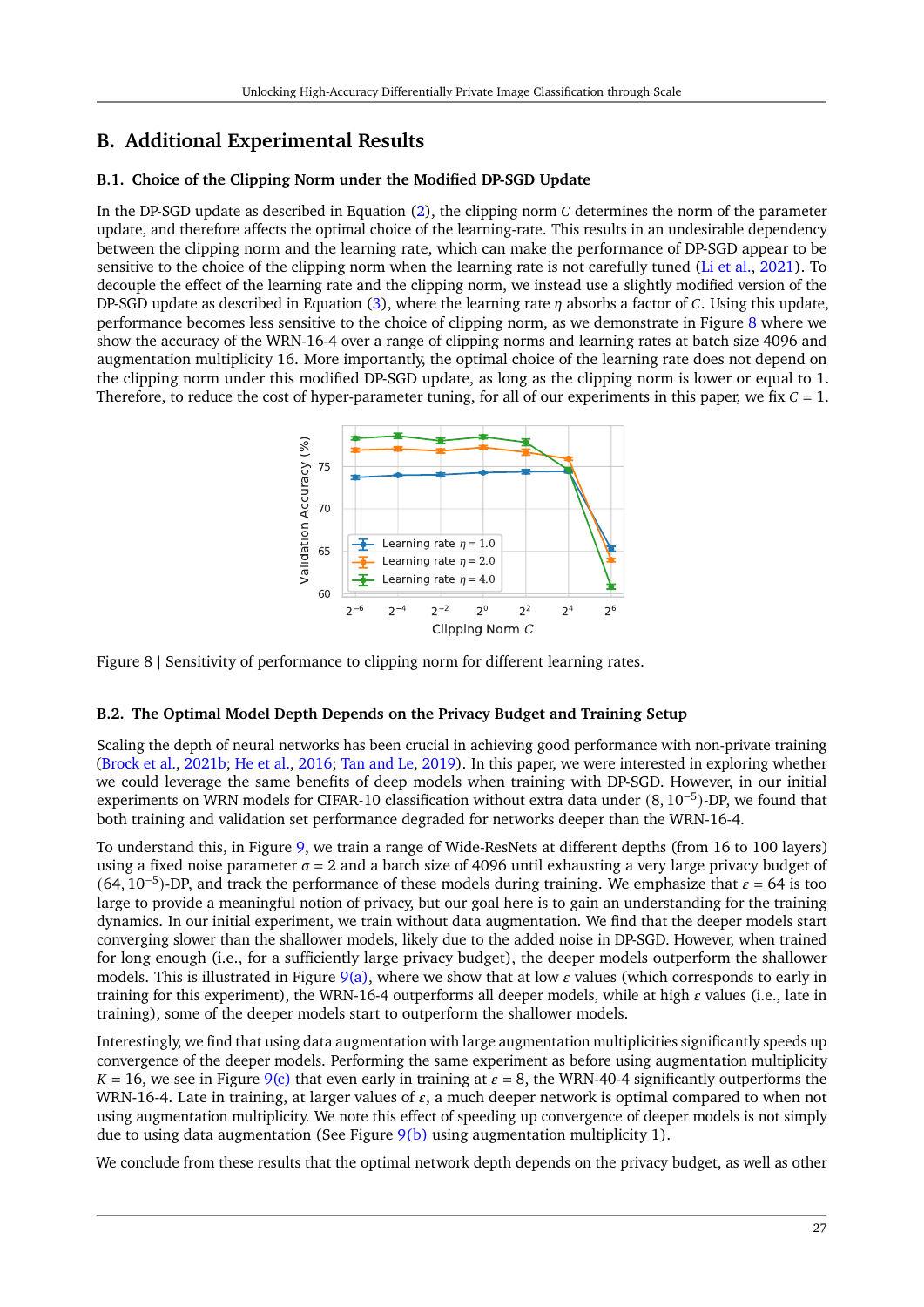## B. Additional Experimental Results

### B.1. Choice of the Clipping Norm under the Modified DP-SGD Update

In the DP-SGD update as described in Equation (2), the clipping norm $C$ determines the norm of the parameter update, and therefore affects the optimal choice of the learning-rate. This results in an undesirable dependency between the clipping norm and the learning rate, which can make the performance of DP-SGD appear to be sensitive to the choice of the clipping norm when the learning rate is not carefully tuned (Li et al., 2021). To decouple the effect of the learning rate and the clipping norm, we instead use a slightly modified version of the DP-SGD update as described in Equation (3), where the learning rate $\eta$ absorbs a factor of $C$. Using this update, performance becomes less sensitive to the choice of clipping norm, as we demonstrate in Figure 8 where we show the accuracy of the WRN-16-4 over a range of clipping norms and learning rates at batch size 4096 and augmentation multiplicity 16. More importantly, the optimal choice of the learning rate does not depend on the clipping norm under this modified DP-SGD update, as long as the clipping norm is lower or equal to 1. Therefore, to reduce the cost of hyper-parameter tuning, for all of our experiments in this paper, we fix $C = 1$.

Figure 8 | Sensitivity of performance to clipping norm for different learning rates.

### B.2. The Optimal Model Depth Depends on the Privacy Budget and Training Setup

Scaling the depth of neural networks has been crucial in achieving good performance with non-private training (Brock et al., 2021b; He et al., 2016; Tan and Le, 2019). In this paper, we were interested in exploring whether we could leverage the same benefits of deep models when training with DP-SGD. However, in our initial experiments on WRN models for CIFAR-10 classification without extra data under $(8, 10^{-5})$-DP, we found that both training and validation set performance degraded for networks deeper than the WRN-16-4.

To understand this, in Figure 9, we train a range of Wide-ResNets at different depths (from 16 to 100 layers) using a fixed noise parameter $\sigma = 2$ and a batch size of 4096 until exhausting a very large privacy budget of $(64, 10^{-5})$-DP, and track the performance of these models during training. We emphasize that $\varepsilon = 64$ is too large to provide a meaningful notion of privacy, but our goal here is to gain an understanding for the training dynamics. In our initial experiment, we train without data augmentation. We find that the deeper models start converging slower than the shallower models, likely due to the added noise in DP-SGD. However, when trained for long enough (i.e., for a sufficiently large privacy budget), the deeper models outperform the shallower models. This is illustrated in Figure 9(a), where we show that at low $\varepsilon$ values (which corresponds to early in training for this experiment), the WRN-16-4 outperforms all deeper models, while at high $\varepsilon$ values (i.e., late in training), some of the deeper models start to outperform the shallower models.

Interestingly, we find that using data augmentation with large augmentation multiplicities significantly speeds up convergence of the deeper models. Performing the same experiment as before using augmentation multiplicity $K = 16$, we see in Figure 9(c) that even early in training at $\varepsilon = 8$, the WRN-40-4 significantly outperforms the WRN-16-4. Late in training, at larger values of $\varepsilon$, a much deeper network is optimal compared to when not using augmentation multiplicity. We note this effect of speeding up convergence of deeper models is not simply due to using data augmentation (See Figure 9(b) using augmentation multiplicity 1).

We conclude from these results that the optimal network depth depends on the privacy budget, as well as other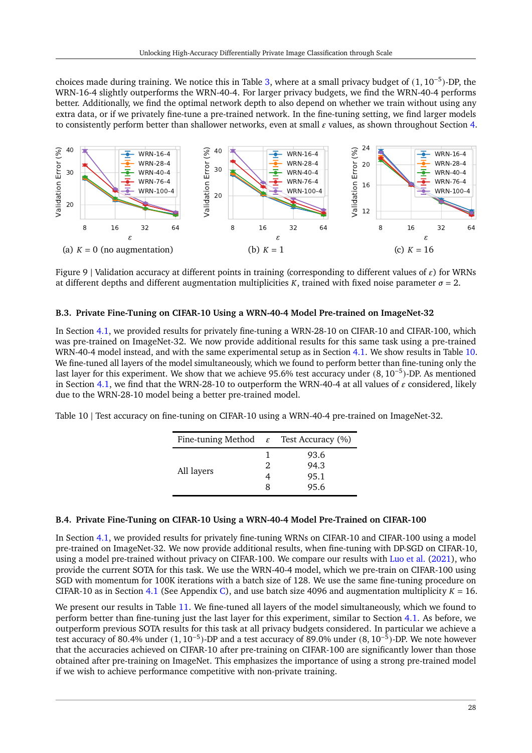choices made during training. We notice this in Table 3, where at a small privacy budget of $(1, 10^{-5})$-DP, the WRN-16-4 slightly outperforms the WRN-40-4. For larger privacy budgets, we find the WRN-40-4 performs better. Additionally, we find the optimal network depth to also depend on whether we train without using any extra data, or if we privately fine-tune a pre-trained network. In the fine-tuning setting, we find larger models to consistently perform better than shallower networks, even at small $\varepsilon$ values, as shown throughout Section 4.

(a) $K = 0$ (no augmentation)

(b) $K = 1$

(c) $K = 16$

Figure 9 | Validation accuracy at different points in training (corresponding to different values of $\varepsilon$) for WRNs at different depths and different augmentation multiplicities $K$, trained with fixed noise parameter $\sigma = 2$.

### B.3. Private Fine-Tuning on CIFAR-10 Using a WRN-40-4 Model Pre-trained on ImageNet-32

In Section 4.1, we provided results for privately fine-tuning a WRN-28-10 on CIFAR-10 and CIFAR-100, which was pre-trained on ImageNet-32. We now provide additional results for this same task using a pre-trained WRN-40-4 model instead, and with the same experimental setup as in Section 4.1. We show results in Table 10. We fine-tuned all layers of the model simultaneously, which we found to perform better than fine-tuning only the last layer for this experiment. We show that we achieve 95.6% test accuracy under $(8, 10^{-5})$-DP. As mentioned in Section 4.1, we find that the WRN-28-10 to outperform the WRN-40-4 at all values of $\varepsilon$ considered, likely due to the WRN-28-10 model being a better pre-trained model.

Table 10 | Test accuracy on fine-tuning on CIFAR-10 using a WRN-40-4 pre-trained on ImageNet-32.

| Fine-tuning Method | $\varepsilon$ | Test Accuracy (%) |
|---|---|---|
| All layers | 1 | 93.6 |
| | 2 | 94.3 |
| | 4 | 95.1 |
| | 8 | 95.6 |

### B.4. Private Fine-Tuning on CIFAR-10 Using a WRN-40-4 Model Pre-Trained on CIFAR-100

In Section 4.1, we provided results for privately fine-tuning WRNs on CIFAR-10 and CIFAR-100 using a model pre-trained on ImageNet-32. We now provide additional results, when fine-tuning with DP-SGD on CIFAR-10, using a model pre-trained without privacy on CIFAR-100. We compare our results with Luo et al. (2021), who provide the current SOTA for this task. We use the WRN-40-4 model, which we pre-train on CIFAR-100 using SGD with momentum for 100K iterations with a batch size of 128. We use the same fine-tuning procedure on CIFAR-10 as in Section 4.1 (See Appendix C), and use batch size 4096 and augmentation multiplicity $K = 16$.

We present our results in Table 11. We fine-tuned all layers of the model simultaneously, which we found to perform better than fine-tuning just the last layer for this experiment, similar to Section 4.1. As before, we outperform previous SOTA results for this task at all privacy budgets considered. In particular we achieve a test accuracy of 80.4% under $(1, 10^{-5})$-DP and a test accuracy of 89.0% under $(8, 10^{-5})$-DP. We note however that the accuracies achieved on CIFAR-10 after pre-training on CIFAR-100 are significantly lower than those obtained after pre-training on ImageNet. This emphasizes the importance of using a strong pre-trained model if we wish to achieve performance competitive with non-private training.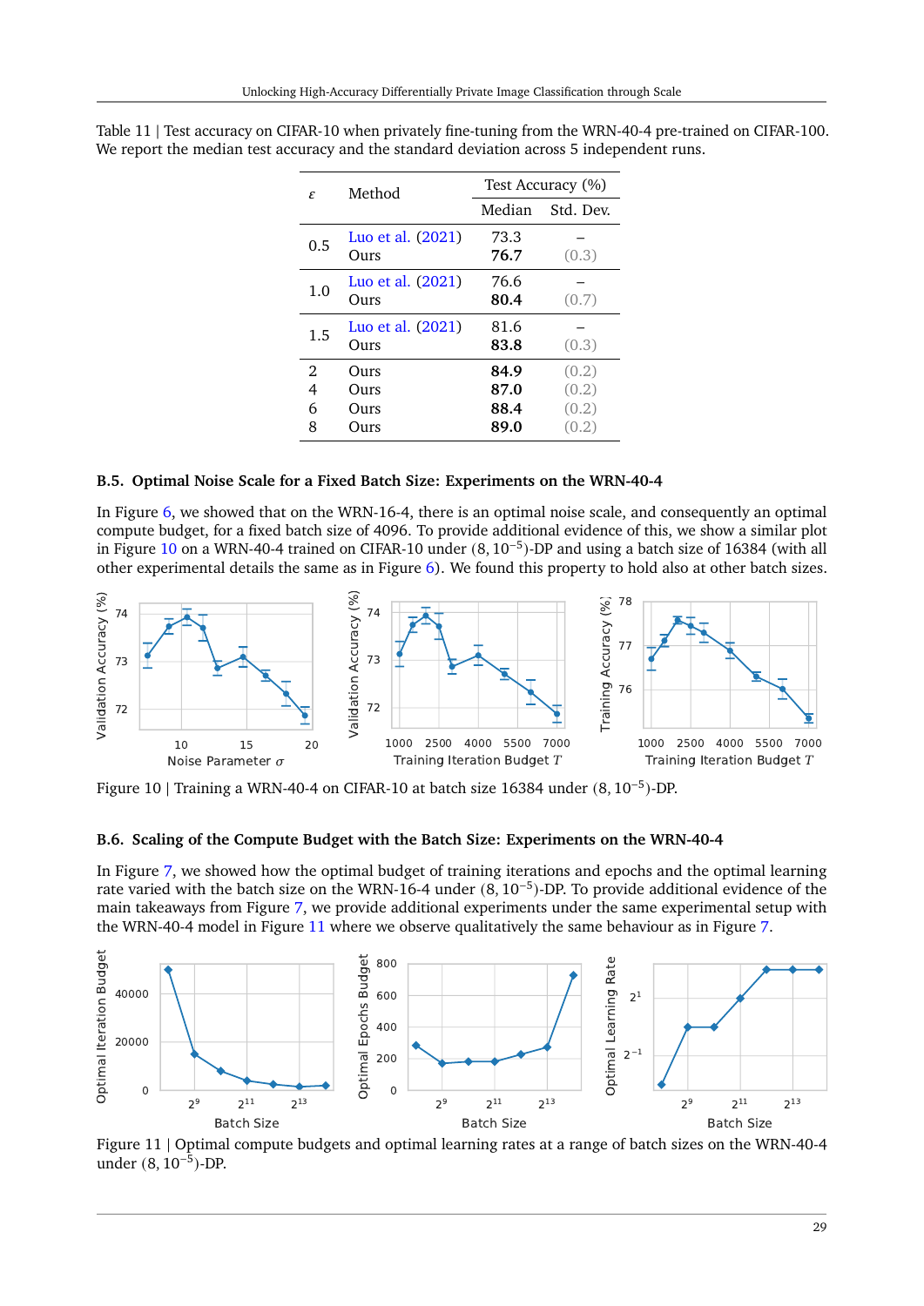Table 11 | Test accuracy on CIFAR-10 when privately fine-tuning from the WRN-40-4 pre-trained on CIFAR-100. We report the median test accuracy and the standard deviation across 5 independent runs.

| $\varepsilon$ | Method | Test Accuracy (%) | |
|---|---|---|---|
| | | Median | Std. Dev. |
| 0.5 | Luo et al. (2021) | 73.3 | – |
| | Ours | **76.7** | (0.3) |
| 1.0 | Luo et al. (2021) | 76.6 | – |
| | Ours | **80.4** | (0.7) |
| 1.5 | Luo et al. (2021) | 81.6 | – |
| | Ours | **83.8** | (0.3) |
| 2 | Ours | **84.9** | (0.2) |
| 4 | Ours | **87.0** | (0.2) |
| 6 | Ours | **88.4** | (0.2) |
| 8 | Ours | **89.0** | (0.2) |

### B.5. Optimal Noise Scale for a Fixed Batch Size: Experiments on the WRN-40-4

In Figure 6, we showed that on the WRN-16-4, there is an optimal noise scale, and consequently an optimal compute budget, for a fixed batch size of 4096. To provide additional evidence of this, we show a similar plot in Figure 10 on a WRN-40-4 trained on CIFAR-10 under $(8, 10^{-5})$-DP and using a batch size of 16384 (with all other experimental details the same as in Figure 6). We found this property to hold also at other batch sizes.

Figure 10 | Training a WRN-40-4 on CIFAR-10 at batch size 16384 under $(8, 10^{-5})$-DP.

### B.6. Scaling of the Compute Budget with the Batch Size: Experiments on the WRN-40-4

In Figure 7, we showed how the optimal budget of training iterations and epochs and the optimal learning rate varied with the batch size on the WRN-16-4 under $(8, 10^{-5})$-DP. To provide additional evidence of the main takeaways from Figure 7, we provide additional experiments under the same experimental setup with the WRN-40-4 model in Figure 11 where we observe qualitatively the same behaviour as in Figure 7.

Figure 11 | Optimal compute budgets and optimal learning rates at a range of batch sizes on the WRN-40-4 under $(8, 10^{-5})$-DP.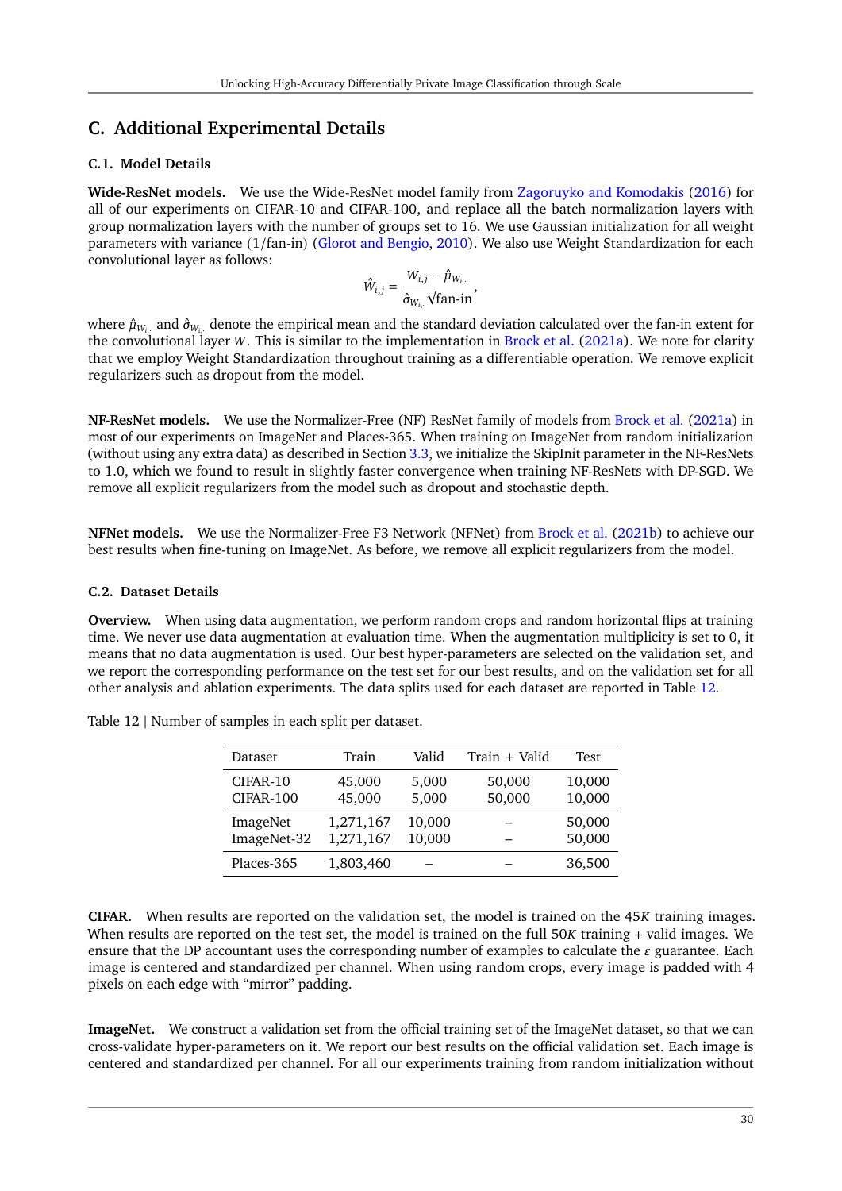## C. Additional Experimental Details

### C.1. Model Details

**Wide-ResNet models.** We use the Wide-ResNet model family from Zagoruyko and Komodakis (2016) for all of our experiments on CIFAR-10 and CIFAR-100, and replace all the batch normalization layers with group normalization layers with the number of groups set to 16. We use Gaussian initialization for all weight parameters with variance (1/fan-in) (Glorot and Bengio, 2010). We also use Weight Standardization for each convolutional layer as follows:

$$\hat{W}_{i,j} = \frac{W_{i,j} - \hat{\mu}_{W_{i,\cdot}}}{\hat{\sigma}_{W_{i,\cdot}} \sqrt{\text{fan-in}}},$$

where $\hat{\mu}_{W_{i,\cdot}}$ and $\hat{\sigma}_{W_{i,\cdot}}$ denote the empirical mean and the standard deviation calculated over the fan-in extent for the convolutional layer $W$. This is similar to the implementation in Brock et al. (2021a). We note for clarity that we employ Weight Standardization throughout training as a differentiable operation. We remove explicit regularizers such as dropout from the model.

**NF-ResNet models.** We use the Normalizer-Free (NF) ResNet family of models from Brock et al. (2021a) in most of our experiments on ImageNet and Places-365. When training on ImageNet from random initialization (without using any extra data) as described in Section 3.3, we initialize the SkipInit parameter in the NF-ResNets to 1.0, which we found to result in slightly faster convergence when training NF-ResNets with DP-SGD. We remove all explicit regularizers from the model such as dropout and stochastic depth.

**NFNet models.** We use the Normalizer-Free F3 Network (NFNet) from Brock et al. (2021b) to achieve our best results when fine-tuning on ImageNet. As before, we remove all explicit regularizers from the model.

### C.2. Dataset Details

**Overview.** When using data augmentation, we perform random crops and random horizontal flips at training time. We never use data augmentation at evaluation time. When the augmentation multiplicity is set to 0, it means that no data augmentation is used. Our best hyper-parameters are selected on the validation set, and we report the corresponding performance on the test set for our best results, and on the validation set for all other analysis and ablation experiments. The data splits used for each dataset are reported in Table 12.

Table 12 | Number of samples in each split per dataset.

| Dataset | Train | Valid | Train + Valid | Test |
|---|---|---|---|---|
| CIFAR-10 | 45,000 | 5,000 | 50,000 | 10,000 |
| CIFAR-100 | 45,000 | 5,000 | 50,000 | 10,000 |
| ImageNet | 1,271,167 | 10,000 | – | 50,000 |
| ImageNet-32 | 1,271,167 | 10,000 | – | 50,000 |
| Places-365 | 1,803,460 | – | – | 36,500 |

**CIFAR.** When results are reported on the validation set, the model is trained on the 45$K$ training images. When results are reported on the test set, the model is trained on the full 50$K$ training + valid images. We ensure that the DP accountant uses the corresponding number of examples to calculate the $\varepsilon$ guarantee. Each image is centered and standardized per channel. When using random crops, every image is padded with 4 pixels on each edge with "mirror" padding.

**ImageNet.** We construct a validation set from the official training set of the ImageNet dataset, so that we can cross-validate hyper-parameters on it. We report our best results on the official validation set. Each image is centered and standardized per channel. For all our experiments training from random initialization without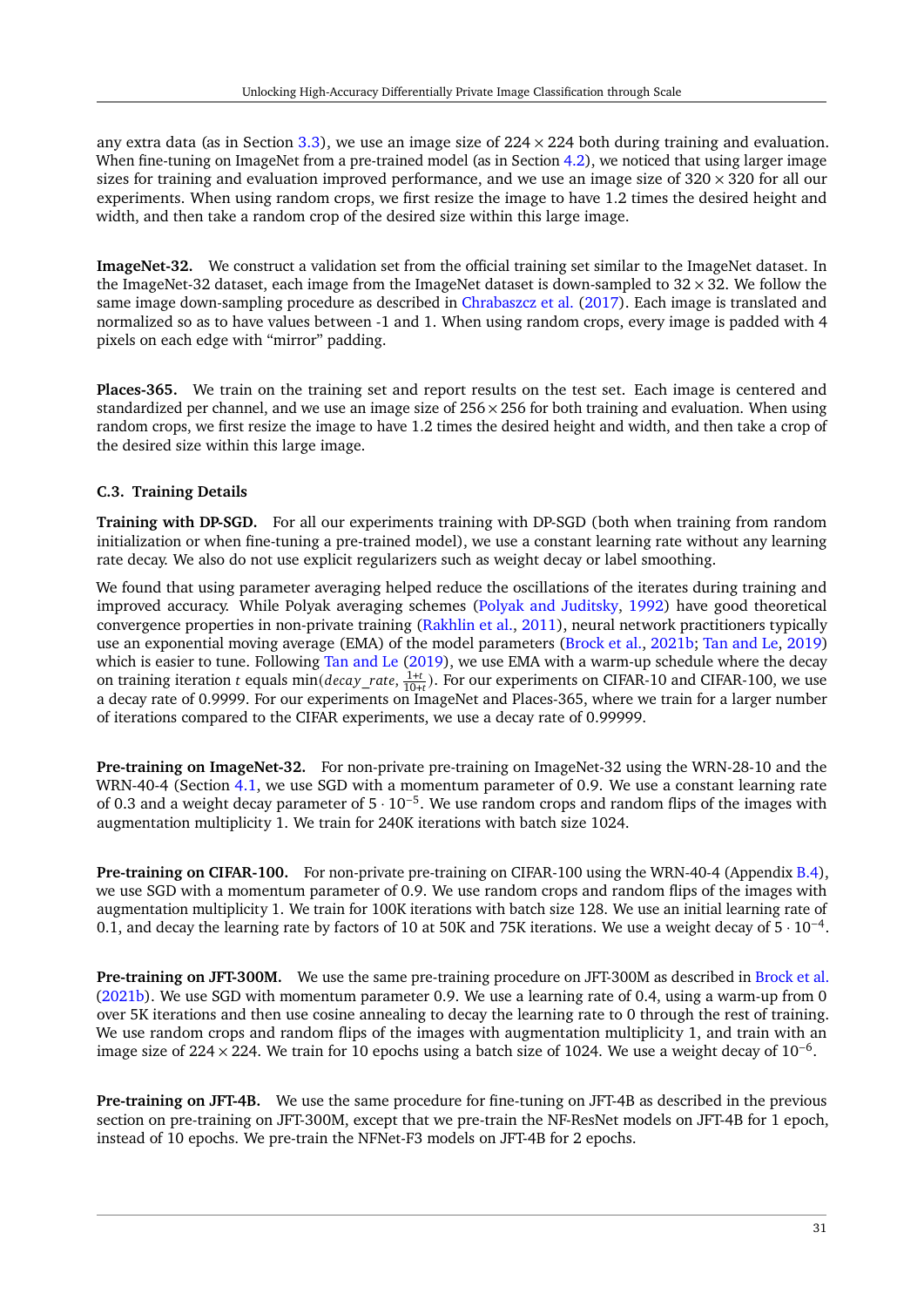any extra data (as in Section 3.3), we use an image size of $224 \times 224$ both during training and evaluation. When fine-tuning on ImageNet from a pre-trained model (as in Section 4.2), we noticed that using larger image sizes for training and evaluation improved performance, and we use an image size of $320 \times 320$ for all our experiments. When using random crops, we first resize the image to have 1.2 times the desired height and width, and then take a random crop of the desired size within this large image.

**ImageNet-32.** We construct a validation set from the official training set similar to the ImageNet dataset. In the ImageNet-32 dataset, each image from the ImageNet dataset is down-sampled to $32 \times 32$. We follow the same image down-sampling procedure as described in Chrabaszcz et al. (2017). Each image is translated and normalized so as to have values between -1 and 1. When using random crops, every image is padded with 4 pixels on each edge with "mirror" padding.

**Places-365.** We train on the training set and report results on the test set. Each image is centered and standardized per channel, and we use an image size of $256 \times 256$ for both training and evaluation. When using random crops, we first resize the image to have 1.2 times the desired height and width, and then take a crop of the desired size within this large image.

### C.3. Training Details

**Training with DP-SGD.** For all our experiments training with DP-SGD (both when training from random initialization or when fine-tuning a pre-trained model), we use a constant learning rate without any learning rate decay. We also do not use explicit regularizers such as weight decay or label smoothing.

We found that using parameter averaging helped reduce the oscillations of the iterates during training and improved accuracy. While Polyak averaging schemes (Polyak and Juditsky, 1992) have good theoretical convergence properties in non-private training (Rakhlin et al., 2011), neural network practitioners typically use an exponential moving average (EMA) of the model parameters (Brock et al., 2021b; Tan and Le, 2019) which is easier to tune. Following Tan and Le (2019), we use EMA with a warm-up schedule where the decay on training iteration $t$ equals $\min(decay\_rate, \frac{1+t}{10+t})$. For our experiments on CIFAR-10 and CIFAR-100, we use a decay rate of 0.9999. For our experiments on ImageNet and Places-365, where we train for a larger number of iterations compared to the CIFAR experiments, we use a decay rate of 0.99999.

**Pre-training on ImageNet-32.** For non-private pre-training on ImageNet-32 using the WRN-28-10 and the WRN-40-4 (Section 4.1, we use SGD with a momentum parameter of 0.9. We use a constant learning rate of 0.3 and a weight decay parameter of $5 \cdot 10^{-5}$. We use random crops and random flips of the images with augmentation multiplicity 1. We train for 240K iterations with batch size 1024.

**Pre-training on CIFAR-100.** For non-private pre-training on CIFAR-100 using the WRN-40-4 (Appendix B.4), we use SGD with a momentum parameter of 0.9. We use random crops and random flips of the images with augmentation multiplicity 1. We train for 100K iterations with batch size 128. We use an initial learning rate of 0.1, and decay the learning rate by factors of 10 at 50K and 75K iterations. We use a weight decay of $5 \cdot 10^{-4}$.

**Pre-training on JFT-300M.** We use the same pre-training procedure on JFT-300M as described in Brock et al. (2021b). We use SGD with momentum parameter 0.9. We use a learning rate of 0.4, using a warm-up from 0 over 5K iterations and then use cosine annealing to decay the learning rate to 0 through the rest of training. We use random crops and random flips of the images with augmentation multiplicity 1, and train with an image size of $224 \times 224$. We train for 10 epochs using a batch size of 1024. We use a weight decay of $10^{-6}$.

**Pre-training on JFT-4B.** We use the same procedure for fine-tuning on JFT-4B as described in the previous section on pre-training on JFT-300M, except that we pre-train the NF-ResNet models on JFT-4B for 1 epoch, instead of 10 epochs. We pre-train the NFNet-F3 models on JFT-4B for 2 epochs.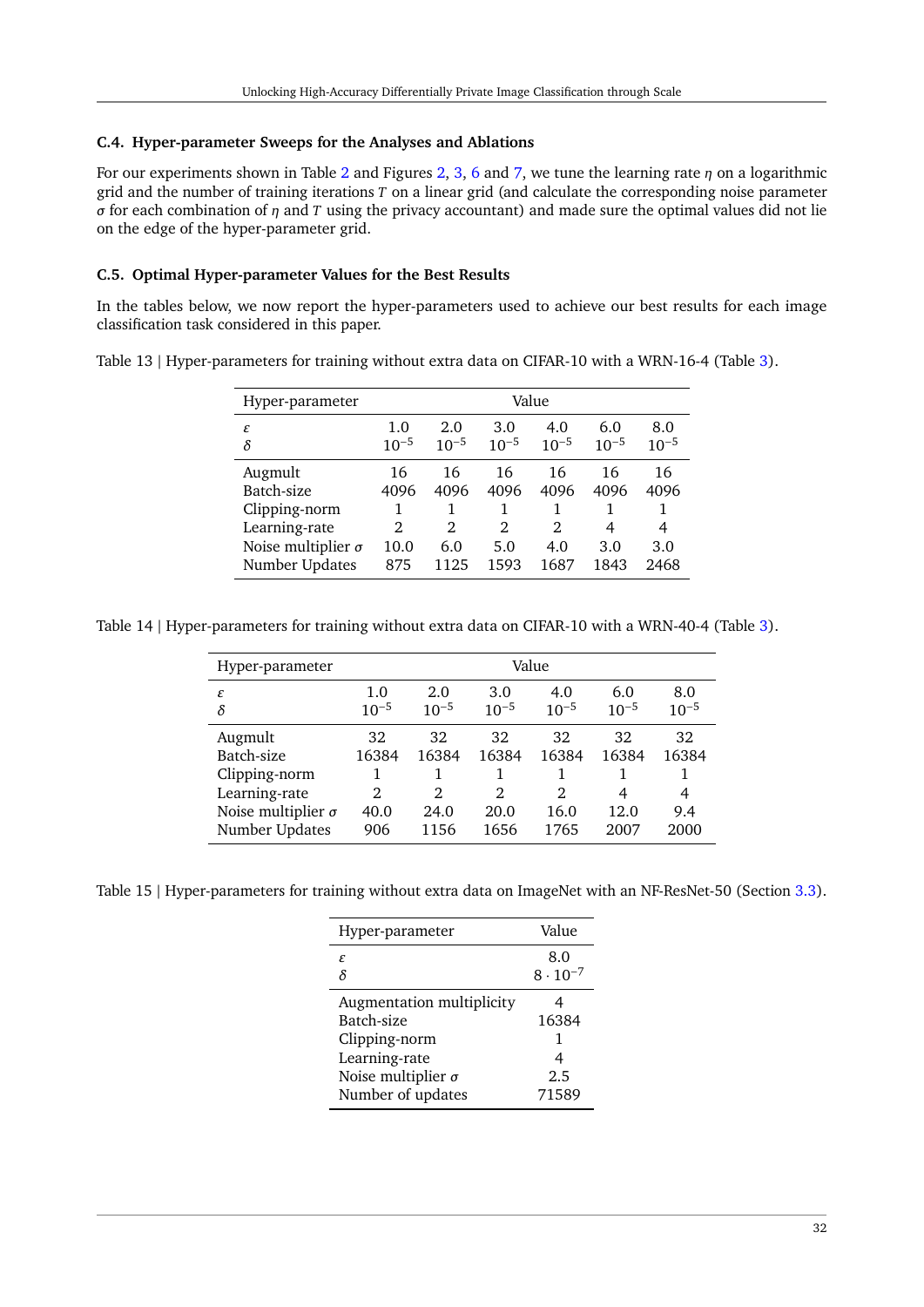### C.4. Hyper-parameter Sweeps for the Analyses and Ablations

For our experiments shown in Table 2 and Figures 2, 3, 6 and 7, we tune the learning rate $\eta$ on a logarithmic grid and the number of training iterations $T$ on a linear grid (and calculate the corresponding noise parameter $\sigma$ for each combination of $\eta$ and $T$ using the privacy accountant) and made sure the optimal values did not lie on the edge of the hyper-parameter grid.

### C.5. Optimal Hyper-parameter Values for the Best Results

In the tables below, we now report the hyper-parameters used to achieve our best results for each image classification task considered in this paper.

Table 13 | Hyper-parameters for training without extra data on CIFAR-10 with a WRN-16-4 (Table 3).

| Hyper-parameter | Value | | | | | |
|---|---|---|---|---|---|---|
| $\varepsilon$ | 1.0 | 2.0 | 3.0 | 4.0 | 6.0 | 8.0 |
| $\delta$ | $10^{-5}$ | $10^{-5}$ | $10^{-5}$ | $10^{-5}$ | $10^{-5}$ | $10^{-5}$ |
| Augmult | 16 | 16 | 16 | 16 | 16 | 16 |
| Batch-size | 4096 | 4096 | 4096 | 4096 | 4096 | 4096 |
| Clipping-norm | 1 | 1 | 1 | 1 | 1 | 1 |
| Learning-rate | 2 | 2 | 2 | 2 | 4 | 4 |
| Noise multiplier $\sigma$ | 10.0 | 6.0 | 5.0 | 4.0 | 3.0 | 3.0 |
| Number Updates | 875 | 1125 | 1593 | 1687 | 1843 | 2468 |

Table 14 | Hyper-parameters for training without extra data on CIFAR-10 with a WRN-40-4 (Table 3).

| Hyper-parameter | Value | | | | | |
|---|---|---|---|---|---|---|
| $\varepsilon$ | 1.0 | 2.0 | 3.0 | 4.0 | 6.0 | 8.0 |
| $\delta$ | $10^{-5}$ | $10^{-5}$ | $10^{-5}$ | $10^{-5}$ | $10^{-5}$ | $10^{-5}$ |
| Augmult | 32 | 32 | 32 | 32 | 32 | 32 |
| Batch-size | 16384 | 16384 | 16384 | 16384 | 16384 | 16384 |
| Clipping-norm | 1 | 1 | 1 | 1 | 1 | 1 |
| Learning-rate | 2 | 2 | 2 | 2 | 4 | 4 |
| Noise multiplier $\sigma$ | 40.0 | 24.0 | 20.0 | 16.0 | 12.0 | 9.4 |
| Number Updates | 906 | 1156 | 1656 | 1765 | 2007 | 2000 |

Table 15 | Hyper-parameters for training without extra data on ImageNet with an NF-ResNet-50 (Section 3.3).

| Hyper-parameter | Value |
|---|---|
| $\varepsilon$ | 8.0 |
| $\delta$ | $8 \cdot 10^{-7}$ |
| Augmentation multiplicity | 4 |
| Batch-size | 16384 |
| Clipping-norm | 1 |
| Learning-rate | 4 |
| Noise multiplier $\sigma$ | 2.5 |
| Number of updates | 71589 |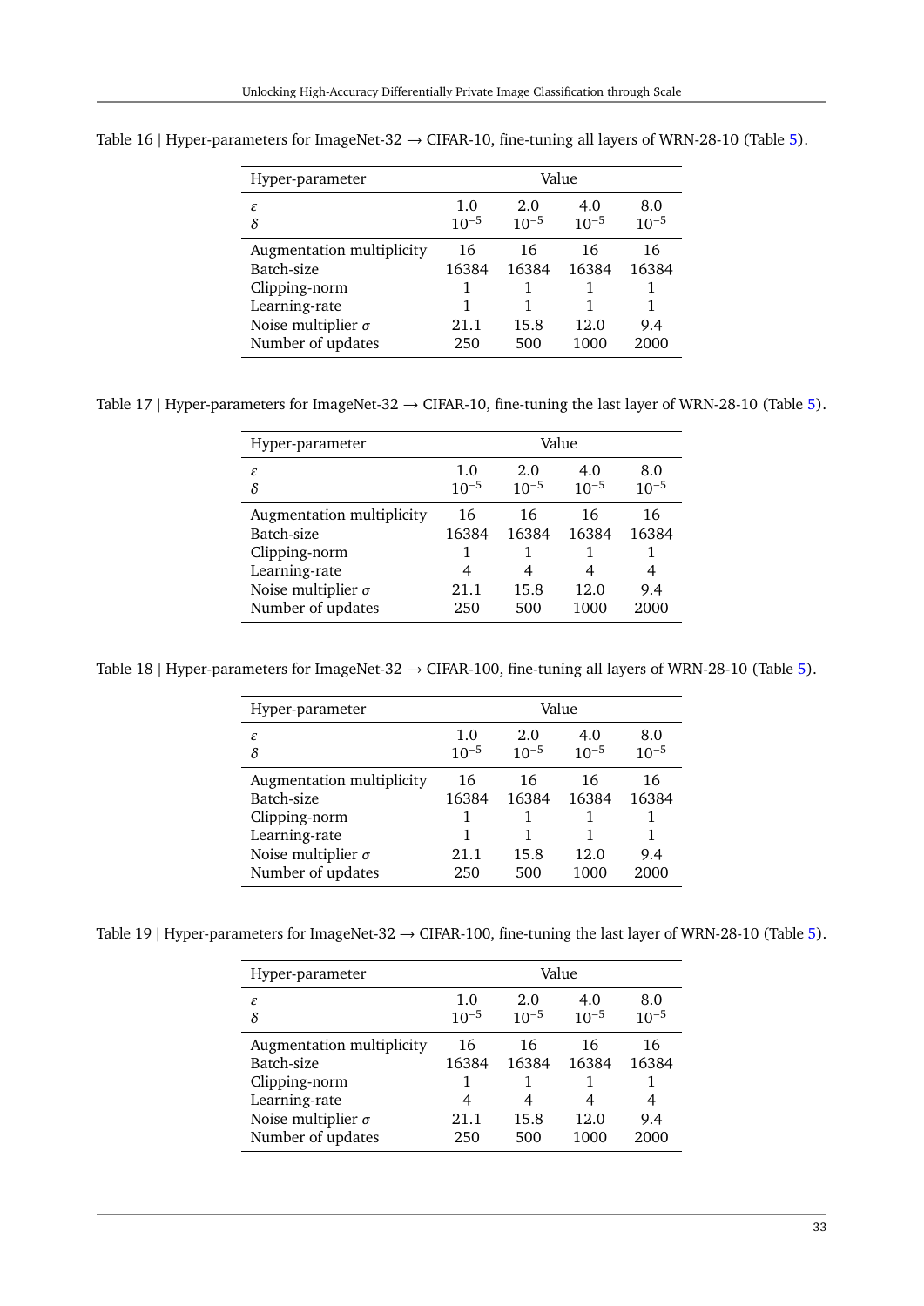Table 16 | Hyper-parameters for ImageNet-32 → CIFAR-10, fine-tuning all layers of WRN-28-10 (Table 5).

| Hyper-parameter | Value | | | |
|---|---|---|---|---|
| $\varepsilon$ | 1.0 | 2.0 | 4.0 | 8.0 |
| $\delta$ | $10^{-5}$ | $10^{-5}$ | $10^{-5}$ | $10^{-5}$ |
| Augmentation multiplicity | 16 | 16 | 16 | 16 |
| Batch-size | 16384 | 16384 | 16384 | 16384 |
| Clipping-norm | 1 | 1 | 1 | 1 |
| Learning-rate | 1 | 1 | 1 | 1 |
| Noise multiplier $\sigma$ | 21.1 | 15.8 | 12.0 | 9.4 |
| Number of updates | 250 | 500 | 1000 | 2000 |

Table 17 | Hyper-parameters for ImageNet-32 → CIFAR-10, fine-tuning the last layer of WRN-28-10 (Table 5).

| Hyper-parameter | Value | | | |
|---|---|---|---|---|
| $\varepsilon$ | 1.0 | 2.0 | 4.0 | 8.0 |
| $\delta$ | $10^{-5}$ | $10^{-5}$ | $10^{-5}$ | $10^{-5}$ |
| Augmentation multiplicity | 16 | 16 | 16 | 16 |
| Batch-size | 16384 | 16384 | 16384 | 16384 |
| Clipping-norm | 1 | 1 | 1 | 1 |
| Learning-rate | 4 | 4 | 4 | 4 |
| Noise multiplier $\sigma$ | 21.1 | 15.8 | 12.0 | 9.4 |
| Number of updates | 250 | 500 | 1000 | 2000 |

Table 18 | Hyper-parameters for ImageNet-32 → CIFAR-100, fine-tuning all layers of WRN-28-10 (Table 5).

| Hyper-parameter | Value | | | |
|---|---|---|---|---|
| $\varepsilon$ | 1.0 | 2.0 | 4.0 | 8.0 |
| $\delta$ | $10^{-5}$ | $10^{-5}$ | $10^{-5}$ | $10^{-5}$ |
| Augmentation multiplicity | 16 | 16 | 16 | 16 |
| Batch-size | 16384 | 16384 | 16384 | 16384 |
| Clipping-norm | 1 | 1 | 1 | 1 |
| Learning-rate | 1 | 1 | 1 | 1 |
| Noise multiplier $\sigma$ | 21.1 | 15.8 | 12.0 | 9.4 |
| Number of updates | 250 | 500 | 1000 | 2000 |

Table 19 | Hyper-parameters for ImageNet-32 → CIFAR-100, fine-tuning the last layer of WRN-28-10 (Table 5).

| Hyper-parameter | Value | | | |
|---|---|---|---|---|
| $\varepsilon$ | 1.0 | 2.0 | 4.0 | 8.0 |
| $\delta$ | $10^{-5}$ | $10^{-5}$ | $10^{-5}$ | $10^{-5}$ |
| Augmentation multiplicity | 16 | 16 | 16 | 16 |
| Batch-size | 16384 | 16384 | 16384 | 16384 |
| Clipping-norm | 1 | 1 | 1 | 1 |
| Learning-rate | 4 | 4 | 4 | 4 |
| Noise multiplier $\sigma$ | 21.1 | 15.8 | 12.0 | 9.4 |
| Number of updates | 250 | 500 | 1000 | 2000 |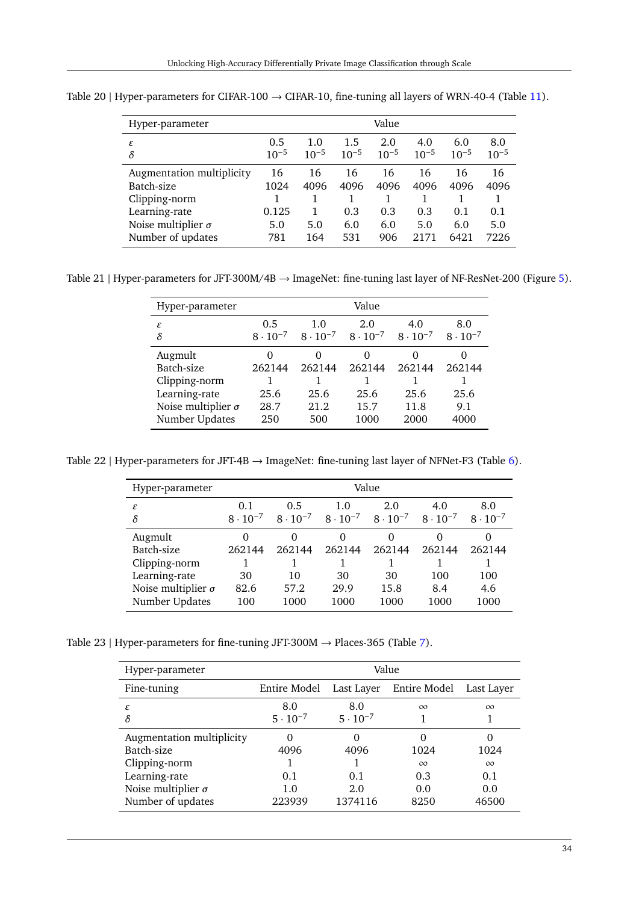Table 20 | Hyper-parameters for CIFAR-100 → CIFAR-10, fine-tuning all layers of WRN-40-4 (Table 11).

| Hyper-parameter | Value | | | | | | |
|---|---|---|---|---|---|---|---|
| $\varepsilon$ | 0.5 | 1.0 | 1.5 | 2.0 | 4.0 | 6.0 | 8.0 |
| $\delta$ | $10^{-5}$ | $10^{-5}$ | $10^{-5}$ | $10^{-5}$ | $10^{-5}$ | $10^{-5}$ | $10^{-5}$ |
| Augmentation multiplicity | 16 | 16 | 16 | 16 | 16 | 16 | 16 |
| Batch-size | 1024 | 4096 | 4096 | 4096 | 4096 | 4096 | 4096 |
| Clipping-norm | 1 | 1 | 1 | 1 | 1 | 1 | 1 |
| Learning-rate | 0.125 | 1 | 0.3 | 0.3 | 0.3 | 0.1 | 0.1 |
| Noise multiplier $\sigma$ | 5.0 | 5.0 | 6.0 | 6.0 | 5.0 | 6.0 | 5.0 |
| Number of updates | 781 | 164 | 531 | 906 | 2171 | 6421 | 7226 |

Table 21 | Hyper-parameters for JFT-300M/4B → ImageNet: fine-tuning last layer of NF-ResNet-200 (Figure 5).

| Hyper-parameter | Value | | | | |
|---|---|---|---|---|---|
| $\varepsilon$ | 0.5 | 1.0 | 2.0 | 4.0 | 8.0 |
| $\delta$ | $8 \cdot 10^{-7}$ | $8 \cdot 10^{-7}$ | $8 \cdot 10^{-7}$ | $8 \cdot 10^{-7}$ | $8 \cdot 10^{-7}$ |
| Augmult | 0 | 0 | 0 | 0 | 0 |
| Batch-size | 262144 | 262144 | 262144 | 262144 | 262144 |
| Clipping-norm | 1 | 1 | 1 | 1 | 1 |
| Learning-rate | 25.6 | 25.6 | 25.6 | 25.6 | 25.6 |
| Noise multiplier $\sigma$ | 28.7 | 21.2 | 15.7 | 11.8 | 9.1 |
| Number Updates | 250 | 500 | 1000 | 2000 | 4000 |

Table 22 | Hyper-parameters for JFT-4B → ImageNet: fine-tuning last layer of NFNet-F3 (Table 6).

| Hyper-parameter | Value | | | | | |
|---|---|---|---|---|---|---|
| $\varepsilon$ | 0.1 | 0.5 | 1.0 | 2.0 | 4.0 | 8.0 |
| $\delta$ | $8 \cdot 10^{-7}$ | $8 \cdot 10^{-7}$ | $8 \cdot 10^{-7}$ | $8 \cdot 10^{-7}$ | $8 \cdot 10^{-7}$ | $8 \cdot 10^{-7}$ |
| Augmult | 0 | 0 | 0 | 0 | 0 | 0 |
| Batch-size | 262144 | 262144 | 262144 | 262144 | 262144 | 262144 |
| Clipping-norm | 1 | 1 | 1 | 1 | 1 | 1 |
| Learning-rate | 30 | 10 | 30 | 30 | 100 | 100 |
| Noise multiplier $\sigma$ | 82.6 | 57.2 | 29.9 | 15.8 | 8.4 | 4.6 |
| Number Updates | 100 | 1000 | 1000 | 1000 | 1000 | 1000 |

Table 23 | Hyper-parameters for fine-tuning JFT-300M → Places-365 (Table 7).

| Hyper-parameter | Value | | | |
|---|---|---|---|---|
| Fine-tuning | Entire Model | Last Layer | Entire Model | Last Layer |
| $\varepsilon$ | 8.0 | 8.0 | $\infty$ | $\infty$ |
| $\delta$ | $5 \cdot 10^{-7}$ | $5 \cdot 10^{-7}$ | 1 | 1 |
| Augmentation multiplicity | 0 | 0 | 0 | 0 |
| Batch-size | 4096 | 4096 | 1024 | 1024 |
| Clipping-norm | 1 | 1 | $\infty$ | $\infty$ |
| Learning-rate | 0.1 | 0.1 | 0.3 | 0.1 |
| Noise multiplier $\sigma$ | 1.0 | 2.0 | 0.0 | 0.0 |
| Number of updates | 223939 | 1374116 | 8250 | 46500 |